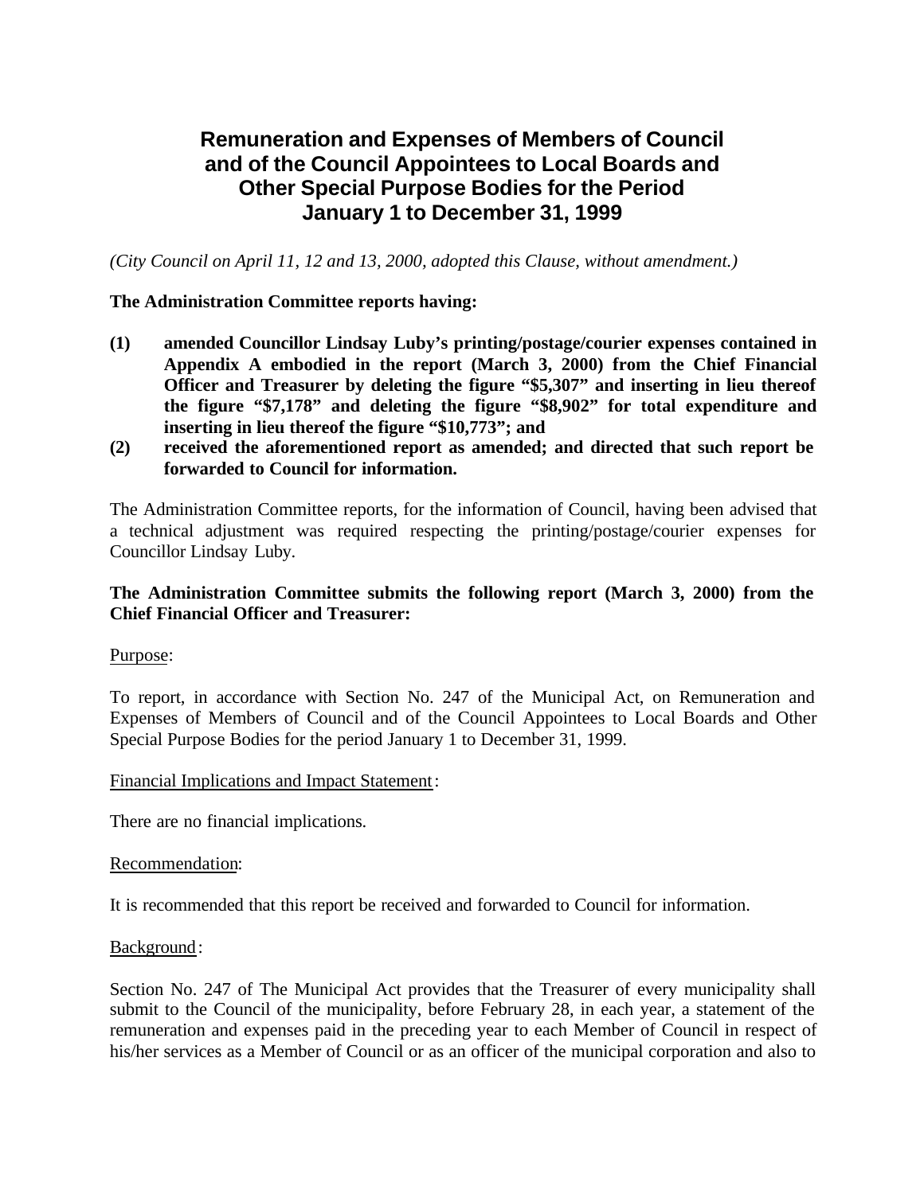# Remuneration and Expenses of Members of Council and of the Council Appointees to Local Boards and Other Special Purpose Bodies for the Period January 1 to December 31, 1999

*(City Council on April 11, 12 and 13, 2000, adopted this Clause, without amendment.)*

**The Administration Committee reports having:**

**(1)** **amended Councillor Lindsay Luby's printing/postage/courier expenses contained in Appendix A embodied in the report (March 3, 2000) from the Chief Financial Officer and Treasurer by deleting the figure "$5,307" and inserting in lieu thereof the figure "$7,178" and deleting the figure "$8,902" for total expenditure and inserting in lieu thereof the figure "$10,773"; and**

**(2)** **received the aforementioned report as amended; and directed that such report be forwarded to Council for information.**

The Administration Committee reports, for the information of Council, having been advised that a technical adjustment was required respecting the printing/postage/courier expenses for Councillor Lindsay Luby.

**The Administration Committee submits the following report (March 3, 2000) from the Chief Financial Officer and Treasurer:**

Purpose:

To report, in accordance with Section No. 247 of the Municipal Act, on Remuneration and Expenses of Members of Council and of the Council Appointees to Local Boards and Other Special Purpose Bodies for the period January 1 to December 31, 1999.

Financial Implications and Impact Statement:

There are no financial implications.

Recommendation:

It is recommended that this report be received and forwarded to Council for information.

Background:

Section No. 247 of The Municipal Act provides that the Treasurer of every municipality shall submit to the Council of the municipality, before February 28, in each year, a statement of the remuneration and expenses paid in the preceding year to each Member of Council in respect of his/her services as a Member of Council or as an officer of the municipal corporation and also to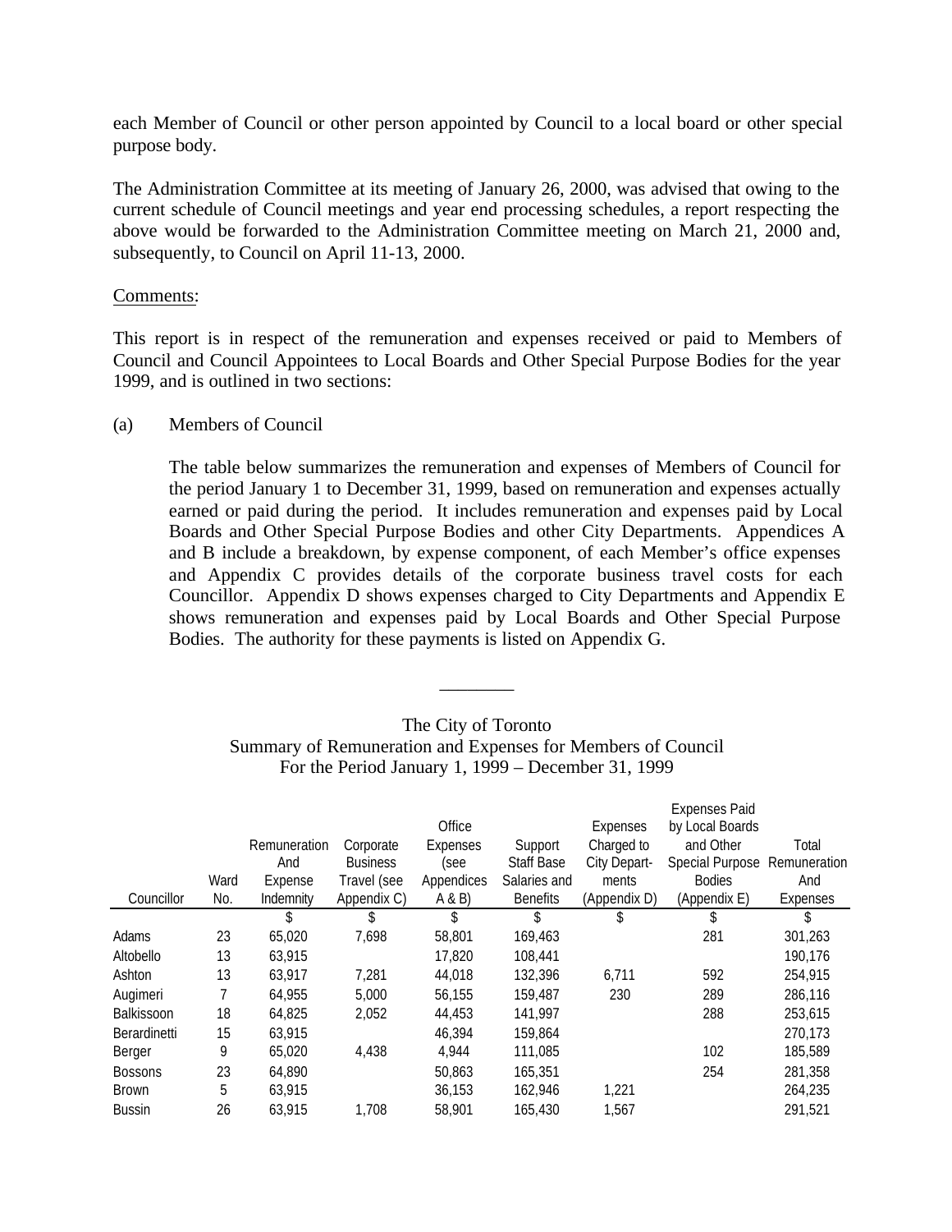each Member of Council or other person appointed by Council to a local board or other special purpose body.

The Administration Committee at its meeting of January 26, 2000, was advised that owing to the current schedule of Council meetings and year end processing schedules, a report respecting the above would be forwarded to the Administration Committee meeting on March 21, 2000 and, subsequently, to Council on April 11-13, 2000.

Comments:

This report is in respect of the remuneration and expenses received or paid to Members of Council and Council Appointees to Local Boards and Other Special Purpose Bodies for the year 1999, and is outlined in two sections:

(a) Members of Council

The table below summarizes the remuneration and expenses of Members of Council for the period January 1 to December 31, 1999, based on remuneration and expenses actually earned or paid during the period. It includes remuneration and expenses paid by Local Boards and Other Special Purpose Bodies and other City Departments. Appendices A and B include a breakdown, by expense component, of each Member's office expenses and Appendix C provides details of the corporate business travel costs for each Councillor. Appendix D shows expenses charged to City Departments and Appendix E shows remuneration and expenses paid by Local Boards and Other Special Purpose Bodies. The authority for these payments is listed on Appendix G.

________

The City of Toronto
Summary of Remuneration and Expenses for Members of Council
For the Period January 1, 1999 – December 31, 1999

| Councillor | Ward No. | Remuneration And Expense Indemnity | Corporate Business Travel (see Appendix C) | Office Expenses (see Appendices A & B) | Support Staff Base Salaries and Benefits | Expenses Charged to City Departments (Appendix D) | Expenses Paid by Local Boards and Other Special Purpose Bodies (Appendix E) | Total Remuneration And Expenses |
|---|---|---|---|---|---|---|---|---|
| | | $ | $ | $ | $ | $ | $ | $ |
| Adams | 23 | 65,020 | 7,698 | 58,801 | 169,463 | | 281 | 301,263 |
| Altobello | 13 | 63,915 | | 17,820 | 108,441 | | | 190,176 |
| Ashton | 13 | 63,917 | 7,281 | 44,018 | 132,396 | 6,711 | 592 | 254,915 |
| Augimeri | 7 | 64,955 | 5,000 | 56,155 | 159,487 | 230 | 289 | 286,116 |
| Balkissoon | 18 | 64,825 | 2,052 | 44,453 | 141,997 | | 288 | 253,615 |
| Berardinetti | 15 | 63,915 | | 46,394 | 159,864 | | | 270,173 |
| Berger | 9 | 65,020 | 4,438 | 4,944 | 111,085 | | 102 | 185,589 |
| Bossons | 23 | 64,890 | | 50,863 | 165,351 | | 254 | 281,358 |
| Brown | 5 | 63,915 | | 36,153 | 162,946 | 1,221 | | 264,235 |
| Bussin | 26 | 63,915 | 1,708 | 58,901 | 165,430 | 1,567 | | 291,521 |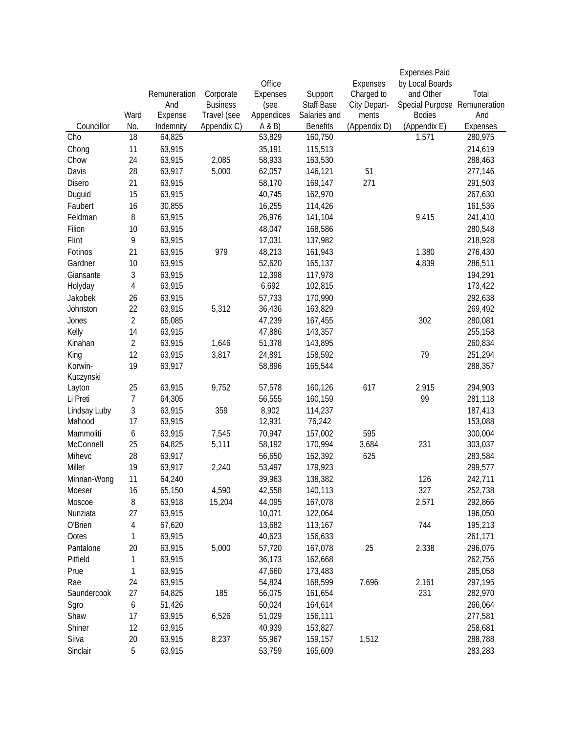| Councillor | Ward No. | Remuneration And Expense Indemnity | Corporate Business Travel (see Appendix C) | Office Expenses (see Appendices A & B) | Support Staff Base Salaries and Benefits | Expenses Charged to City Depart-ments (Appendix D) | Expenses Paid by Local Boards and Other Special Purpose Bodies (Appendix E) | Total Remuneration And Expenses |
|---|---|---|---|---|---|---|---|---|
| Cho | 18 | 64,825 | | 53,829 | 160,750 | | 1,571 | 280,975 |
| Chong | 11 | 63,915 | | 35,191 | 115,513 | | | 214,619 |
| Chow | 24 | 63,915 | 2,085 | 58,933 | 163,530 | | | 288,463 |
| Davis | 28 | 63,917 | 5,000 | 62,057 | 146,121 | 51 | | 277,146 |
| Disero | 21 | 63,915 | | 58,170 | 169,147 | 271 | | 291,503 |
| Duguid | 15 | 63,915 | | 40,745 | 162,970 | | | 267,630 |
| Faubert | 16 | 30,855 | | 16,255 | 114,426 | | | 161,536 |
| Feldman | 8 | 63,915 | | 26,976 | 141,104 | | 9,415 | 241,410 |
| Filion | 10 | 63,915 | | 48,047 | 168,586 | | | 280,548 |
| Flint | 9 | 63,915 | | 17,031 | 137,982 | | | 218,928 |
| Fotinos | 21 | 63,915 | 979 | 48,213 | 161,943 | | 1,380 | 276,430 |
| Gardner | 10 | 63,915 | | 52,620 | 165,137 | | 4,839 | 286,511 |
| Giansante | 3 | 63,915 | | 12,398 | 117,978 | | | 194,291 |
| Holyday | 4 | 63,915 | | 6,692 | 102,815 | | | 173,422 |
| Jakobek | 26 | 63,915 | | 57,733 | 170,990 | | | 292,638 |
| Johnston | 22 | 63,915 | 5,312 | 36,436 | 163,829 | | | 269,492 |
| Jones | 2 | 65,085 | | 47,239 | 167,455 | | 302 | 280,081 |
| Kelly | 14 | 63,915 | | 47,886 | 143,357 | | | 255,158 |
| Kinahan | 2 | 63,915 | 1,646 | 51,378 | 143,895 | | | 260,834 |
| King | 12 | 63,915 | 3,817 | 24,891 | 158,592 | | 79 | 251,294 |
| Korwin-Kuczynski | 19 | 63,917 | | 58,896 | 165,544 | | | 288,357 |
| Layton | 25 | 63,915 | 9,752 | 57,578 | 160,126 | 617 | 2,915 | 294,903 |
| Li Preti | 7 | 64,305 | | 56,555 | 160,159 | | 99 | 281,118 |
| Lindsay Luby | 3 | 63,915 | 359 | 8,902 | 114,237 | | | 187,413 |
| Mahood | 17 | 63,915 | | 12,931 | 76,242 | | | 153,088 |
| Mammoliti | 6 | 63,915 | 7,545 | 70,947 | 157,002 | 595 | | 300,004 |
| McConnell | 25 | 64,825 | 5,111 | 58,192 | 170,994 | 3,684 | 231 | 303,037 |
| Mihevc | 28 | 63,917 | | 56,650 | 162,392 | 625 | | 283,584 |
| Miller | 19 | 63,917 | 2,240 | 53,497 | 179,923 | | | 299,577 |
| Minnan-Wong | 11 | 64,240 | | 39,963 | 138,382 | | 126 | 242,711 |
| Moeser | 16 | 65,150 | 4,590 | 42,558 | 140,113 | | 327 | 252,738 |
| Moscoe | 8 | 63,918 | 15,204 | 44,095 | 167,078 | | 2,571 | 292,866 |
| Nunziata | 27 | 63,915 | | 10,071 | 122,064 | | | 196,050 |
| O'Brien | 4 | 67,620 | | 13,682 | 113,167 | | 744 | 195,213 |
| Ootes | 1 | 63,915 | | 40,623 | 156,633 | | | 261,171 |
| Pantalone | 20 | 63,915 | 5,000 | 57,720 | 167,078 | 25 | 2,338 | 296,076 |
| Pitfield | 1 | 63,915 | | 36,173 | 162,668 | | | 262,756 |
| Prue | 1 | 63,915 | | 47,660 | 173,483 | | | 285,058 |
| Rae | 24 | 63,915 | | 54,824 | 168,599 | 7,696 | 2,161 | 297,195 |
| Saundercook | 27 | 64,825 | 185 | 56,075 | 161,654 | | 231 | 282,970 |
| Sgro | 6 | 51,426 | | 50,024 | 164,614 | | | 266,064 |
| Shaw | 17 | 63,915 | 6,526 | 51,029 | 156,111 | | | 277,581 |
| Shiner | 12 | 63,915 | | 40,939 | 153,827 | | | 258,681 |
| Silva | 20 | 63,915 | 8,237 | 55,967 | 159,157 | 1,512 | | 288,788 |
| Sinclair | 5 | 63,915 | | 53,759 | 165,609 | | | 283,283 |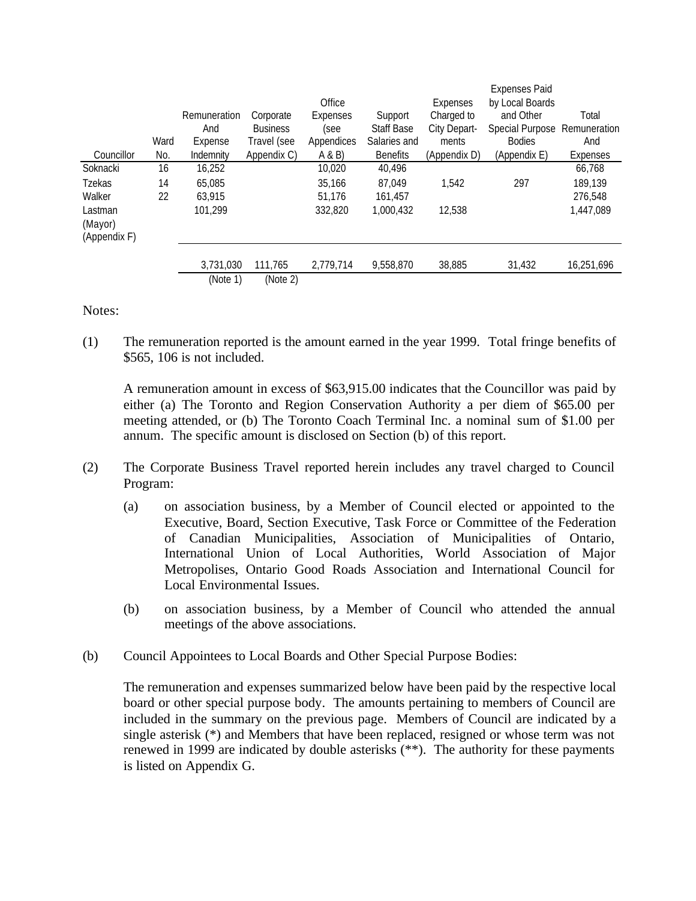| Councillor | Ward No. | Remuneration And Expense Indemnity | Corporate Business Travel (see Appendix C) | Office Expenses (see Appendices A & B) | Support Staff Base Salaries and Benefits | Expenses Charged to City Departments (Appendix D) | Expenses Paid by Local Boards and Other Special Purpose Bodies (Appendix E) | Total Remuneration And Expenses |
|---|---|---|---|---|---|---|---|---|
| Soknacki | 16 | 16,252 | | 10,020 | 40,496 | | | 66,768 |
| Tzekas | 14 | 65,085 | | 35,166 | 87,049 | 1,542 | 297 | 189,139 |
| Walker | 22 | 63,915 | | 51,176 | 161,457 | | | 276,548 |
| Lastman (Mayor) (Appendix F) | | 101,299 | | 332,820 | 1,000,432 | 12,538 | | 1,447,089 |
| | | 3,731,030 | 111,765 | 2,779,714 | 9,558,870 | 38,885 | 31,432 | 16,251,696 |
| | | (Note 1) | (Note 2) | | | | | |

Notes:

(1) The remuneration reported is the amount earned in the year 1999. Total fringe benefits of $565, 106 is not included.

A remuneration amount in excess of $63,915.00 indicates that the Councillor was paid by either (a) The Toronto and Region Conservation Authority a per diem of $65.00 per meeting attended, or (b) The Toronto Coach Terminal Inc. a nominal sum of $1.00 per annum. The specific amount is disclosed on Section (b) of this report.

(2) The Corporate Business Travel reported herein includes any travel charged to Council Program:

(a) on association business, by a Member of Council elected or appointed to the Executive, Board, Section Executive, Task Force or Committee of the Federation of Canadian Municipalities, Association of Municipalities of Ontario, International Union of Local Authorities, World Association of Major Metropolises, Ontario Good Roads Association and International Council for Local Environmental Issues.

(b) on association business, by a Member of Council who attended the annual meetings of the above associations.

(b) Council Appointees to Local Boards and Other Special Purpose Bodies:

The remuneration and expenses summarized below have been paid by the respective local board or other special purpose body. The amounts pertaining to members of Council are included in the summary on the previous page. Members of Council are indicated by a single asterisk (*) and Members that have been replaced, resigned or whose term was not renewed in 1999 are indicated by double asterisks (**). The authority for these payments is listed on Appendix G.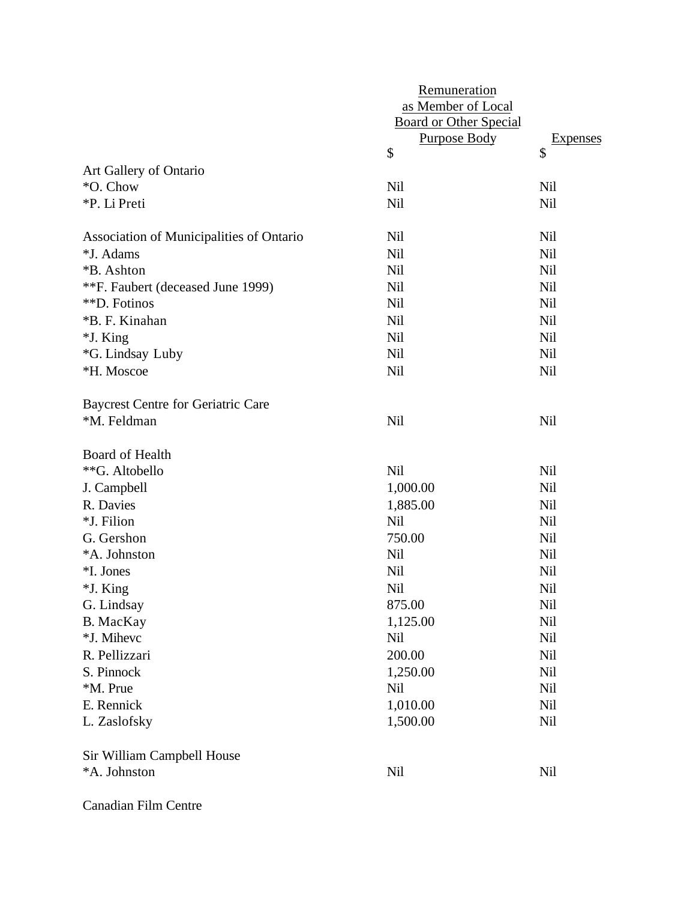| | Remuneration as Member of Local Board or Other Special Purpose Body | Expenses |
|---|---|---|
| | $ | $ |
| Art Gallery of Ontario | | |
| *O. Chow | Nil | Nil |
| *P. Li Preti | Nil | Nil |
| | | |
| Association of Municipalities of Ontario | Nil | Nil |
| *J. Adams | Nil | Nil |
| *B. Ashton | Nil | Nil |
| **F. Faubert (deceased June 1999) | Nil | Nil |
| **D. Fotinos | Nil | Nil |
| *B. F. Kinahan | Nil | Nil |
| *J. King | Nil | Nil |
| *G. Lindsay Luby | Nil | Nil |
| *H. Moscoe | Nil | Nil |
| | | |
| Baycrest Centre for Geriatric Care | | |
| *M. Feldman | Nil | Nil |
| | | |
| Board of Health | | |
| **G. Altobello | Nil | Nil |
| J. Campbell | 1,000.00 | Nil |
| R. Davies | 1,885.00 | Nil |
| *J. Filion | Nil | Nil |
| G. Gershon | 750.00 | Nil |
| *A. Johnston | Nil | Nil |
| *I. Jones | Nil | Nil |
| *J. King | Nil | Nil |
| G. Lindsay | 875.00 | Nil |
| B. MacKay | 1,125.00 | Nil |
| *J. Mihevc | Nil | Nil |
| R. Pellizzari | 200.00 | Nil |
| S. Pinnock | 1,250.00 | Nil |
| *M. Prue | Nil | Nil |
| E. Rennick | 1,010.00 | Nil |
| L. Zaslofsky | 1,500.00 | Nil |
| | | |
| Sir William Campbell House | | |
| *A. Johnston | Nil | Nil |
| | | |
| Canadian Film Centre | | |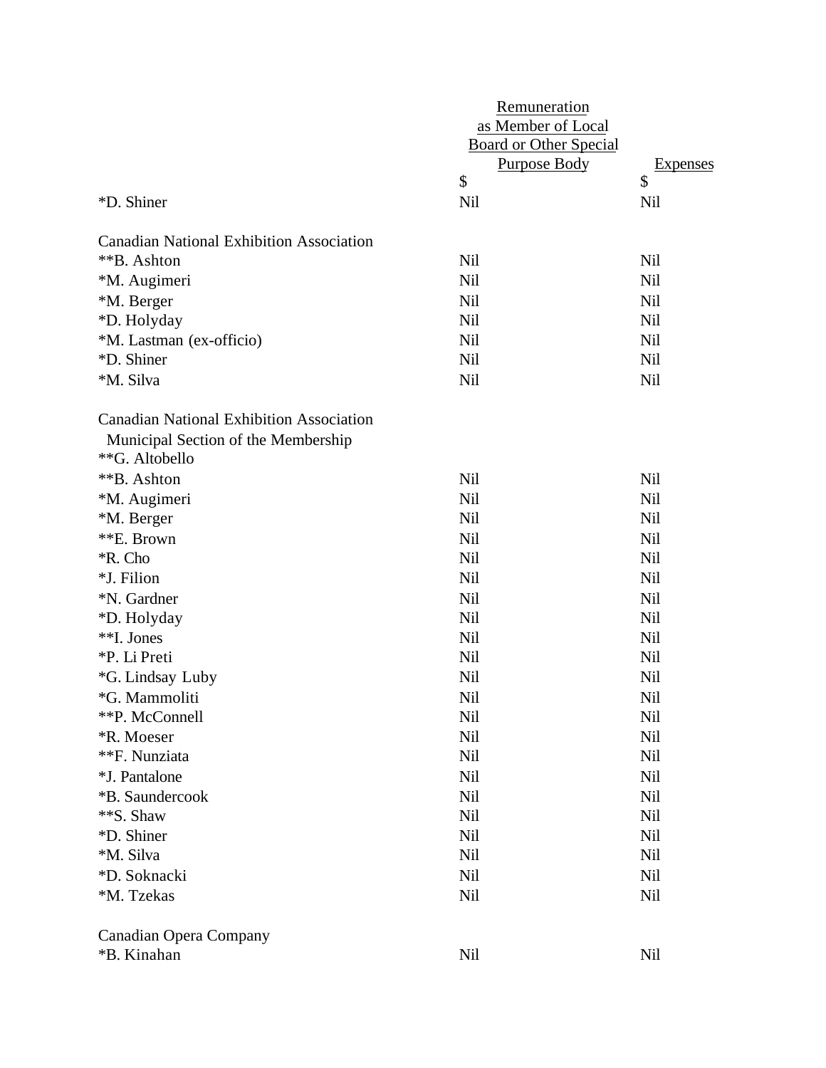| | Remuneration as Member of Local Board or Other Special Purpose Body | Expenses |
|---|---|---|
| | $ | $ |
| *D. Shiner | Nil | Nil |
| | | |
| Canadian National Exhibition Association | | |
| **B. Ashton | Nil | Nil |
| *M. Augimeri | Nil | Nil |
| *M. Berger | Nil | Nil |
| *D. Holyday | Nil | Nil |
| *M. Lastman (ex-officio) | Nil | Nil |
| *D. Shiner | Nil | Nil |
| *M. Silva | Nil | Nil |
| | | |
| Canadian National Exhibition Association Municipal Section of the Membership | | |
| **G. Altobello | | |
| **B. Ashton | Nil | Nil |
| *M. Augimeri | Nil | Nil |
| *M. Berger | Nil | Nil |
| **E. Brown | Nil | Nil |
| *R. Cho | Nil | Nil |
| *J. Filion | Nil | Nil |
| *N. Gardner | Nil | Nil |
| *D. Holyday | Nil | Nil |
| **I. Jones | Nil | Nil |
| *P. Li Preti | Nil | Nil |
| *G. Lindsay Luby | Nil | Nil |
| *G. Mammoliti | Nil | Nil |
| **P. McConnell | Nil | Nil |
| *R. Moeser | Nil | Nil |
| **F. Nunziata | Nil | Nil |
| *J. Pantalone | Nil | Nil |
| *B. Saundercook | Nil | Nil |
| **S. Shaw | Nil | Nil |
| *D. Shiner | Nil | Nil |
| *M. Silva | Nil | Nil |
| *D. Soknacki | Nil | Nil |
| *M. Tzekas | Nil | Nil |
| | | |
| Canadian Opera Company | | |
| *B. Kinahan | Nil | Nil |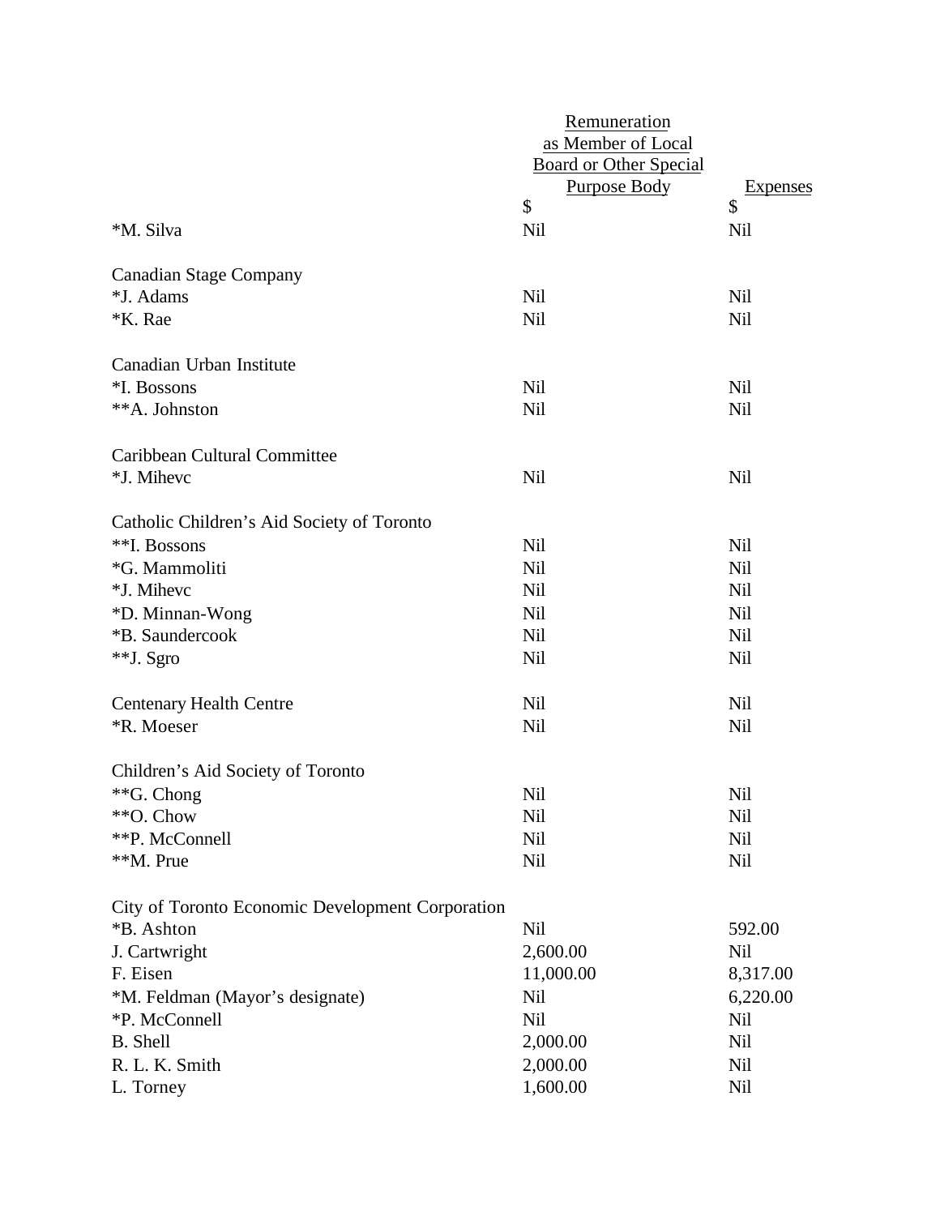| | Remuneration as Member of Local Board or Other Special Purpose Body | Expenses |
|---|---|---|
| | $ | $ |
| *M. Silva | Nil | Nil |
| | | |
| Canadian Stage Company | | |
| *J. Adams | Nil | Nil |
| *K. Rae | Nil | Nil |
| | | |
| Canadian Urban Institute | | |
| *I. Bossons | Nil | Nil |
| **A. Johnston | Nil | Nil |
| | | |
| Caribbean Cultural Committee | | |
| *J. Mihevc | Nil | Nil |
| | | |
| Catholic Children's Aid Society of Toronto | | |
| **I. Bossons | Nil | Nil |
| *G. Mammoliti | Nil | Nil |
| *J. Mihevc | Nil | Nil |
| *D. Minnan-Wong | Nil | Nil |
| *B. Saundercook | Nil | Nil |
| **J. Sgro | Nil | Nil |
| | | |
| Centenary Health Centre | Nil | Nil |
| *R. Moeser | Nil | Nil |
| | | |
| Children's Aid Society of Toronto | | |
| **G. Chong | Nil | Nil |
| **O. Chow | Nil | Nil |
| **P. McConnell | Nil | Nil |
| **M. Prue | Nil | Nil |
| | | |
| City of Toronto Economic Development Corporation | | |
| *B. Ashton | Nil | 592.00 |
| J. Cartwright | 2,600.00 | Nil |
| F. Eisen | 11,000.00 | 8,317.00 |
| *M. Feldman (Mayor's designate) | Nil | 6,220.00 |
| *P. McConnell | Nil | Nil |
| B. Shell | 2,000.00 | Nil |
| R. L. K. Smith | 2,000.00 | Nil |
| L. Torney | 1,600.00 | Nil |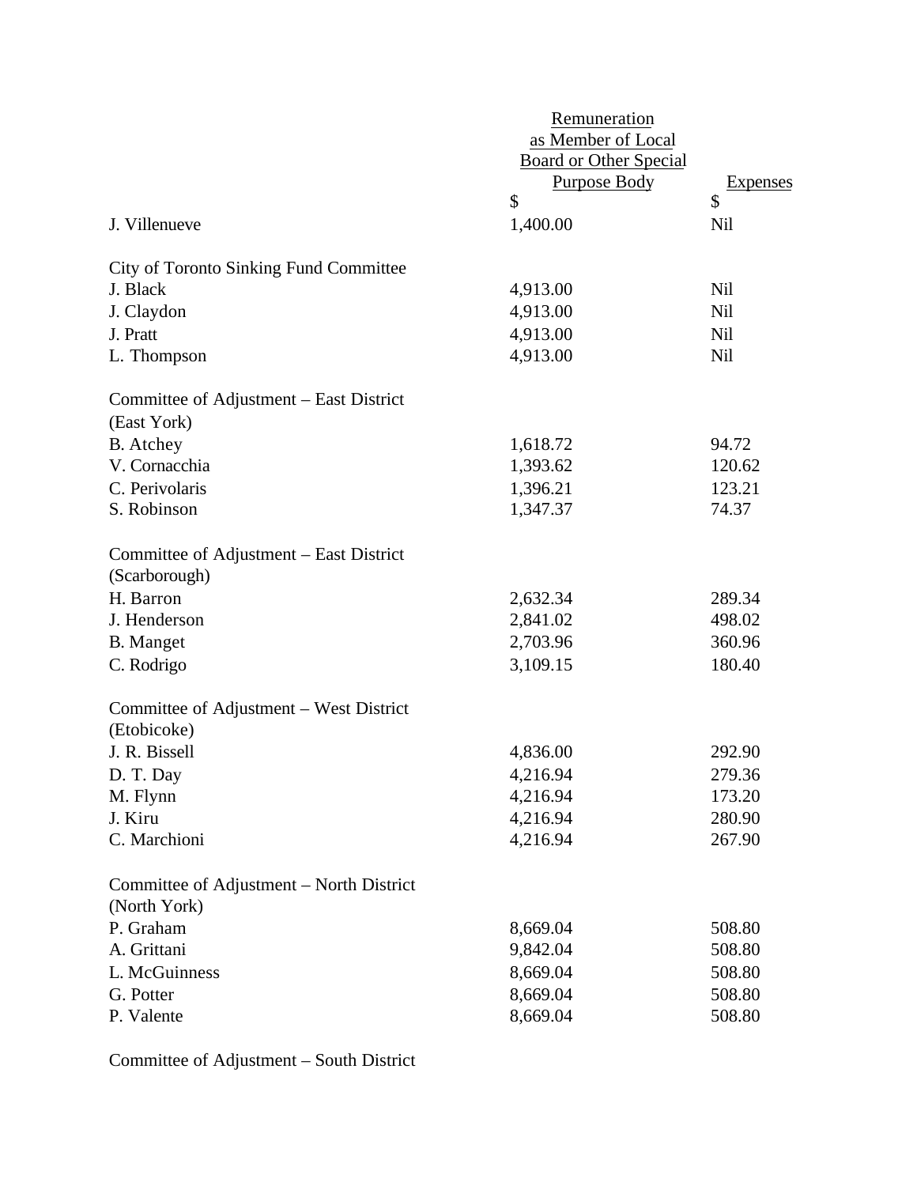| | Remuneration as Member of Local Board or Other Special Purpose Body | Expenses |
|---|---|---|
| | $ | $ |
| J. Villenueve | 1,400.00 | Nil |
| | | |
| City of Toronto Sinking Fund Committee | | |
| J. Black | 4,913.00 | Nil |
| J. Claydon | 4,913.00 | Nil |
| J. Pratt | 4,913.00 | Nil |
| L. Thompson | 4,913.00 | Nil |
| | | |
| Committee of Adjustment – East District (East York) | | |
| B. Atchey | 1,618.72 | 94.72 |
| V. Cornacchia | 1,393.62 | 120.62 |
| C. Perivolaris | 1,396.21 | 123.21 |
| S. Robinson | 1,347.37 | 74.37 |
| | | |
| Committee of Adjustment – East District (Scarborough) | | |
| H. Barron | 2,632.34 | 289.34 |
| J. Henderson | 2,841.02 | 498.02 |
| B. Manget | 2,703.96 | 360.96 |
| C. Rodrigo | 3,109.15 | 180.40 |
| | | |
| Committee of Adjustment – West District (Etobicoke) | | |
| J. R. Bissell | 4,836.00 | 292.90 |
| D. T. Day | 4,216.94 | 279.36 |
| M. Flynn | 4,216.94 | 173.20 |
| J. Kiru | 4,216.94 | 280.90 |
| C. Marchioni | 4,216.94 | 267.90 |
| | | |
| Committee of Adjustment – North District (North York) | | |
| P. Graham | 8,669.04 | 508.80 |
| A. Grittani | 9,842.04 | 508.80 |
| L. McGuinness | 8,669.04 | 508.80 |
| G. Potter | 8,669.04 | 508.80 |
| P. Valente | 8,669.04 | 508.80 |
| | | |
| Committee of Adjustment – South District | | |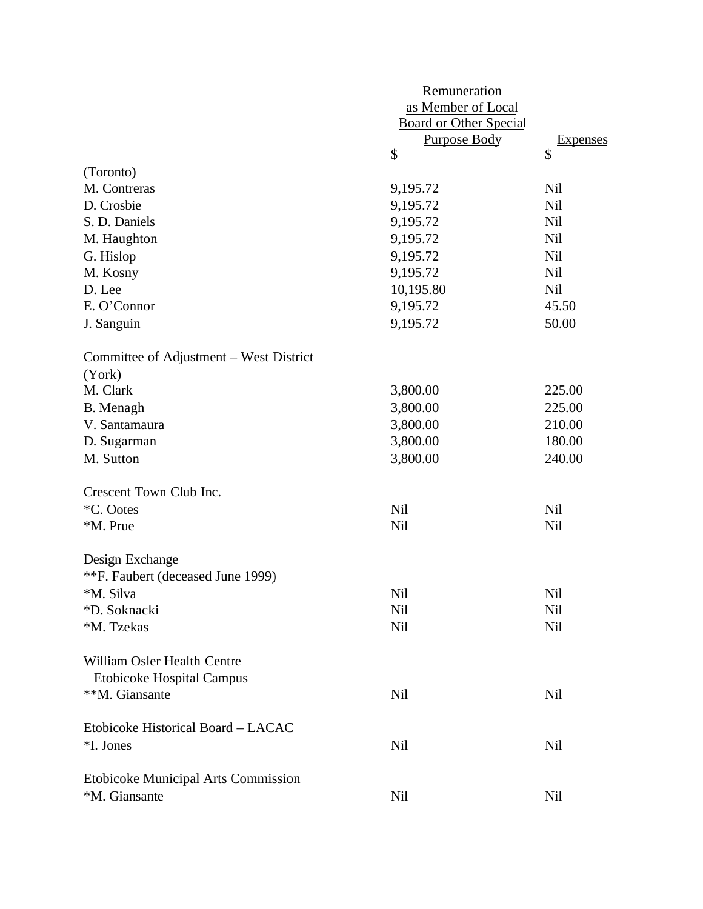| | Remuneration as Member of Local Board or Other Special Purpose Body | Expenses |
|---|---|---|
| | $ | $ |
| (Toronto) | | |
| M. Contreras | 9,195.72 | Nil |
| D. Crosbie | 9,195.72 | Nil |
| S. D. Daniels | 9,195.72 | Nil |
| M. Haughton | 9,195.72 | Nil |
| G. Hislop | 9,195.72 | Nil |
| M. Kosny | 9,195.72 | Nil |
| D. Lee | 10,195.80 | Nil |
| E. O'Connor | 9,195.72 | 45.50 |
| J. Sanguin | 9,195.72 | 50.00 |
| | | |
| Committee of Adjustment – West District (York) | | |
| M. Clark | 3,800.00 | 225.00 |
| B. Menagh | 3,800.00 | 225.00 |
| V. Santamaura | 3,800.00 | 210.00 |
| D. Sugarman | 3,800.00 | 180.00 |
| M. Sutton | 3,800.00 | 240.00 |
| | | |
| Crescent Town Club Inc. | | |
| *C. Ootes | Nil | Nil |
| *M. Prue | Nil | Nil |
| | | |
| Design Exchange | | |
| **F. Faubert (deceased June 1999) | | |
| *M. Silva | Nil | Nil |
| *D. Soknacki | Nil | Nil |
| *M. Tzekas | Nil | Nil |
| | | |
| William Osler Health Centre Etobicoke Hospital Campus | | |
| **M. Giansante | Nil | Nil |
| | | |
| Etobicoke Historical Board – LACAC | | |
| *I. Jones | Nil | Nil |
| | | |
| Etobicoke Municipal Arts Commission | | |
| *M. Giansante | Nil | Nil |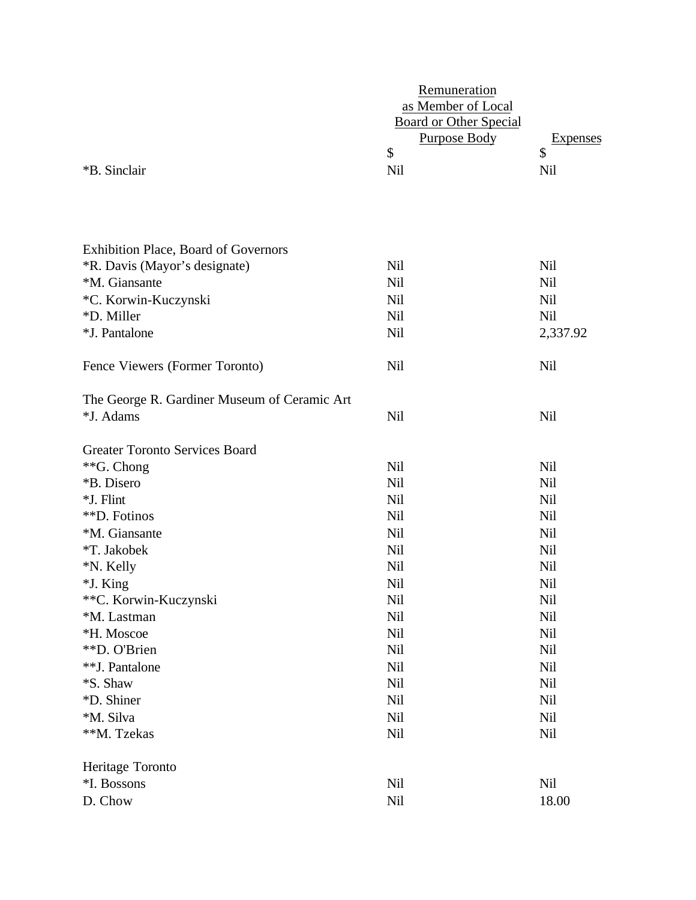| | Remuneration as Member of Local Board or Other Special Purpose Body | Expenses |
|---|---|---|
| | $ | $ |
| *B. Sinclair | Nil | Nil |
| | | |
| Exhibition Place, Board of Governors | | |
| *R. Davis (Mayor's designate) | Nil | Nil |
| *M. Giansante | Nil | Nil |
| *C. Korwin-Kuczynski | Nil | Nil |
| *D. Miller | Nil | Nil |
| *J. Pantalone | Nil | 2,337.92 |
| | | |
| Fence Viewers (Former Toronto) | Nil | Nil |
| | | |
| The George R. Gardiner Museum of Ceramic Art | | |
| *J. Adams | Nil | Nil |
| | | |
| Greater Toronto Services Board | | |
| **G. Chong | Nil | Nil |
| *B. Disero | Nil | Nil |
| *J. Flint | Nil | Nil |
| **D. Fotinos | Nil | Nil |
| *M. Giansante | Nil | Nil |
| *T. Jakobek | Nil | Nil |
| *N. Kelly | Nil | Nil |
| *J. King | Nil | Nil |
| **C. Korwin-Kuczynski | Nil | Nil |
| *M. Lastman | Nil | Nil |
| *H. Moscoe | Nil | Nil |
| **D. O'Brien | Nil | Nil |
| **J. Pantalone | Nil | Nil |
| *S. Shaw | Nil | Nil |
| *D. Shiner | Nil | Nil |
| *M. Silva | Nil | Nil |
| **M. Tzekas | Nil | Nil |
| | | |
| Heritage Toronto | | |
| *I. Bossons | Nil | Nil |
| D. Chow | Nil | 18.00 |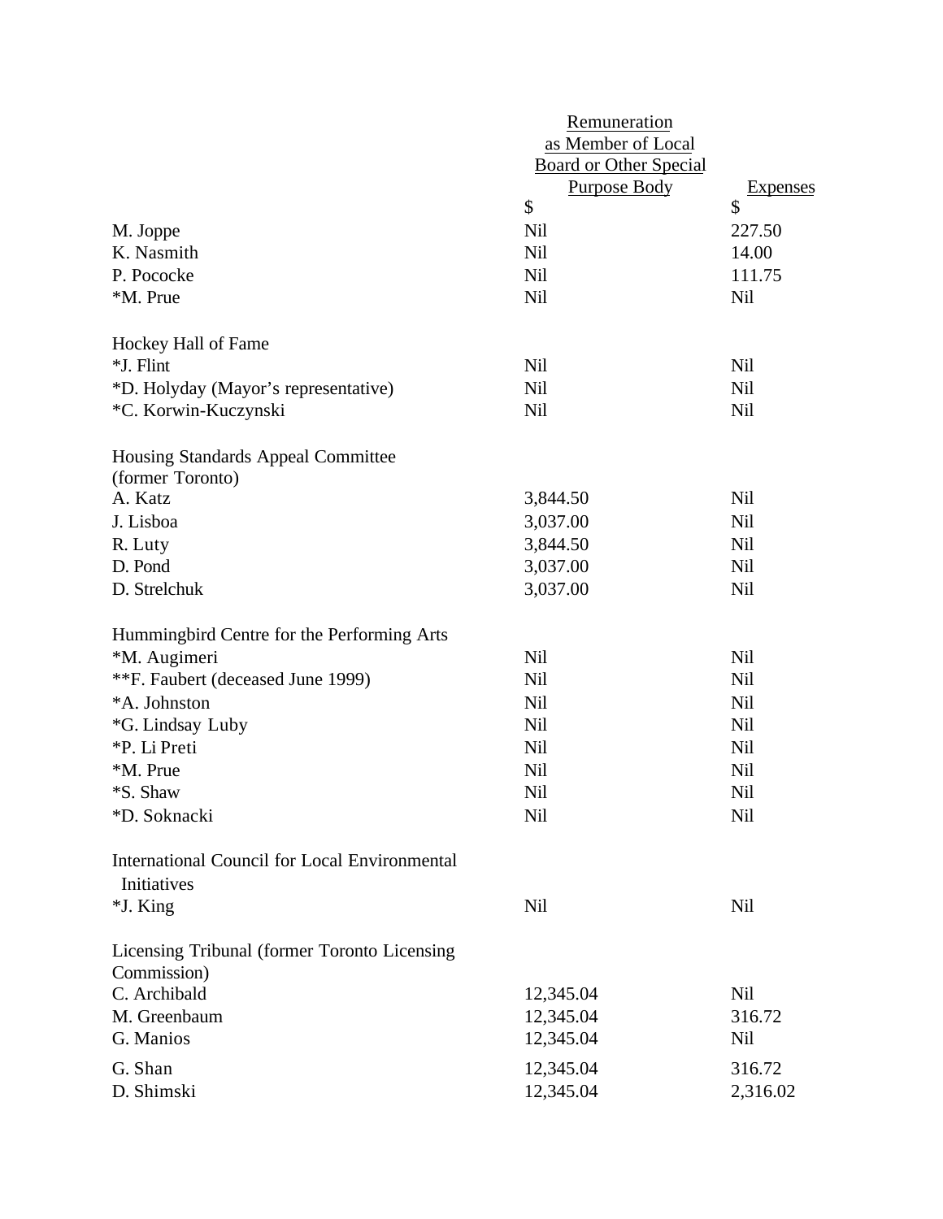| | Remuneration as Member of Local Board or Other Special Purpose Body | Expenses |
|---|---|---|
| | $ | $ |
| M. Joppe | Nil | 227.50 |
| K. Nasmith | Nil | 14.00 |
| P. Pococke | Nil | 111.75 |
| *M. Prue | Nil | Nil |
| | | |
| Hockey Hall of Fame | | |
| *J. Flint | Nil | Nil |
| *D. Holyday (Mayor's representative) | Nil | Nil |
| *C. Korwin-Kuczynski | Nil | Nil |
| | | |
| Housing Standards Appeal Committee (former Toronto) | | |
| A. Katz | 3,844.50 | Nil |
| J. Lisboa | 3,037.00 | Nil |
| R. Luty | 3,844.50 | Nil |
| D. Pond | 3,037.00 | Nil |
| D. Strelchuk | 3,037.00 | Nil |
| | | |
| Hummingbird Centre for the Performing Arts | | |
| *M. Augimeri | Nil | Nil |
| **F. Faubert (deceased June 1999) | Nil | Nil |
| *A. Johnston | Nil | Nil |
| *G. Lindsay Luby | Nil | Nil |
| *P. Li Preti | Nil | Nil |
| *M. Prue | Nil | Nil |
| *S. Shaw | Nil | Nil |
| *D. Soknacki | Nil | Nil |
| | | |
| International Council for Local Environmental Initiatives | | |
| *J. King | Nil | Nil |
| | | |
| Licensing Tribunal (former Toronto Licensing Commission) | | |
| C. Archibald | 12,345.04 | Nil |
| M. Greenbaum | 12,345.04 | 316.72 |
| G. Manios | 12,345.04 | Nil |
| G. Shan | 12,345.04 | 316.72 |
| D. Shimski | 12,345.04 | 2,316.02 |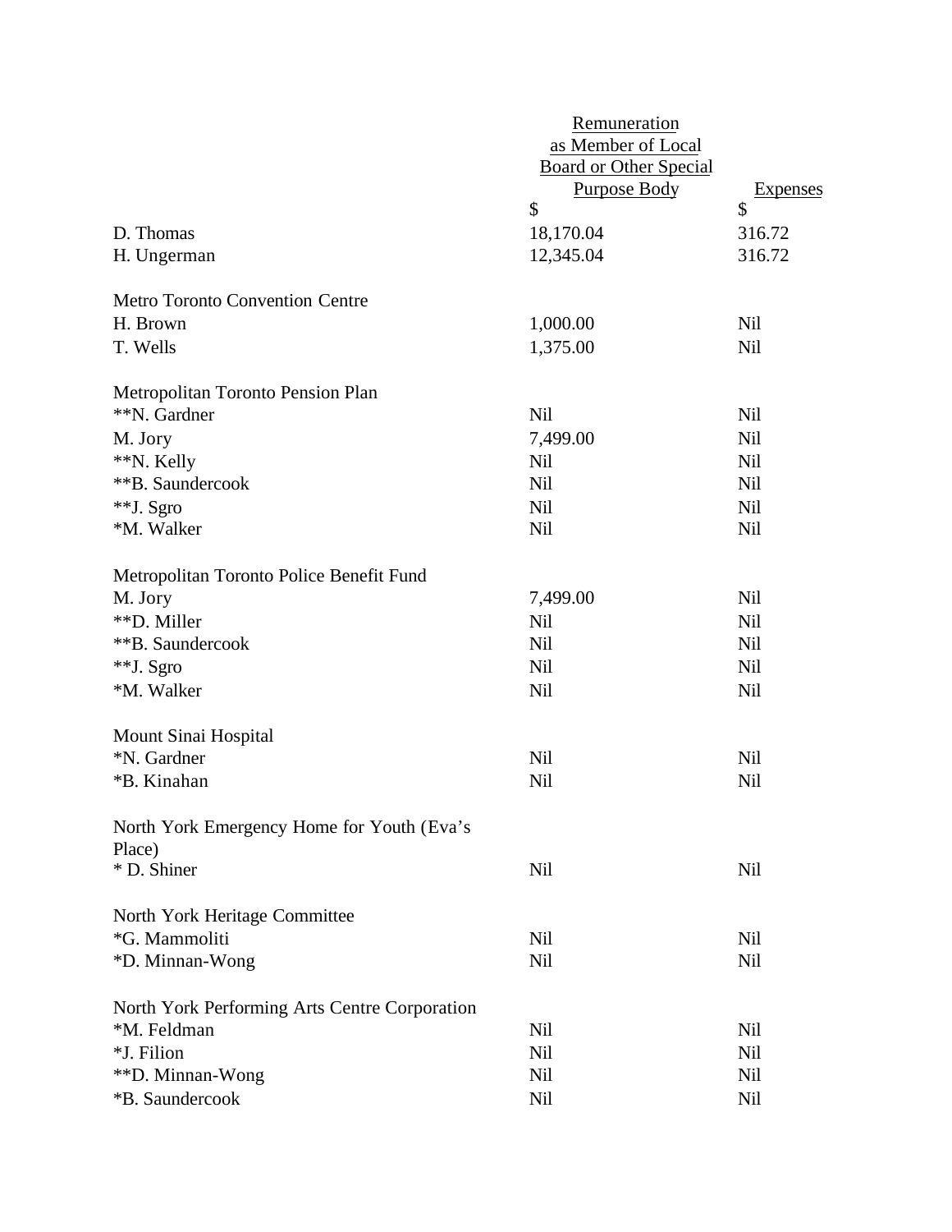| | Remuneration as Member of Local Board or Other Special Purpose Body | Expenses |
|---|---|---|
| | $ | $ |
| D. Thomas | 18,170.04 | 316.72 |
| H. Ungerman | 12,345.04 | 316.72 |
| | | |
| Metro Toronto Convention Centre | | |
| H. Brown | 1,000.00 | Nil |
| T. Wells | 1,375.00 | Nil |
| | | |
| Metropolitan Toronto Pension Plan | | |
| **N. Gardner | Nil | Nil |
| M. Jory | 7,499.00 | Nil |
| **N. Kelly | Nil | Nil |
| **B. Saundercook | Nil | Nil |
| **J. Sgro | Nil | Nil |
| *M. Walker | Nil | Nil |
| | | |
| Metropolitan Toronto Police Benefit Fund | | |
| M. Jory | 7,499.00 | Nil |
| **D. Miller | Nil | Nil |
| **B. Saundercook | Nil | Nil |
| **J. Sgro | Nil | Nil |
| *M. Walker | Nil | Nil |
| | | |
| Mount Sinai Hospital | | |
| *N. Gardner | Nil | Nil |
| *B. Kinahan | Nil | Nil |
| | | |
| North York Emergency Home for Youth (Eva's Place) | | |
| * D. Shiner | Nil | Nil |
| | | |
| North York Heritage Committee | | |
| *G. Mammoliti | Nil | Nil |
| *D. Minnan-Wong | Nil | Nil |
| | | |
| North York Performing Arts Centre Corporation | | |
| *M. Feldman | Nil | Nil |
| *J. Filion | Nil | Nil |
| **D. Minnan-Wong | Nil | Nil |
| *B. Saundercook | Nil | Nil |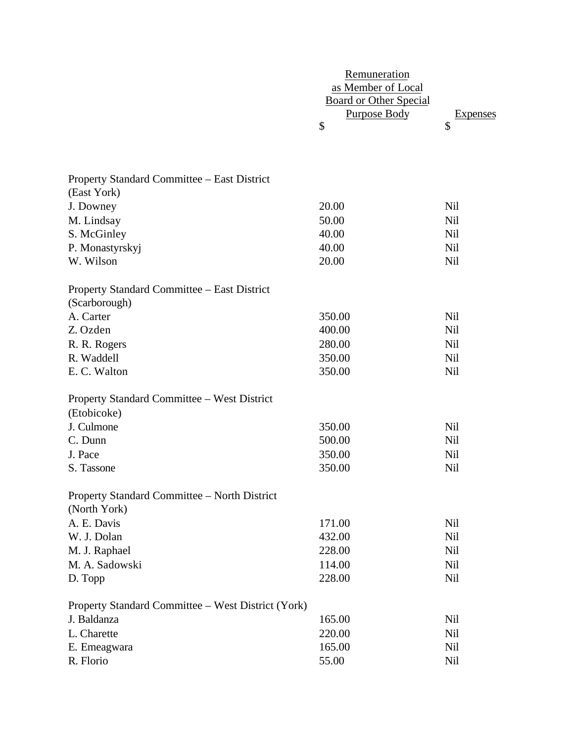| | Remuneration as Member of Local Board or Other Special Purpose Body $ | Expenses $ |
|---|---|---|
| **Property Standard Committee – East District (East York)** | | |
| J. Downey | 20.00 | Nil |
| M. Lindsay | 50.00 | Nil |
| S. McGinley | 40.00 | Nil |
| P. Monastyrskyj | 40.00 | Nil |
| W. Wilson | 20.00 | Nil |
| **Property Standard Committee – East District (Scarborough)** | | |
| A. Carter | 350.00 | Nil |
| Z. Ozden | 400.00 | Nil |
| R. R. Rogers | 280.00 | Nil |
| R. Waddell | 350.00 | Nil |
| E. C. Walton | 350.00 | Nil |
| **Property Standard Committee – West District (Etobicoke)** | | |
| J. Culmone | 350.00 | Nil |
| C. Dunn | 500.00 | Nil |
| J. Pace | 350.00 | Nil |
| S. Tassone | 350.00 | Nil |
| **Property Standard Committee – North District (North York)** | | |
| A. E. Davis | 171.00 | Nil |
| W. J. Dolan | 432.00 | Nil |
| M. J. Raphael | 228.00 | Nil |
| M. A. Sadowski | 114.00 | Nil |
| D. Topp | 228.00 | Nil |
| **Property Standard Committee – West District (York)** | | |
| J. Baldanza | 165.00 | Nil |
| L. Charette | 220.00 | Nil |
| E. Emeagwara | 165.00 | Nil |
| R. Florio | 55.00 | Nil |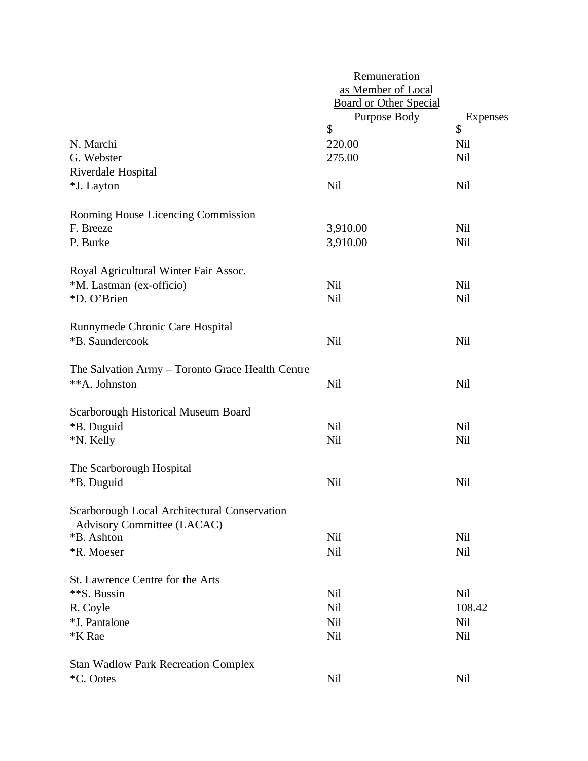| | Remuneration as Member of Local Board or Other Special Purpose Body | Expenses |
|---|---|---|
| | $ | $ |
| N. Marchi | 220.00 | Nil |
| G. Webster | 275.00 | Nil |
| Riverdale Hospital | | |
| *J. Layton | Nil | Nil |
| | | |
| Rooming House Licencing Commission | | |
| F. Breeze | 3,910.00 | Nil |
| P. Burke | 3,910.00 | Nil |
| | | |
| Royal Agricultural Winter Fair Assoc. | | |
| *M. Lastman (ex-officio) | Nil | Nil |
| *D. O'Brien | Nil | Nil |
| | | |
| Runnymede Chronic Care Hospital | | |
| *B. Saundercook | Nil | Nil |
| | | |
| The Salvation Army – Toronto Grace Health Centre | | |
| **A. Johnston | Nil | Nil |
| | | |
| Scarborough Historical Museum Board | | |
| *B. Duguid | Nil | Nil |
| *N. Kelly | Nil | Nil |
| | | |
| The Scarborough Hospital | | |
| *B. Duguid | Nil | Nil |
| | | |
| Scarborough Local Architectural Conservation Advisory Committee (LACAC) | | |
| *B. Ashton | Nil | Nil |
| *R. Moeser | Nil | Nil |
| | | |
| St. Lawrence Centre for the Arts | | |
| **S. Bussin | Nil | Nil |
| R. Coyle | Nil | 108.42 |
| *J. Pantalone | Nil | Nil |
| *K Rae | Nil | Nil |
| | | |
| Stan Wadlow Park Recreation Complex | | |
| *C. Ootes | Nil | Nil |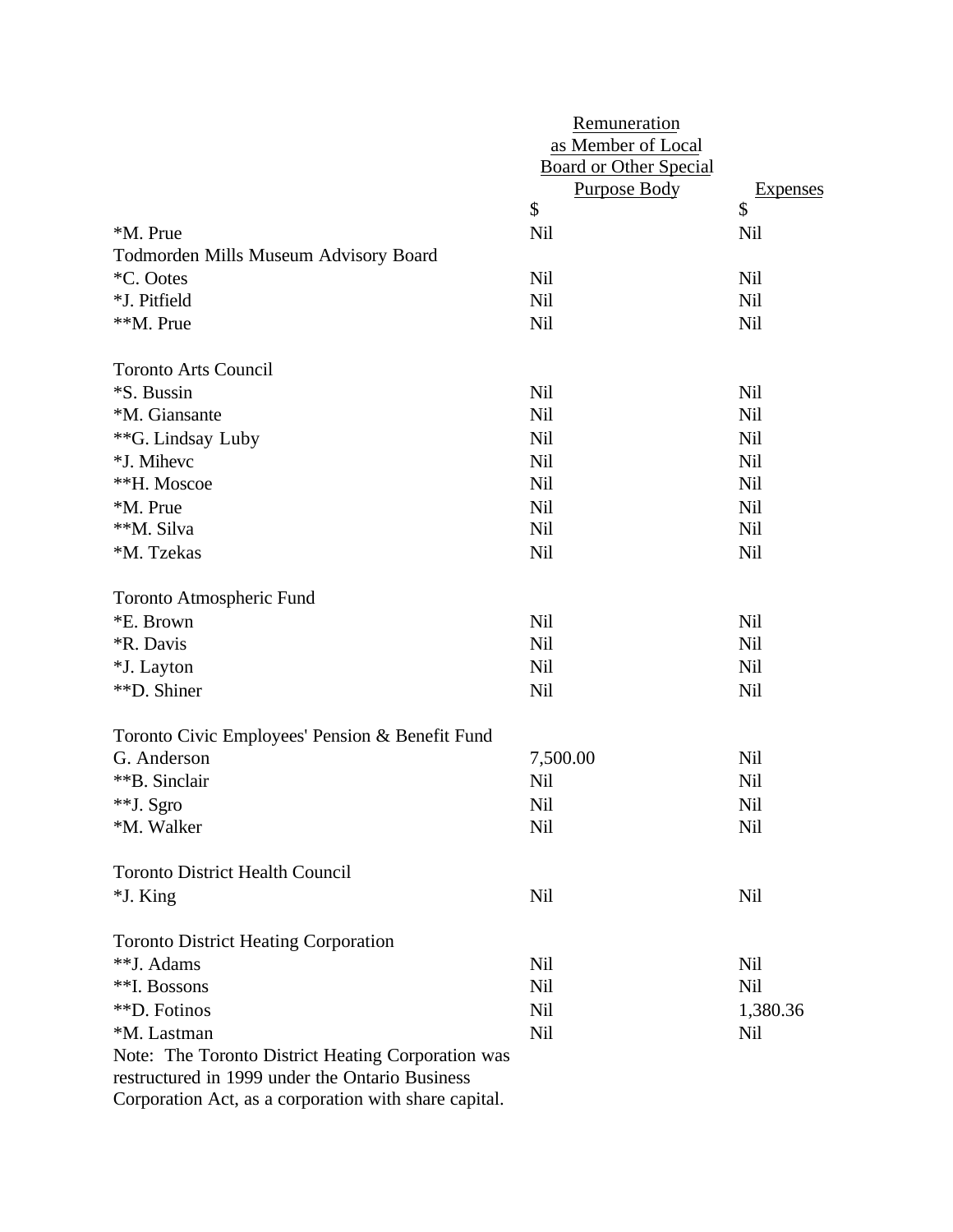| | Remuneration as Member of Local Board or Other Special Purpose Body | Expenses |
|---|---|---|
| | $ | $ |
| *M. Prue | Nil | Nil |
| Todmorden Mills Museum Advisory Board | | |
| *C. Ootes | Nil | Nil |
| *J. Pitfield | Nil | Nil |
| **M. Prue | Nil | Nil |
| | | |
| Toronto Arts Council | | |
| *S. Bussin | Nil | Nil |
| *M. Giansante | Nil | Nil |
| **G. Lindsay Luby | Nil | Nil |
| *J. Mihevc | Nil | Nil |
| **H. Moscoe | Nil | Nil |
| *M. Prue | Nil | Nil |
| **M. Silva | Nil | Nil |
| *M. Tzekas | Nil | Nil |
| | | |
| Toronto Atmospheric Fund | | |
| *E. Brown | Nil | Nil |
| *R. Davis | Nil | Nil |
| *J. Layton | Nil | Nil |
| **D. Shiner | Nil | Nil |
| | | |
| Toronto Civic Employees' Pension & Benefit Fund | | |
| G. Anderson | 7,500.00 | Nil |
| **B. Sinclair | Nil | Nil |
| **J. Sgro | Nil | Nil |
| *M. Walker | Nil | Nil |
| | | |
| Toronto District Health Council | | |
| *J. King | Nil | Nil |
| | | |
| Toronto District Heating Corporation | | |
| **J. Adams | Nil | Nil |
| **I. Bossons | Nil | Nil |
| **D. Fotinos | Nil | 1,380.36 |
| *M. Lastman | Nil | Nil |

Note: The Toronto District Heating Corporation was restructured in 1999 under the Ontario Business Corporation Act, as a corporation with share capital.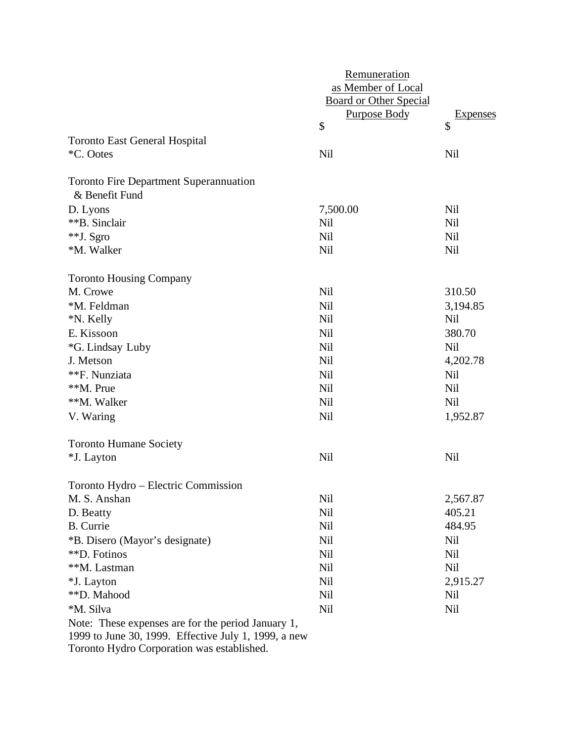| | Remuneration as Member of Local Board or Other Special Purpose Body | Expenses |
|---|---|---|
| | $ | $ |
| **Toronto East General Hospital** | | |
| *C. Ootes | Nil | Nil |
| | | |
| **Toronto Fire Department Superannuation & Benefit Fund** | | |
| D. Lyons | 7,500.00 | Nil |
| **B. Sinclair | Nil | Nil |
| **J. Sgro | Nil | Nil |
| *M. Walker | Nil | Nil |
| | | |
| **Toronto Housing Company** | | |
| M. Crowe | Nil | 310.50 |
| *M. Feldman | Nil | 3,194.85 |
| *N. Kelly | Nil | Nil |
| E. Kissoon | Nil | 380.70 |
| *G. Lindsay Luby | Nil | Nil |
| J. Metson | Nil | 4,202.78 |
| **F. Nunziata | Nil | Nil |
| **M. Prue | Nil | Nil |
| **M. Walker | Nil | Nil |
| V. Waring | Nil | 1,952.87 |
| | | |
| **Toronto Humane Society** | | |
| *J. Layton | Nil | Nil |
| | | |
| **Toronto Hydro – Electric Commission** | | |
| M. S. Anshan | Nil | 2,567.87 |
| D. Beatty | Nil | 405.21 |
| B. Currie | Nil | 484.95 |
| *B. Disero (Mayor's designate) | Nil | Nil |
| **D. Fotinos | Nil | Nil |
| **M. Lastman | Nil | Nil |
| *J. Layton | Nil | 2,915.27 |
| **D. Mahood | Nil | Nil |
| *M. Silva | Nil | Nil |

Note: These expenses are for the period January 1, 1999 to June 30, 1999. Effective July 1, 1999, a new Toronto Hydro Corporation was established.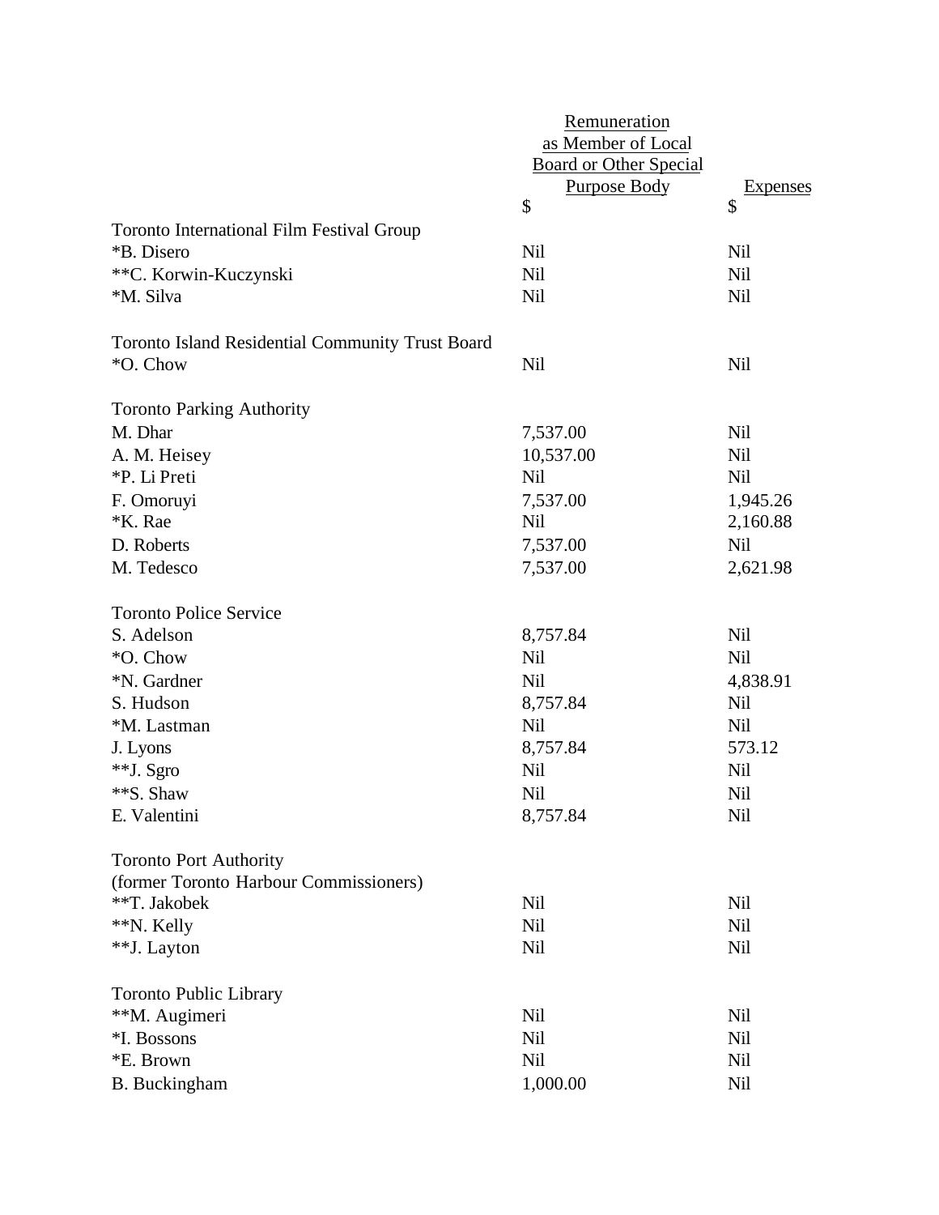| | Remuneration as Member of Local Board or Other Special Purpose Body | Expenses |
|---|---|---|
| | $ | $ |
| Toronto International Film Festival Group | | |
| *B. Disero | Nil | Nil |
| **C. Korwin-Kuczynski | Nil | Nil |
| *M. Silva | Nil | Nil |
| | | |
| Toronto Island Residential Community Trust Board | | |
| *O. Chow | Nil | Nil |
| | | |
| Toronto Parking Authority | | |
| M. Dhar | 7,537.00 | Nil |
| A. M. Heisey | 10,537.00 | Nil |
| *P. Li Preti | Nil | Nil |
| F. Omoruyi | 7,537.00 | 1,945.26 |
| *K. Rae | Nil | 2,160.88 |
| D. Roberts | 7,537.00 | Nil |
| M. Tedesco | 7,537.00 | 2,621.98 |
| | | |
| Toronto Police Service | | |
| S. Adelson | 8,757.84 | Nil |
| *O. Chow | Nil | Nil |
| *N. Gardner | Nil | 4,838.91 |
| S. Hudson | 8,757.84 | Nil |
| *M. Lastman | Nil | Nil |
| J. Lyons | 8,757.84 | 573.12 |
| **J. Sgro | Nil | Nil |
| **S. Shaw | Nil | Nil |
| E. Valentini | 8,757.84 | Nil |
| | | |
| Toronto Port Authority (former Toronto Harbour Commissioners) | | |
| **T. Jakobek | Nil | Nil |
| **N. Kelly | Nil | Nil |
| **J. Layton | Nil | Nil |
| | | |
| Toronto Public Library | | |
| **M. Augimeri | Nil | Nil |
| *I. Bossons | Nil | Nil |
| *E. Brown | Nil | Nil |
| B. Buckingham | 1,000.00 | Nil |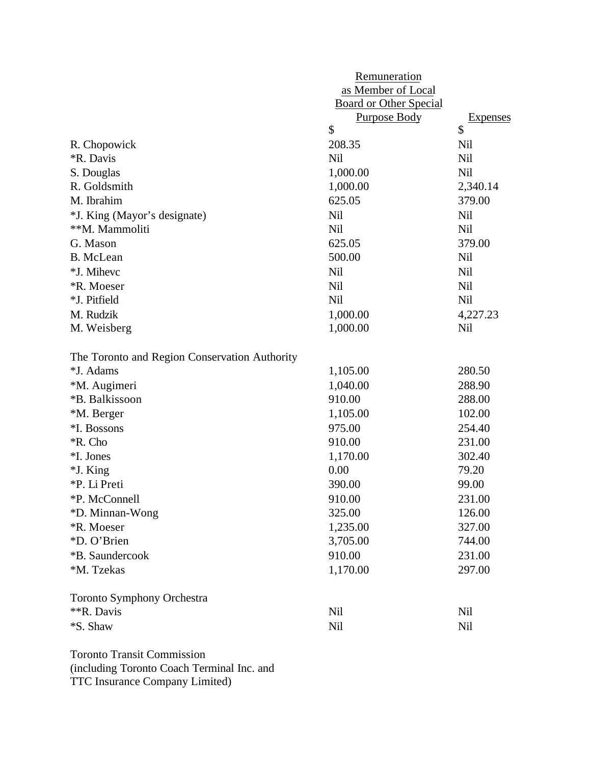| | Remuneration as Member of Local Board or Other Special Purpose Body | Expenses |
|---|---|---|
| | $ | $ |
| R. Chopowick | 208.35 | Nil |
| *R. Davis | Nil | Nil |
| S. Douglas | 1,000.00 | Nil |
| R. Goldsmith | 1,000.00 | 2,340.14 |
| M. Ibrahim | 625.05 | 379.00 |
| *J. King (Mayor's designate) | Nil | Nil |
| **M. Mammoliti | Nil | Nil |
| G. Mason | 625.05 | 379.00 |
| B. McLean | 500.00 | Nil |
| *J. Mihevc | Nil | Nil |
| *R. Moeser | Nil | Nil |
| *J. Pitfield | Nil | Nil |
| M. Rudzik | 1,000.00 | 4,227.23 |
| M. Weisberg | 1,000.00 | Nil |
| | | |
| The Toronto and Region Conservation Authority | | |
| *J. Adams | 1,105.00 | 280.50 |
| *M. Augimeri | 1,040.00 | 288.90 |
| *B. Balkissoon | 910.00 | 288.00 |
| *M. Berger | 1,105.00 | 102.00 |
| *I. Bossons | 975.00 | 254.40 |
| *R. Cho | 910.00 | 231.00 |
| *I. Jones | 1,170.00 | 302.40 |
| *J. King | 0.00 | 79.20 |
| *P. Li Preti | 390.00 | 99.00 |
| *P. McConnell | 910.00 | 231.00 |
| *D. Minnan-Wong | 325.00 | 126.00 |
| *R. Moeser | 1,235.00 | 327.00 |
| *D. O'Brien | 3,705.00 | 744.00 |
| *B. Saundercook | 910.00 | 231.00 |
| *M. Tzekas | 1,170.00 | 297.00 |
| | | |
| Toronto Symphony Orchestra | | |
| **R. Davis | Nil | Nil |
| *S. Shaw | Nil | Nil |
| | | |
| Toronto Transit Commission (including Toronto Coach Terminal Inc. and TTC Insurance Company Limited) | | |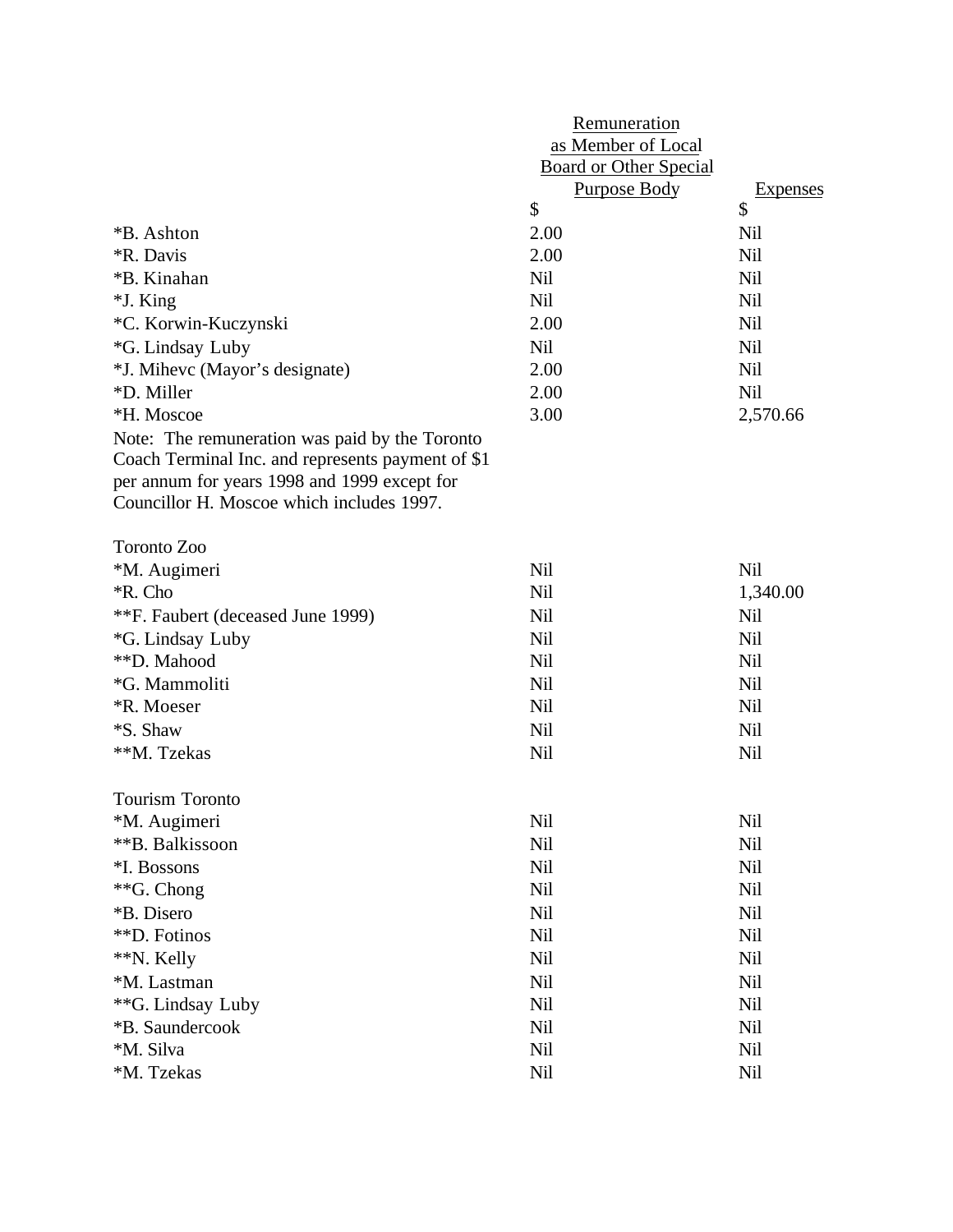| | Remuneration as Member of Local Board or Other Special Purpose Body | Expenses |
|---|---|---|
| | $ | $ |
| *B. Ashton | 2.00 | Nil |
| *R. Davis | 2.00 | Nil |
| *B. Kinahan | Nil | Nil |
| *J. King | Nil | Nil |
| *C. Korwin-Kuczynski | 2.00 | Nil |
| *G. Lindsay Luby | Nil | Nil |
| *J. Mihevc (Mayor's designate) | 2.00 | Nil |
| *D. Miller | 2.00 | Nil |
| *H. Moscoe | 3.00 | 2,570.66 |

Note: The remuneration was paid by the Toronto Coach Terminal Inc. and represents payment of $1 per annum for years 1998 and 1999 except for Councillor H. Moscoe which includes 1997.

| Toronto Zoo | | |
|---|---|---|
| *M. Augimeri | Nil | Nil |
| *R. Cho | Nil | 1,340.00 |
| **F. Faubert (deceased June 1999) | Nil | Nil |
| *G. Lindsay Luby | Nil | Nil |
| **D. Mahood | Nil | Nil |
| *G. Mammoliti | Nil | Nil |
| *R. Moeser | Nil | Nil |
| *S. Shaw | Nil | Nil |
| **M. Tzekas | Nil | Nil |

| Tourism Toronto | | |
|---|---|---|
| *M. Augimeri | Nil | Nil |
| **B. Balkissoon | Nil | Nil |
| *I. Bossons | Nil | Nil |
| **G. Chong | Nil | Nil |
| *B. Disero | Nil | Nil |
| **D. Fotinos | Nil | Nil |
| **N. Kelly | Nil | Nil |
| *M. Lastman | Nil | Nil |
| **G. Lindsay Luby | Nil | Nil |
| *B. Saundercook | Nil | Nil |
| *M. Silva | Nil | Nil |
| *M. Tzekas | Nil | Nil |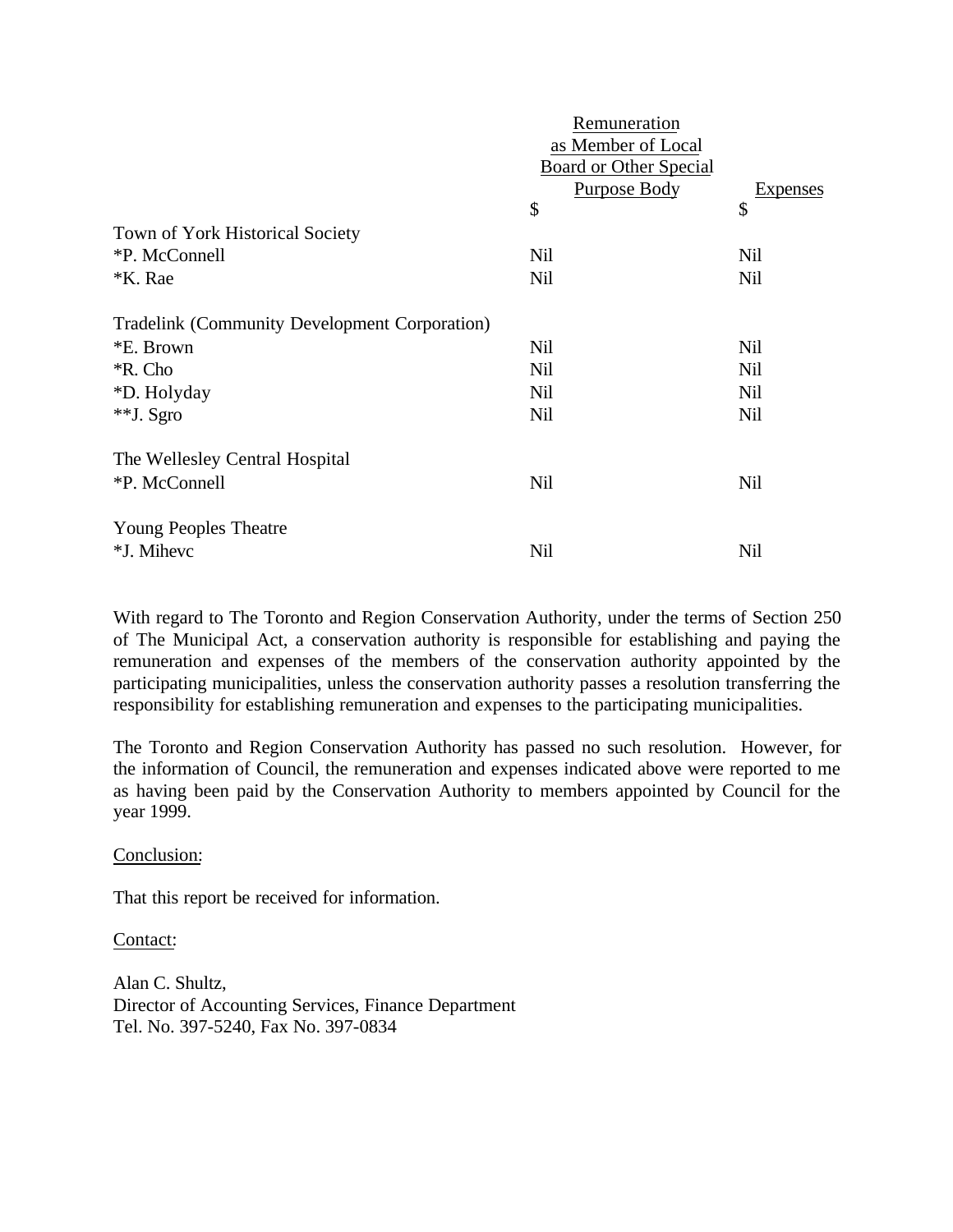| | Remuneration as Member of Local Board or Other Special Purpose Body | Expenses |
|---|---|---|
| | $ | $ |
| Town of York Historical Society | | |
| *P. McConnell | Nil | Nil |
| *K. Rae | Nil | Nil |
| | | |
| Tradelink (Community Development Corporation) | | |
| *E. Brown | Nil | Nil |
| *R. Cho | Nil | Nil |
| *D. Holyday | Nil | Nil |
| **J. Sgro | Nil | Nil |
| | | |
| The Wellesley Central Hospital | | |
| *P. McConnell | Nil | Nil |
| | | |
| Young Peoples Theatre | | |
| *J. Mihevc | Nil | Nil |

With regard to The Toronto and Region Conservation Authority, under the terms of Section 250 of The Municipal Act, a conservation authority is responsible for establishing and paying the remuneration and expenses of the members of the conservation authority appointed by the participating municipalities, unless the conservation authority passes a resolution transferring the responsibility for establishing remuneration and expenses to the participating municipalities.

The Toronto and Region Conservation Authority has passed no such resolution. However, for the information of Council, the remuneration and expenses indicated above were reported to me as having been paid by the Conservation Authority to members appointed by Council for the year 1999.

Conclusion:

That this report be received for information.

Contact:

Alan C. Shultz,
Director of Accounting Services, Finance Department
Tel. No. 397-5240, Fax No. 397-0834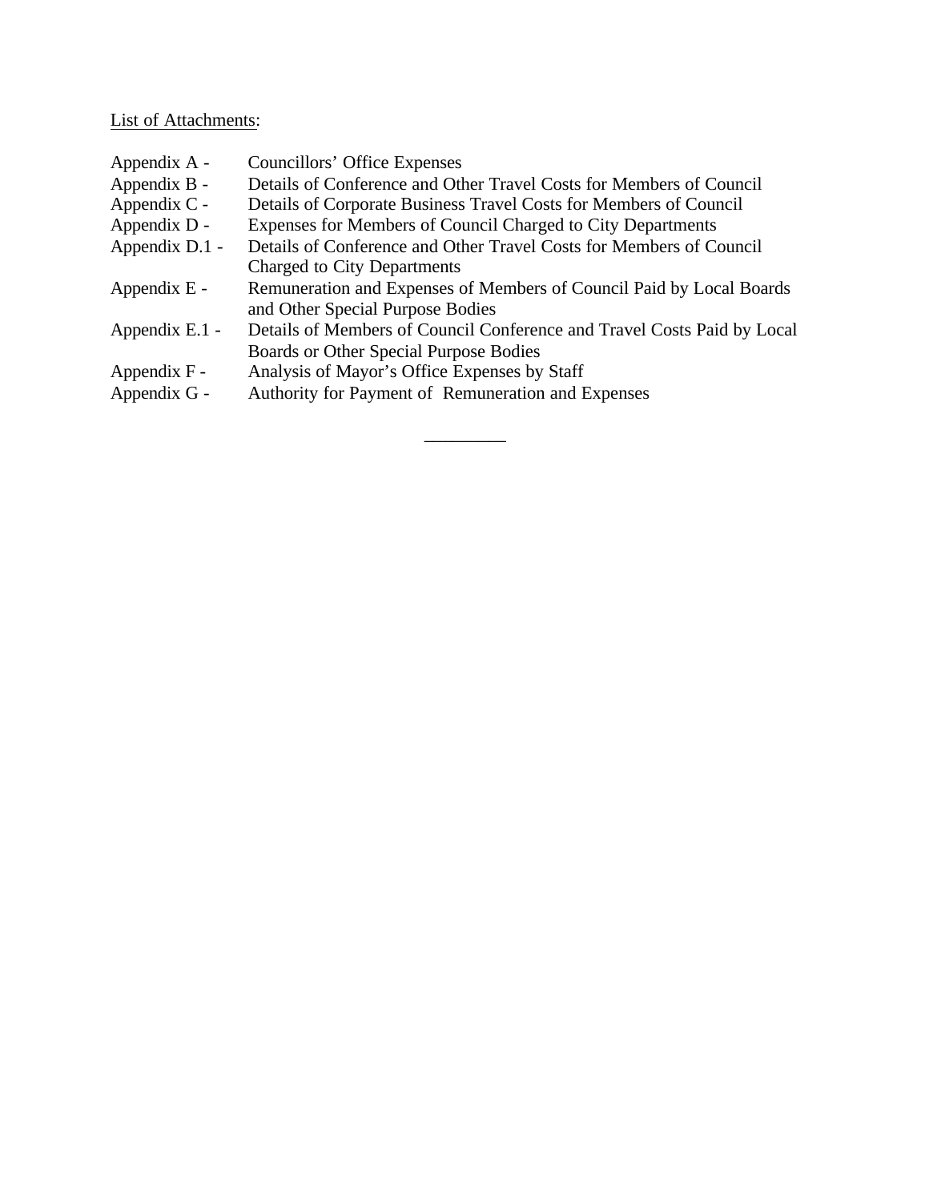<u>List of Attachments</u>:

| | |
|---|---|
| Appendix A - | Councillors' Office Expenses |
| Appendix B - | Details of Conference and Other Travel Costs for Members of Council |
| Appendix C - | Details of Corporate Business Travel Costs for Members of Council |
| Appendix D - | Expenses for Members of Council Charged to City Departments |
| Appendix D.1 - | Details of Conference and Other Travel Costs for Members of Council Charged to City Departments |
| Appendix E - | Remuneration and Expenses of Members of Council Paid by Local Boards and Other Special Purpose Bodies |
| Appendix E.1 - | Details of Members of Council Conference and Travel Costs Paid by Local Boards or Other Special Purpose Bodies |
| Appendix F - | Analysis of Mayor's Office Expenses by Staff |
| Appendix G - | Authority for Payment of Remuneration and Expenses |

_________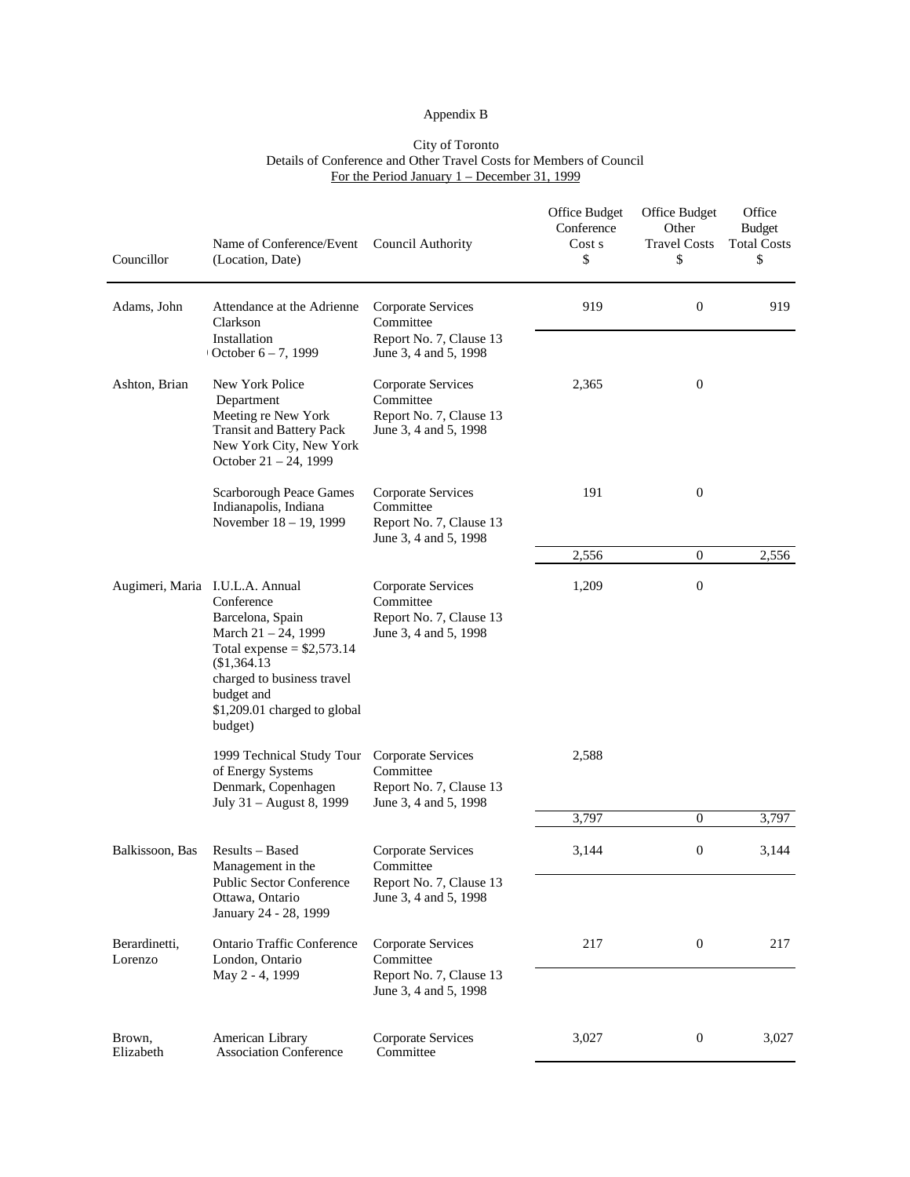Appendix B

City of Toronto
Details of Conference and Other Travel Costs for Members of Council
For the Period January 1 – December 31, 1999

| Councillor | Name of Conference/Event (Location, Date) | Council Authority | Office Budget Conference Cost s $ | Office Budget Other Travel Costs $ | Office Budget Total Costs $ |
|---|---|---|---|---|---|
| Adams, John | Attendance at the Adrienne Clarkson Installation October 6 – 7, 1999 | Corporate Services Committee Report No. 7, Clause 13 June 3, 4 and 5, 1998 | 919 | 0 | 919 |
| Ashton, Brian | New York Police Department Meeting re New York Transit and Battery Pack New York City, New York October 21 – 24, 1999 | Corporate Services Committee Report No. 7, Clause 13 June 3, 4 and 5, 1998 | 2,365 | 0 | |
| | Scarborough Peace Games Indianapolis, Indiana November 18 – 19, 1999 | Corporate Services Committee Report No. 7, Clause 13 June 3, 4 and 5, 1998 | 191 | 0 | |
| | | | 2,556 | 0 | 2,556 |
| Augimeri, Maria | I.U.L.A. Annual Conference Barcelona, Spain March 21 – 24, 1999 Total expense = $2,573.14 ($1,364.13 charged to business travel budget and $1,209.01 charged to global budget) | Corporate Services Committee Report No. 7, Clause 13 June 3, 4 and 5, 1998 | 1,209 | 0 | |
| | 1999 Technical Study Tour of Energy Systems Denmark, Copenhagen July 31 – August 8, 1999 | Corporate Services Committee Report No. 7, Clause 13 June 3, 4 and 5, 1998 | 2,588 | | |
| | | | 3,797 | 0 | 3,797 |
| Balkissoon, Bas | Results – Based Management in the Public Sector Conference Ottawa, Ontario January 24 - 28, 1999 | Corporate Services Committee Report No. 7, Clause 13 June 3, 4 and 5, 1998 | 3,144 | 0 | 3,144 |
| Berardinetti, Lorenzo | Ontario Traffic Conference London, Ontario May 2 - 4, 1999 | Corporate Services Committee Report No. 7, Clause 13 June 3, 4 and 5, 1998 | 217 | 0 | 217 |
| Brown, Elizabeth | American Library Association Conference | Corporate Services Committee | 3,027 | 0 | 3,027 |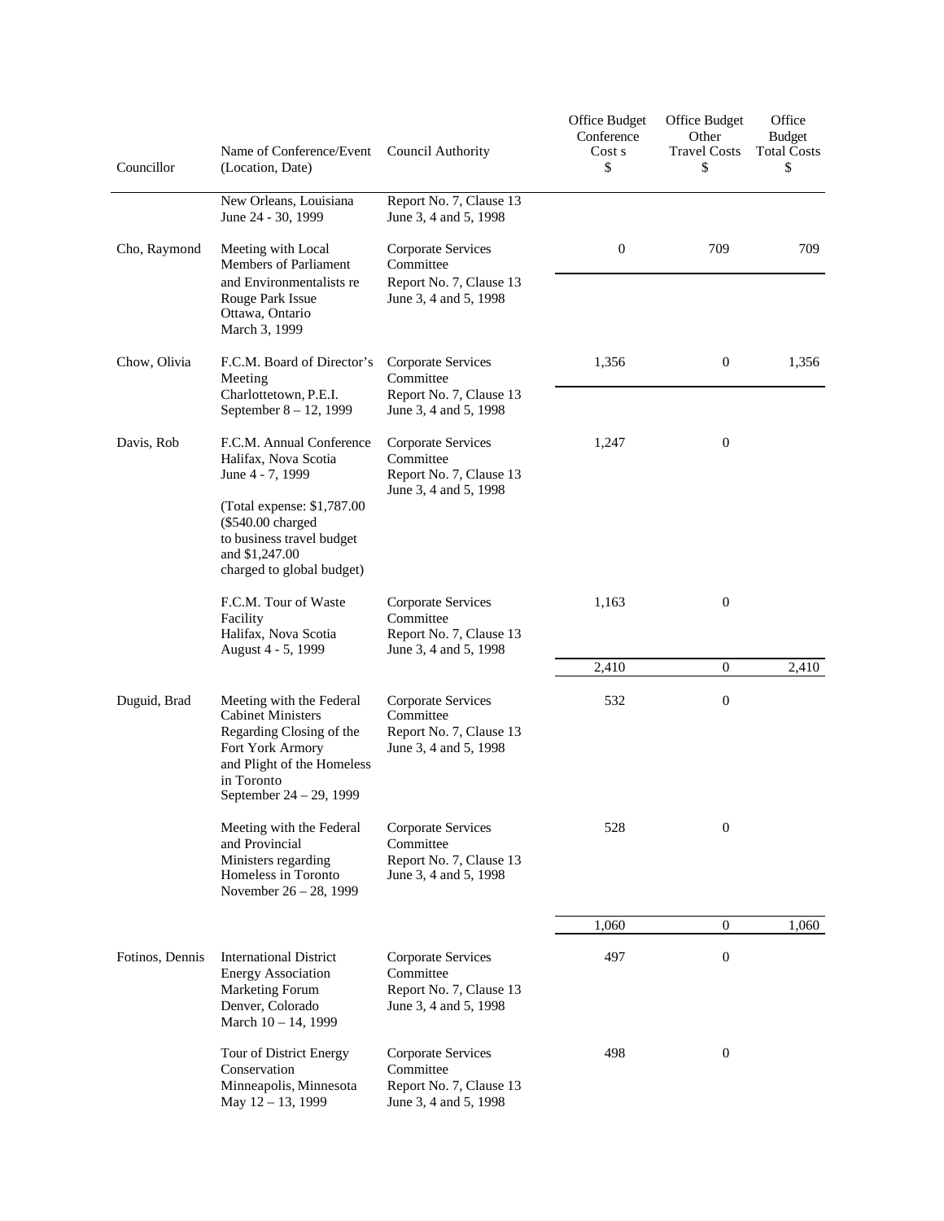| Councillor | Name of Conference/Event (Location, Date) | Council Authority | Office Budget Conference Cost s $ | Office Budget Other Travel Costs $ | Office Budget Total Costs $ |
|---|---|---|---|---|---|
| | New Orleans, Louisiana June 24 - 30, 1999 | Report No. 7, Clause 13 June 3, 4 and 5, 1998 | | | |
| Cho, Raymond | Meeting with Local Members of Parliament and Environmentalists re Rouge Park Issue Ottawa, Ontario March 3, 1999 | Corporate Services Committee Report No. 7, Clause 13 June 3, 4 and 5, 1998 | 0 | 709 | 709 |
| Chow, Olivia | F.C.M. Board of Director's Meeting Charlottetown, P.E.I. September 8 – 12, 1999 | Corporate Services Committee Report No. 7, Clause 13 June 3, 4 and 5, 1998 | 1,356 | 0 | 1,356 |
| Davis, Rob | F.C.M. Annual Conference Halifax, Nova Scotia June 4 - 7, 1999 (Total expense: $1,787.00 ($540.00 charged to business travel budget and $1,247.00 charged to global budget) | Corporate Services Committee Report No. 7, Clause 13 June 3, 4 and 5, 1998 | 1,247 | 0 | |
| | F.C.M. Tour of Waste Facility Halifax, Nova Scotia August 4 - 5, 1999 | Corporate Services Committee Report No. 7, Clause 13 June 3, 4 and 5, 1998 | 1,163 | 0 | |
| | | | 2,410 | 0 | 2,410 |
| Duguid, Brad | Meeting with the Federal Cabinet Ministers Regarding Closing of the Fort York Armory and Plight of the Homeless in Toronto September 24 – 29, 1999 | Corporate Services Committee Report No. 7, Clause 13 June 3, 4 and 5, 1998 | 532 | 0 | |
| | Meeting with the Federal and Provincial Ministers regarding Homeless in Toronto November 26 – 28, 1999 | Corporate Services Committee Report No. 7, Clause 13 June 3, 4 and 5, 1998 | 528 | 0 | |
| | | | 1,060 | 0 | 1,060 |
| Fotinos, Dennis | International District Energy Association Marketing Forum Denver, Colorado March 10 – 14, 1999 | Corporate Services Committee Report No. 7, Clause 13 June 3, 4 and 5, 1998 | 497 | 0 | |
| | Tour of District Energy Conservation Minneapolis, Minnesota May 12 – 13, 1999 | Corporate Services Committee Report No. 7, Clause 13 June 3, 4 and 5, 1998 | 498 | 0 | |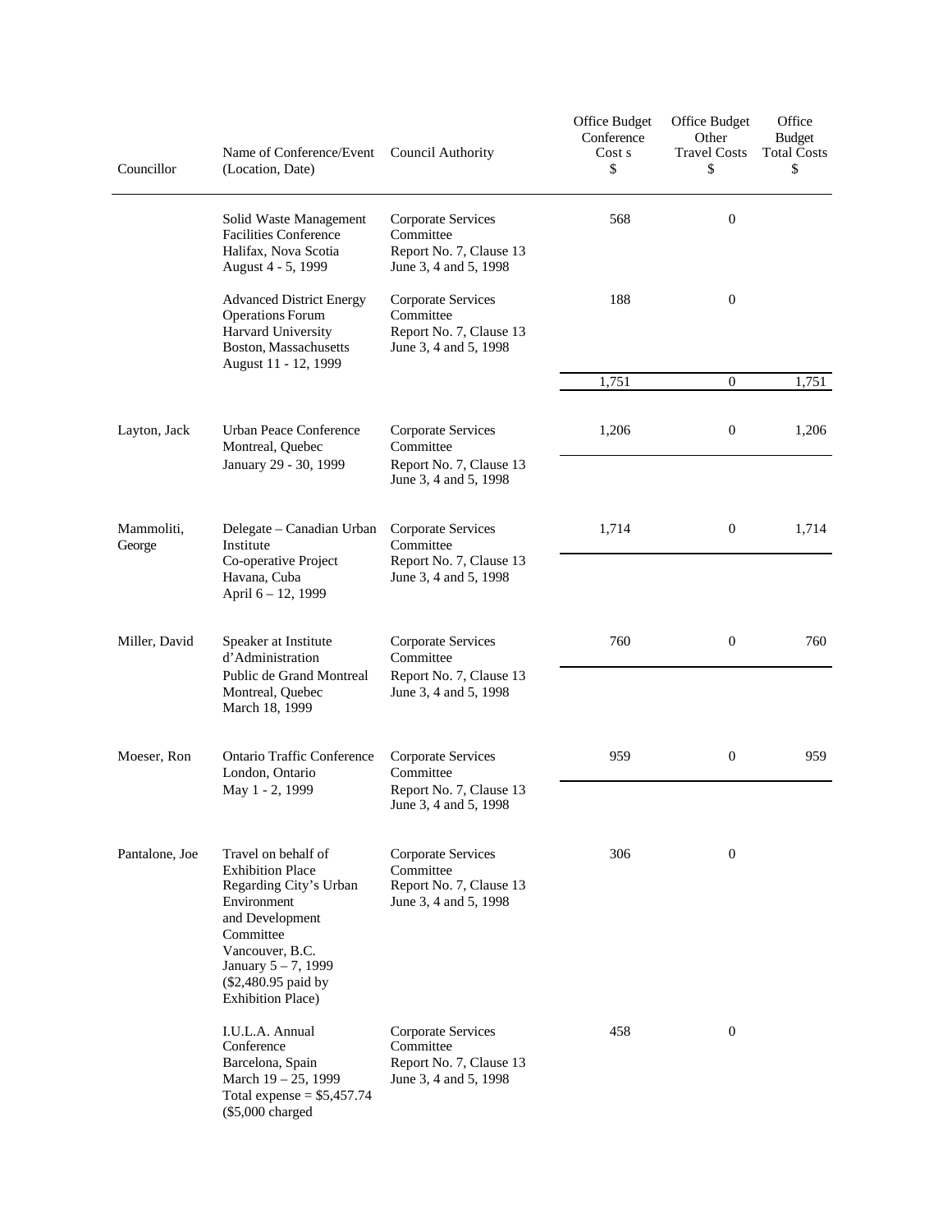| Councillor | Name of Conference/Event (Location, Date) | Council Authority | Office Budget Conference Cost s $ | Office Budget Other Travel Costs $ | Office Budget Total Costs $ |
|---|---|---|---|---|---|
| | Solid Waste Management Facilities Conference Halifax, Nova Scotia August 4 - 5, 1999 | Corporate Services Committee Report No. 7, Clause 13 June 3, 4 and 5, 1998 | 568 | 0 | |
| | Advanced District Energy Operations Forum Harvard University Boston, Massachusetts August 11 - 12, 1999 | Corporate Services Committee Report No. 7, Clause 13 June 3, 4 and 5, 1998 | 188 | 0 | |
| | | | 1,751 | 0 | 1,751 |
| Layton, Jack | Urban Peace Conference Montreal, Quebec January 29 - 30, 1999 | Corporate Services Committee Report No. 7, Clause 13 June 3, 4 and 5, 1998 | 1,206 | 0 | 1,206 |
| Mammoliti, George | Delegate – Canadian Urban Institute Co-operative Project Havana, Cuba April 6 – 12, 1999 | Corporate Services Committee Report No. 7, Clause 13 June 3, 4 and 5, 1998 | 1,714 | 0 | 1,714 |
| Miller, David | Speaker at Institute d'Administration Public de Grand Montreal Montreal, Quebec March 18, 1999 | Corporate Services Committee Report No. 7, Clause 13 June 3, 4 and 5, 1998 | 760 | 0 | 760 |
| Moeser, Ron | Ontario Traffic Conference London, Ontario May 1 - 2, 1999 | Corporate Services Committee Report No. 7, Clause 13 June 3, 4 and 5, 1998 | 959 | 0 | 959 |
| Pantalone, Joe | Travel on behalf of Exhibition Place Regarding City's Urban Environment and Development Committee Vancouver, B.C. January 5 – 7, 1999 ($2,480.95 paid by Exhibition Place) | Corporate Services Committee Report No. 7, Clause 13 June 3, 4 and 5, 1998 | 306 | 0 | |
| | I.U.L.A. Annual Conference Barcelona, Spain March 19 – 25, 1999 Total expense = $5,457.74 ($5,000 charged | Corporate Services Committee Report No. 7, Clause 13 June 3, 4 and 5, 1998 | 458 | 0 | |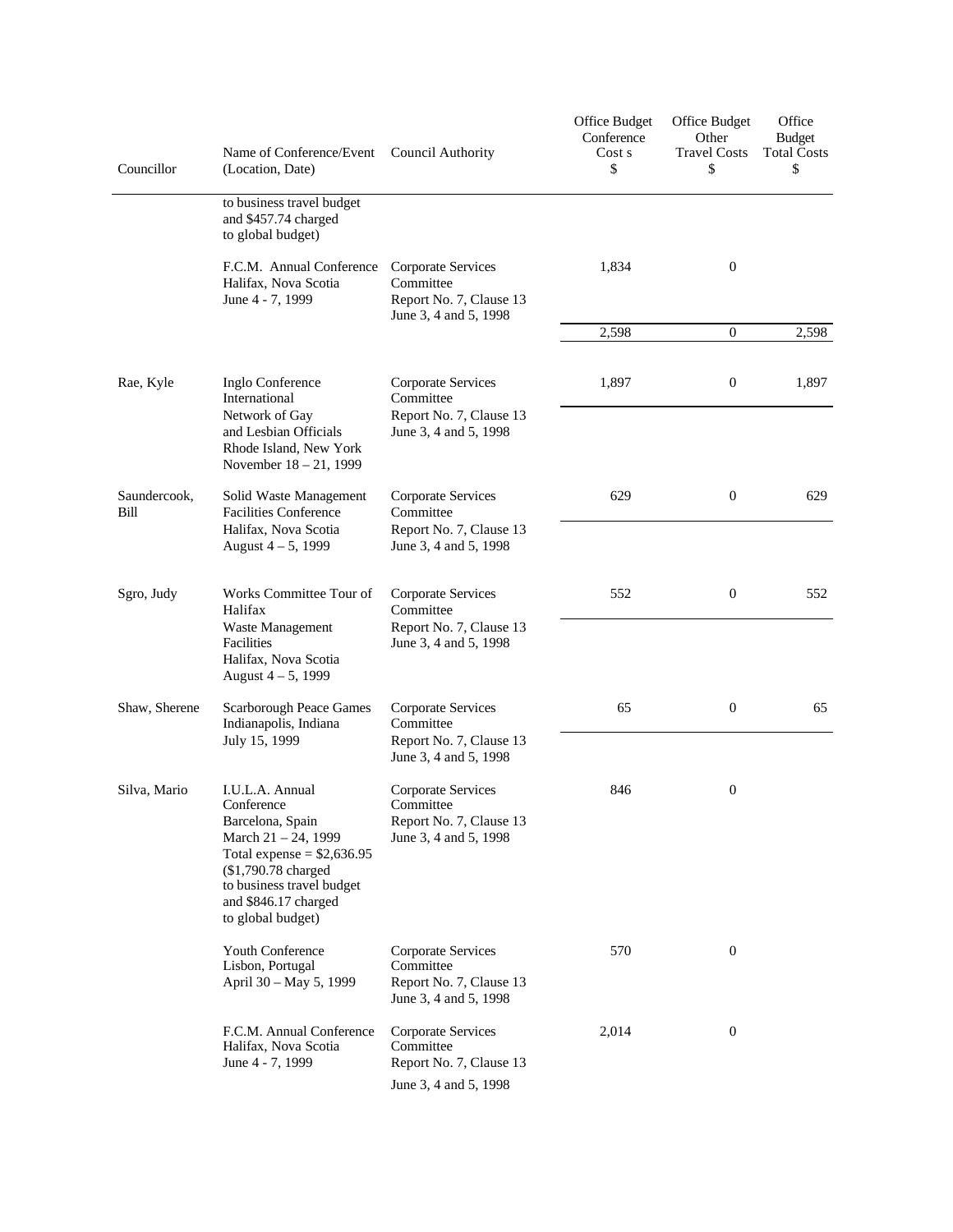| Councillor | Name of Conference/Event (Location, Date) | Council Authority | Office Budget Conference Cost s $ | Office Budget Other Travel Costs $ | Office Budget Total Costs $ |
|---|---|---|---|---|---|
| | to business travel budget and $457.74 charged to global budget) | | | | |
| | F.C.M. Annual Conference Halifax, Nova Scotia June 4 - 7, 1999 | Corporate Services Committee Report No. 7, Clause 13 June 3, 4 and 5, 1998 | 1,834 | 0 | |
| | | | 2,598 | 0 | 2,598 |
| Rae, Kyle | Inglo Conference International Network of Gay and Lesbian Officials Rhode Island, New York November 18 – 21, 1999 | Corporate Services Committee Report No. 7, Clause 13 June 3, 4 and 5, 1998 | 1,897 | 0 | 1,897 |
| Saundercook, Bill | Solid Waste Management Facilities Conference Halifax, Nova Scotia August 4 – 5, 1999 | Corporate Services Committee Report No. 7, Clause 13 June 3, 4 and 5, 1998 | 629 | 0 | 629 |
| Sgro, Judy | Works Committee Tour of Halifax Waste Management Facilities Halifax, Nova Scotia August 4 – 5, 1999 | Corporate Services Committee Report No. 7, Clause 13 June 3, 4 and 5, 1998 | 552 | 0 | 552 |
| Shaw, Sherene | Scarborough Peace Games Indianapolis, Indiana July 15, 1999 | Corporate Services Committee Report No. 7, Clause 13 June 3, 4 and 5, 1998 | 65 | 0 | 65 |
| Silva, Mario | I.U.L.A. Annual Conference Barcelona, Spain March 21 – 24, 1999 Total expense = $2,636.95 ($1,790.78 charged to business travel budget and $846.17 charged to global budget) | Corporate Services Committee Report No. 7, Clause 13 June 3, 4 and 5, 1998 | 846 | 0 | |
| | Youth Conference Lisbon, Portugal April 30 – May 5, 1999 | Corporate Services Committee Report No. 7, Clause 13 June 3, 4 and 5, 1998 | 570 | 0 | |
| | F.C.M. Annual Conference Halifax, Nova Scotia June 4 - 7, 1999 | Corporate Services Committee Report No. 7, Clause 13 June 3, 4 and 5, 1998 | 2,014 | 0 | |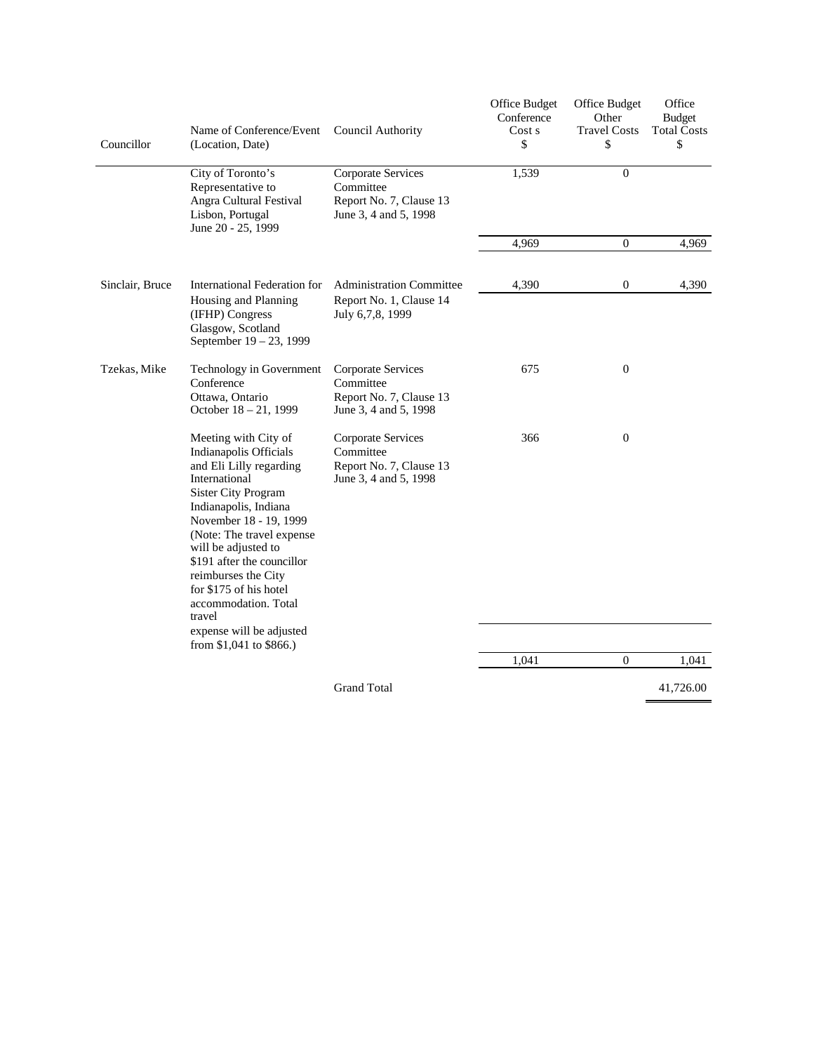| Councillor | Name of Conference/Event (Location, Date) | Council Authority | Office Budget Conference Cost s $ | Office Budget Other Travel Costs $ | Office Budget Total Costs $ |
|---|---|---|---|---|---|
| | City of Toronto's Representative to Angra Cultural Festival Lisbon, Portugal June 20 - 25, 1999 | Corporate Services Committee Report No. 7, Clause 13 June 3, 4 and 5, 1998 | 1,539 | 0 | |
| | | | 4,969 | 0 | 4,969 |
| Sinclair, Bruce | International Federation for Housing and Planning (IFHP) Congress Glasgow, Scotland September 19 – 23, 1999 | Administration Committee Report No. 1, Clause 14 July 6,7,8, 1999 | 4,390 | 0 | 4,390 |
| Tzekas, Mike | Technology in Government Conference Ottawa, Ontario October 18 – 21, 1999 | Corporate Services Committee Report No. 7, Clause 13 June 3, 4 and 5, 1998 | 675 | 0 | |
| | Meeting with City of Indianapolis Officials and Eli Lilly regarding International Sister City Program Indianapolis, Indiana November 18 - 19, 1999 (Note: The travel expense will be adjusted to $191 after the councillor reimburses the City for $175 of his hotel accommodation. Total travel expense will be adjusted from $1,041 to $866.) | Corporate Services Committee Report No. 7, Clause 13 June 3, 4 and 5, 1998 | 366 | 0 | |
| | | | 1,041 | 0 | 1,041 |
| | | Grand Total | | | 41,726.00 |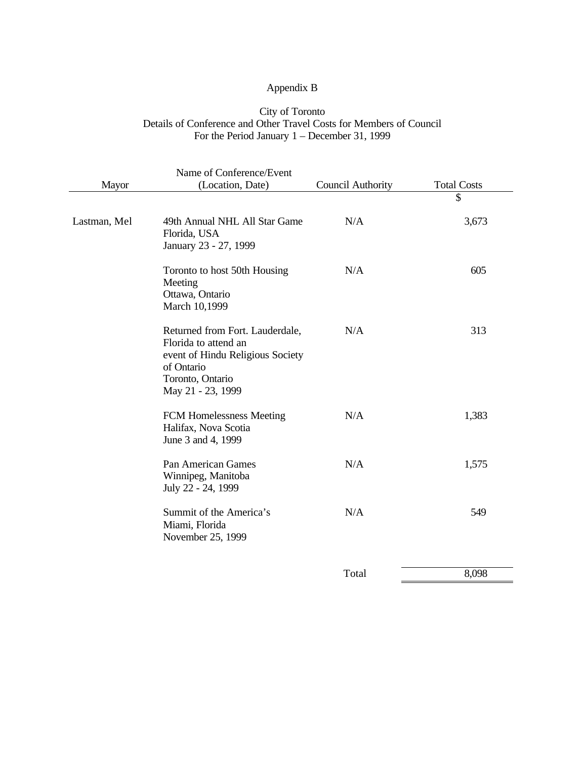Appendix B

City of Toronto
Details of Conference and Other Travel Costs for Members of Council
For the Period January 1 – December 31, 1999

| Mayor | Name of Conference/Event (Location, Date) | Council Authority | Total Costs $ |
|---|---|---|---|
| Lastman, Mel | 49th Annual NHL All Star Game<br>Florida, USA<br>January 23 - 27, 1999 | N/A | 3,673 |
| | Toronto to host 50th Housing Meeting<br>Ottawa, Ontario<br>March 10,1999 | N/A | 605 |
| | Returned from Fort. Lauderdale, Florida to attend an event of Hindu Religious Society of Ontario<br>Toronto, Ontario<br>May 21 - 23, 1999 | N/A | 313 |
| | FCM Homelessness Meeting<br>Halifax, Nova Scotia<br>June 3 and 4, 1999 | N/A | 1,383 |
| | Pan American Games<br>Winnipeg, Manitoba<br>July 22 - 24, 1999 | N/A | 1,575 |
| | Summit of the America's<br>Miami, Florida<br>November 25, 1999 | N/A | 549 |
| | | Total | 8,098 |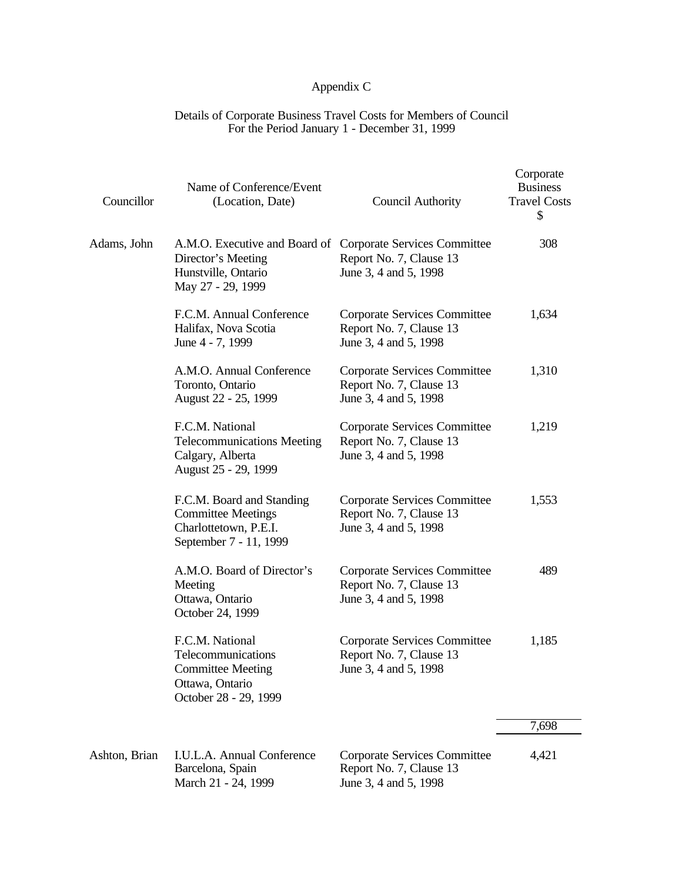Appendix C

Details of Corporate Business Travel Costs for Members of Council
For the Period January 1 - December 31, 1999

| Councillor | Name of Conference/Event (Location, Date) | Council Authority | Corporate Business Travel Costs $ |
|---|---|---|---|
| Adams, John | A.M.O. Executive and Board of Director's Meeting Hunstville, Ontario May 27 - 29, 1999 | Corporate Services Committee Report No. 7, Clause 13 June 3, 4 and 5, 1998 | 308 |
| | F.C.M. Annual Conference Halifax, Nova Scotia June 4 - 7, 1999 | Corporate Services Committee Report No. 7, Clause 13 June 3, 4 and 5, 1998 | 1,634 |
| | A.M.O. Annual Conference Toronto, Ontario August 22 - 25, 1999 | Corporate Services Committee Report No. 7, Clause 13 June 3, 4 and 5, 1998 | 1,310 |
| | F.C.M. National Telecommunications Meeting Calgary, Alberta August 25 - 29, 1999 | Corporate Services Committee Report No. 7, Clause 13 June 3, 4 and 5, 1998 | 1,219 |
| | F.C.M. Board and Standing Committee Meetings Charlottetown, P.E.I. September 7 - 11, 1999 | Corporate Services Committee Report No. 7, Clause 13 June 3, 4 and 5, 1998 | 1,553 |
| | A.M.O. Board of Director's Meeting Ottawa, Ontario October 24, 1999 | Corporate Services Committee Report No. 7, Clause 13 June 3, 4 and 5, 1998 | 489 |
| | F.C.M. National Telecommunications Committee Meeting Ottawa, Ontario October 28 - 29, 1999 | Corporate Services Committee Report No. 7, Clause 13 June 3, 4 and 5, 1998 | 1,185 |
| | | | 7,698 |
| Ashton, Brian | I.U.L.A. Annual Conference Barcelona, Spain March 21 - 24, 1999 | Corporate Services Committee Report No. 7, Clause 13 June 3, 4 and 5, 1998 | 4,421 |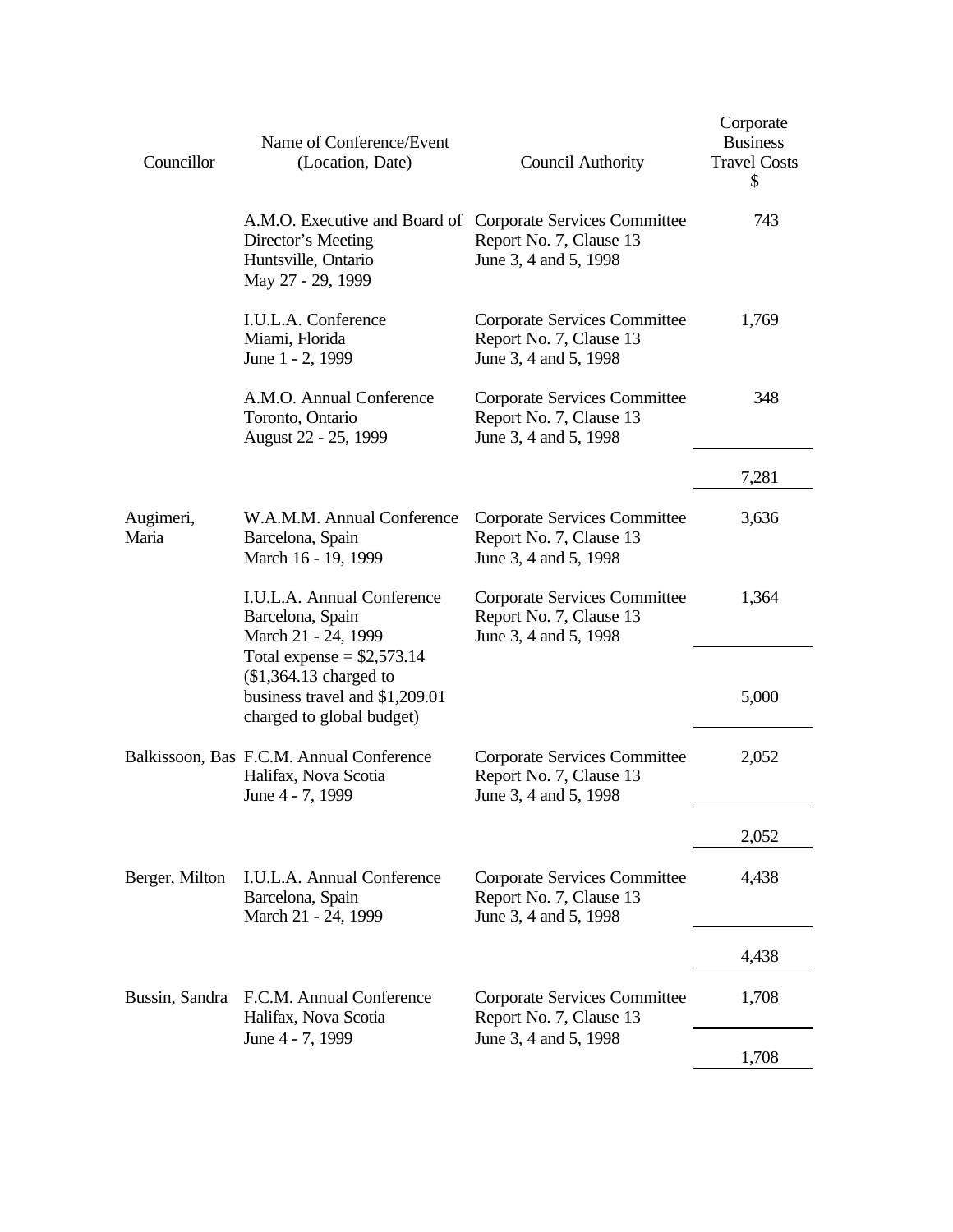| Councillor | Name of Conference/Event (Location, Date) | Council Authority | Corporate Business Travel Costs $ |
|---|---|---|---|
| | A.M.O. Executive and Board of Director's Meeting Huntsville, Ontario May 27 - 29, 1999 | Corporate Services Committee Report No. 7, Clause 13 June 3, 4 and 5, 1998 | 743 |
| | I.U.L.A. Conference Miami, Florida June 1 - 2, 1999 | Corporate Services Committee Report No. 7, Clause 13 June 3, 4 and 5, 1998 | 1,769 |
| | A.M.O. Annual Conference Toronto, Ontario August 22 - 25, 1999 | Corporate Services Committee Report No. 7, Clause 13 June 3, 4 and 5, 1998 | 348 |
| | | | 7,281 |
| Augimeri, Maria | W.A.M.M. Annual Conference Barcelona, Spain March 16 - 19, 1999 | Corporate Services Committee Report No. 7, Clause 13 June 3, 4 and 5, 1998 | 3,636 |
| | I.U.L.A. Annual Conference Barcelona, Spain March 21 - 24, 1999 Total expense = $2,573.14 ($1,364.13 charged to business travel and $1,209.01 charged to global budget) | Corporate Services Committee Report No. 7, Clause 13 June 3, 4 and 5, 1998 | 1,364 |
| | | | 5,000 |
| Balkissoon, Bas | F.C.M. Annual Conference Halifax, Nova Scotia June 4 - 7, 1999 | Corporate Services Committee Report No. 7, Clause 13 June 3, 4 and 5, 1998 | 2,052 |
| | | | 2,052 |
| Berger, Milton | I.U.L.A. Annual Conference Barcelona, Spain March 21 - 24, 1999 | Corporate Services Committee Report No. 7, Clause 13 June 3, 4 and 5, 1998 | 4,438 |
| | | | 4,438 |
| Bussin, Sandra | F.C.M. Annual Conference Halifax, Nova Scotia June 4 - 7, 1999 | Corporate Services Committee Report No. 7, Clause 13 June 3, 4 and 5, 1998 | 1,708 |
| | | | 1,708 |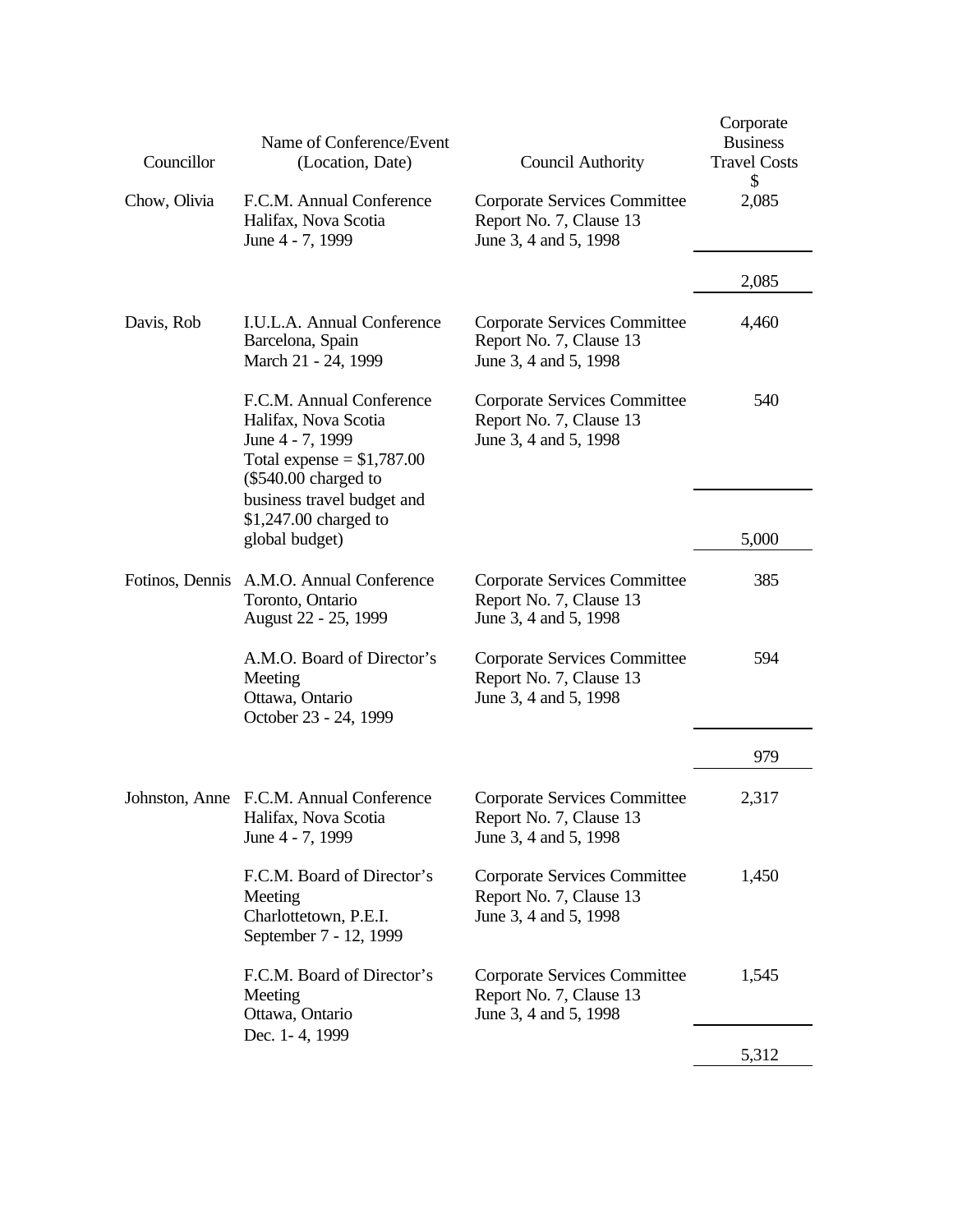| Councillor | Name of Conference/Event (Location, Date) | Council Authority | Corporate Business Travel Costs $ |
|---|---|---|---|
| Chow, Olivia | F.C.M. Annual Conference<br>Halifax, Nova Scotia<br>June 4 - 7, 1999 | Corporate Services Committee<br>Report No. 7, Clause 13<br>June 3, 4 and 5, 1998 | 2,085 |
| | | | 2,085 |
| Davis, Rob | I.U.L.A. Annual Conference<br>Barcelona, Spain<br>March 21 - 24, 1999 | Corporate Services Committee<br>Report No. 7, Clause 13<br>June 3, 4 and 5, 1998 | 4,460 |
| | F.C.M. Annual Conference<br>Halifax, Nova Scotia<br>June 4 - 7, 1999<br>Total expense = $1,787.00<br>($540.00 charged to business travel budget and $1,247.00 charged to global budget) | Corporate Services Committee<br>Report No. 7, Clause 13<br>June 3, 4 and 5, 1998 | 540 |
| | | | 5,000 |
| Fotinos, Dennis | A.M.O. Annual Conference<br>Toronto, Ontario<br>August 22 - 25, 1999 | Corporate Services Committee<br>Report No. 7, Clause 13<br>June 3, 4 and 5, 1998 | 385 |
| | A.M.O. Board of Director's Meeting<br>Ottawa, Ontario<br>October 23 - 24, 1999 | Corporate Services Committee<br>Report No. 7, Clause 13<br>June 3, 4 and 5, 1998 | 594 |
| | | | 979 |
| Johnston, Anne | F.C.M. Annual Conference<br>Halifax, Nova Scotia<br>June 4 - 7, 1999 | Corporate Services Committee<br>Report No. 7, Clause 13<br>June 3, 4 and 5, 1998 | 2,317 |
| | F.C.M. Board of Director's Meeting<br>Charlottetown, P.E.I.<br>September 7 - 12, 1999 | Corporate Services Committee<br>Report No. 7, Clause 13<br>June 3, 4 and 5, 1998 | 1,450 |
| | F.C.M. Board of Director's Meeting<br>Ottawa, Ontario<br>Dec. 1- 4, 1999 | Corporate Services Committee<br>Report No. 7, Clause 13<br>June 3, 4 and 5, 1998 | 1,545 |
| | | | 5,312 |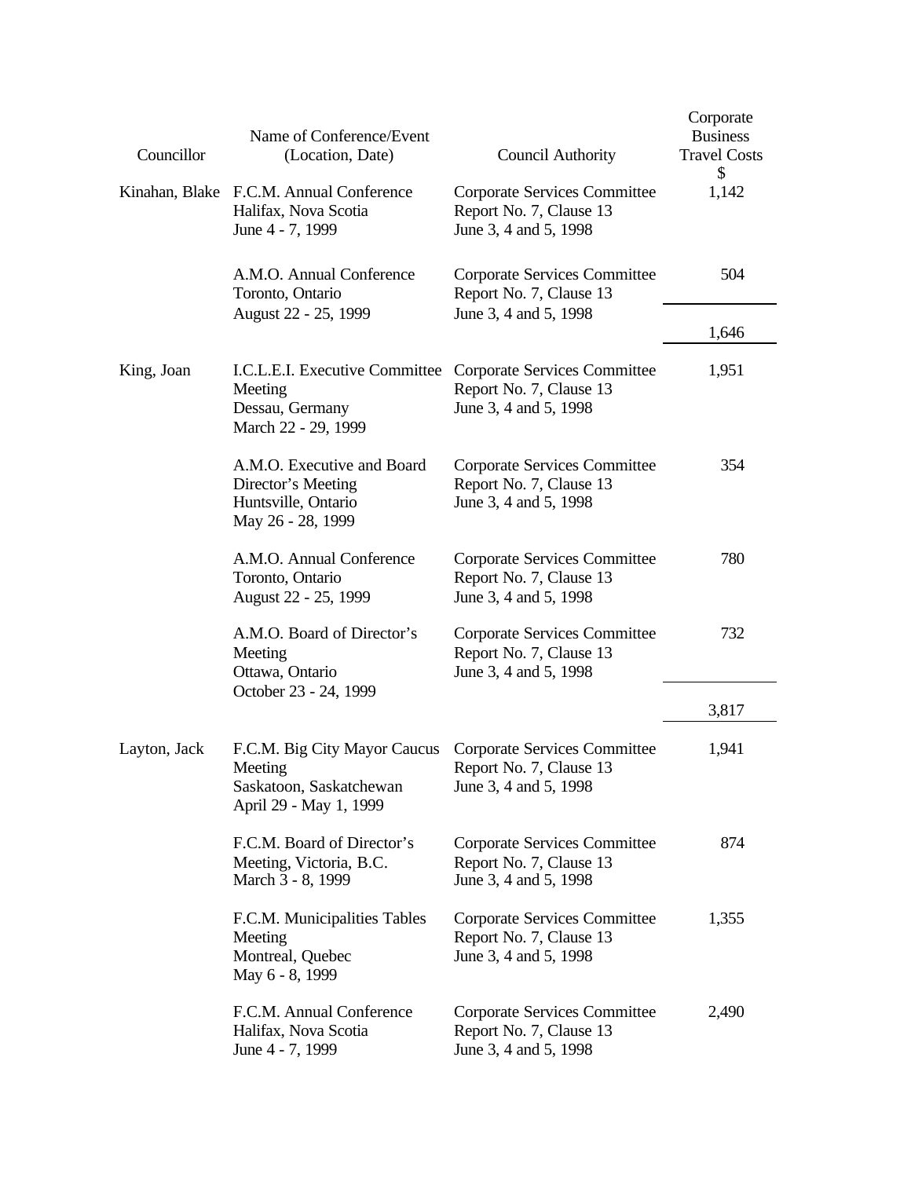| Councillor | Name of Conference/Event (Location, Date) | Council Authority | Corporate Business Travel Costs $ |
|---|---|---|---|
| Kinahan, Blake | F.C.M. Annual Conference Halifax, Nova Scotia June 4 - 7, 1999 | Corporate Services Committee Report No. 7, Clause 13 June 3, 4 and 5, 1998 | 1,142 |
| | A.M.O. Annual Conference Toronto, Ontario August 22 - 25, 1999 | Corporate Services Committee Report No. 7, Clause 13 June 3, 4 and 5, 1998 | 504 |
| | | | 1,646 |
| King, Joan | I.C.L.E.I. Executive Committee Meeting Dessau, Germany March 22 - 29, 1999 | Corporate Services Committee Report No. 7, Clause 13 June 3, 4 and 5, 1998 | 1,951 |
| | A.M.O. Executive and Board Director's Meeting Huntsville, Ontario May 26 - 28, 1999 | Corporate Services Committee Report No. 7, Clause 13 June 3, 4 and 5, 1998 | 354 |
| | A.M.O. Annual Conference Toronto, Ontario August 22 - 25, 1999 | Corporate Services Committee Report No. 7, Clause 13 June 3, 4 and 5, 1998 | 780 |
| | A.M.O. Board of Director's Meeting Ottawa, Ontario October 23 - 24, 1999 | Corporate Services Committee Report No. 7, Clause 13 June 3, 4 and 5, 1998 | 732 |
| | | | 3,817 |
| Layton, Jack | F.C.M. Big City Mayor Caucus Meeting Saskatoon, Saskatchewan April 29 - May 1, 1999 | Corporate Services Committee Report No. 7, Clause 13 June 3, 4 and 5, 1998 | 1,941 |
| | F.C.M. Board of Director's Meeting, Victoria, B.C. March 3 - 8, 1999 | Corporate Services Committee Report No. 7, Clause 13 June 3, 4 and 5, 1998 | 874 |
| | F.C.M. Municipalities Tables Meeting Montreal, Quebec May 6 - 8, 1999 | Corporate Services Committee Report No. 7, Clause 13 June 3, 4 and 5, 1998 | 1,355 |
| | F.C.M. Annual Conference Halifax, Nova Scotia June 4 - 7, 1999 | Corporate Services Committee Report No. 7, Clause 13 June 3, 4 and 5, 1998 | 2,490 |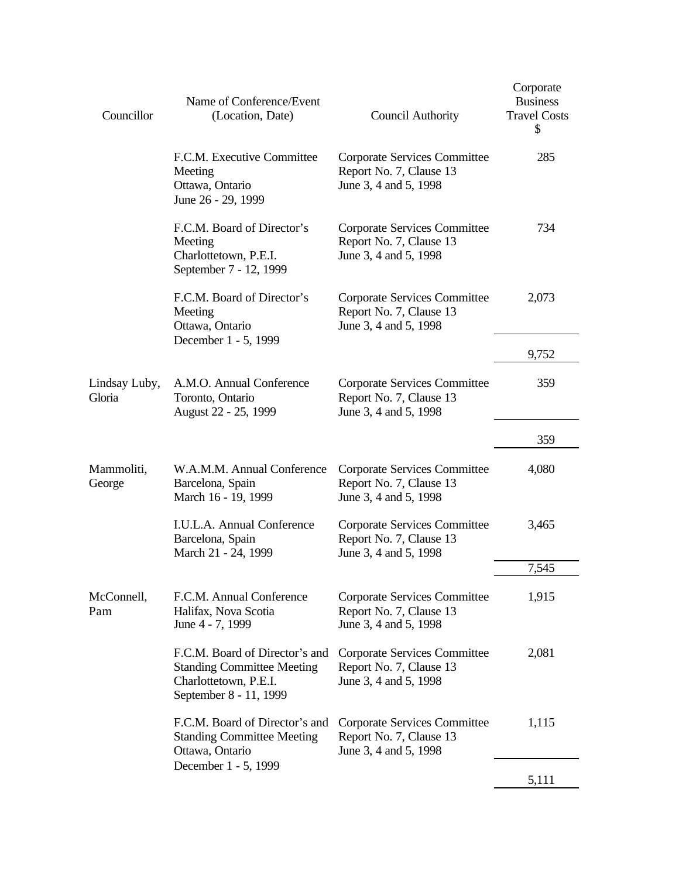| Councillor | Name of Conference/Event (Location, Date) | Council Authority | Corporate Business Travel Costs $ |
|---|---|---|---|
| | F.C.M. Executive Committee Meeting Ottawa, Ontario June 26 - 29, 1999 | Corporate Services Committee Report No. 7, Clause 13 June 3, 4 and 5, 1998 | 285 |
| | F.C.M. Board of Director's Meeting Charlottetown, P.E.I. September 7 - 12, 1999 | Corporate Services Committee Report No. 7, Clause 13 June 3, 4 and 5, 1998 | 734 |
| | F.C.M. Board of Director's Meeting Ottawa, Ontario December 1 - 5, 1999 | Corporate Services Committee Report No. 7, Clause 13 June 3, 4 and 5, 1998 | 2,073 |
| | | | 9,752 |
| Lindsay Luby, Gloria | A.M.O. Annual Conference Toronto, Ontario August 22 - 25, 1999 | Corporate Services Committee Report No. 7, Clause 13 June 3, 4 and 5, 1998 | 359 |
| | | | 359 |
| Mammoliti, George | W.A.M.M. Annual Conference Barcelona, Spain March 16 - 19, 1999 | Corporate Services Committee Report No. 7, Clause 13 June 3, 4 and 5, 1998 | 4,080 |
| | I.U.L.A. Annual Conference Barcelona, Spain March 21 - 24, 1999 | Corporate Services Committee Report No. 7, Clause 13 June 3, 4 and 5, 1998 | 3,465 |
| | | | 7,545 |
| McConnell, Pam | F.C.M. Annual Conference Halifax, Nova Scotia June 4 - 7, 1999 | Corporate Services Committee Report No. 7, Clause 13 June 3, 4 and 5, 1998 | 1,915 |
| | F.C.M. Board of Director's and Standing Committee Meeting Charlottetown, P.E.I. September 8 - 11, 1999 | Corporate Services Committee Report No. 7, Clause 13 June 3, 4 and 5, 1998 | 2,081 |
| | F.C.M. Board of Director's and Standing Committee Meeting Ottawa, Ontario December 1 - 5, 1999 | Corporate Services Committee Report No. 7, Clause 13 June 3, 4 and 5, 1998 | 1,115 |
| | | | 5,111 |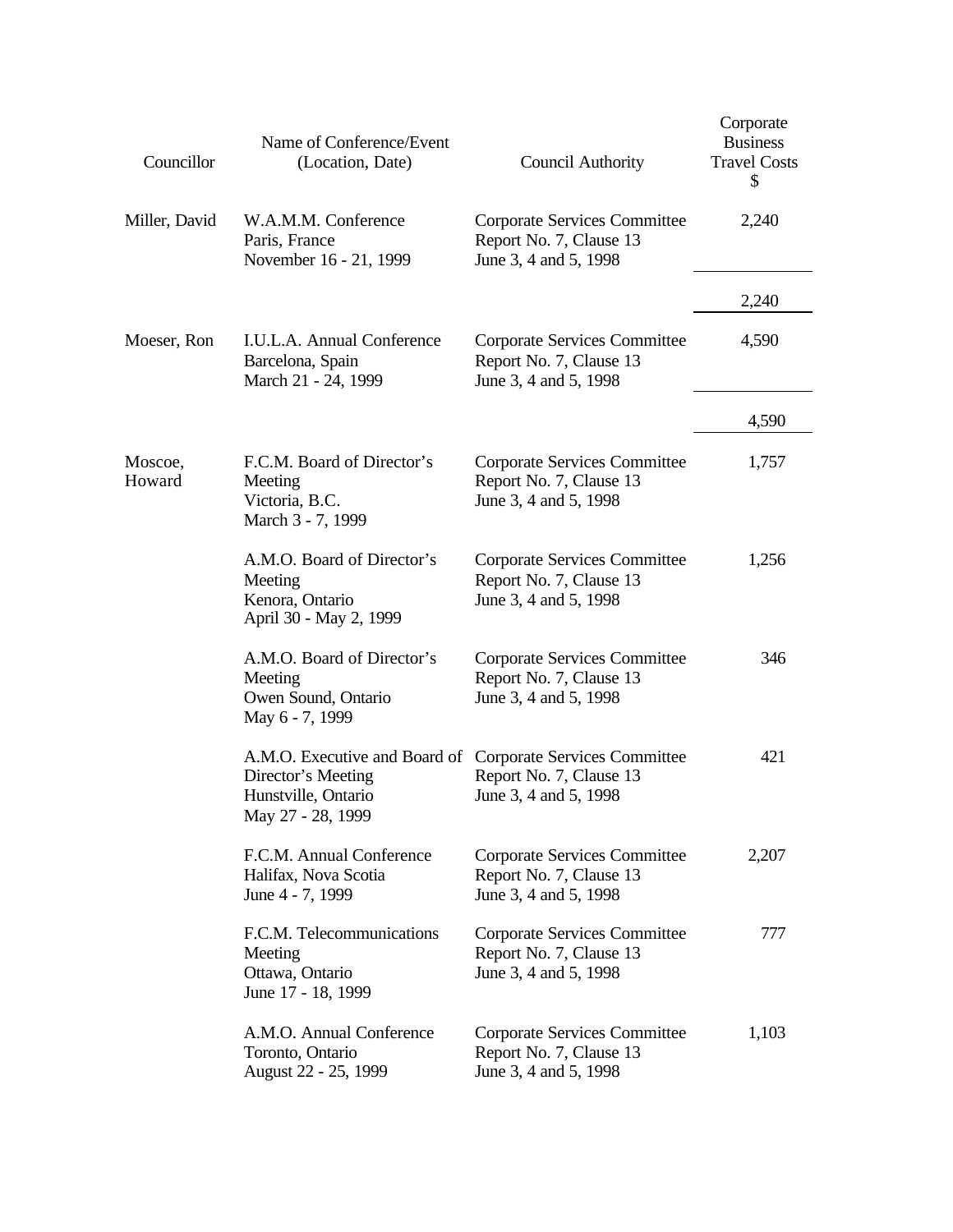| Councillor | Name of Conference/Event (Location, Date) | Council Authority | Corporate Business Travel Costs $ |
|---|---|---|---|
| Miller, David | W.A.M.M. Conference Paris, France November 16 - 21, 1999 | Corporate Services Committee Report No. 7, Clause 13 June 3, 4 and 5, 1998 | 2,240 |
| | | | 2,240 |
| Moeser, Ron | I.U.L.A. Annual Conference Barcelona, Spain March 21 - 24, 1999 | Corporate Services Committee Report No. 7, Clause 13 June 3, 4 and 5, 1998 | 4,590 |
| | | | 4,590 |
| Moscoe, Howard | F.C.M. Board of Director's Meeting Victoria, B.C. March 3 - 7, 1999 | Corporate Services Committee Report No. 7, Clause 13 June 3, 4 and 5, 1998 | 1,757 |
| | A.M.O. Board of Director's Meeting Kenora, Ontario April 30 - May 2, 1999 | Corporate Services Committee Report No. 7, Clause 13 June 3, 4 and 5, 1998 | 1,256 |
| | A.M.O. Board of Director's Meeting Owen Sound, Ontario May 6 - 7, 1999 | Corporate Services Committee Report No. 7, Clause 13 June 3, 4 and 5, 1998 | 346 |
| | A.M.O. Executive and Board of Director's Meeting Hunstville, Ontario May 27 - 28, 1999 | Corporate Services Committee Report No. 7, Clause 13 June 3, 4 and 5, 1998 | 421 |
| | F.C.M. Annual Conference Halifax, Nova Scotia June 4 - 7, 1999 | Corporate Services Committee Report No. 7, Clause 13 June 3, 4 and 5, 1998 | 2,207 |
| | F.C.M. Telecommunications Meeting Ottawa, Ontario June 17 - 18, 1999 | Corporate Services Committee Report No. 7, Clause 13 June 3, 4 and 5, 1998 | 777 |
| | A.M.O. Annual Conference Toronto, Ontario August 22 - 25, 1999 | Corporate Services Committee Report No. 7, Clause 13 June 3, 4 and 5, 1998 | 1,103 |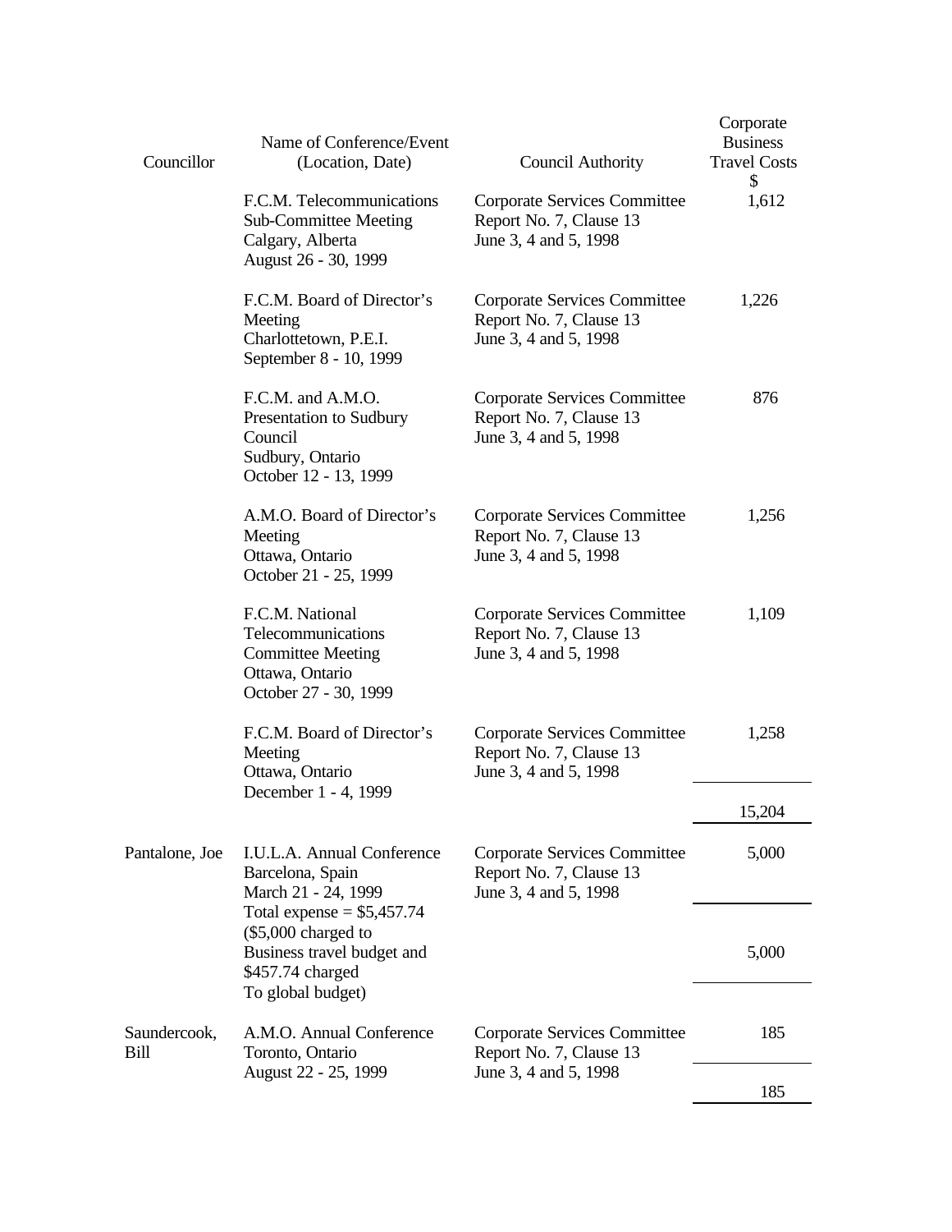| Councillor | Name of Conference/Event (Location, Date) | Council Authority | Corporate Business Travel Costs $ |
|---|---|---|---|
| | F.C.M. Telecommunications Sub-Committee Meeting Calgary, Alberta August 26 - 30, 1999 | Corporate Services Committee Report No. 7, Clause 13 June 3, 4 and 5, 1998 | 1,612 |
| | F.C.M. Board of Director's Meeting Charlottetown, P.E.I. September 8 - 10, 1999 | Corporate Services Committee Report No. 7, Clause 13 June 3, 4 and 5, 1998 | 1,226 |
| | F.C.M. and A.M.O. Presentation to Sudbury Council Sudbury, Ontario October 12 - 13, 1999 | Corporate Services Committee Report No. 7, Clause 13 June 3, 4 and 5, 1998 | 876 |
| | A.M.O. Board of Director's Meeting Ottawa, Ontario October 21 - 25, 1999 | Corporate Services Committee Report No. 7, Clause 13 June 3, 4 and 5, 1998 | 1,256 |
| | F.C.M. National Telecommunications Committee Meeting Ottawa, Ontario October 27 - 30, 1999 | Corporate Services Committee Report No. 7, Clause 13 June 3, 4 and 5, 1998 | 1,109 |
| | F.C.M. Board of Director's Meeting Ottawa, Ontario December 1 - 4, 1999 | Corporate Services Committee Report No. 7, Clause 13 June 3, 4 and 5, 1998 | 1,258 |
| | | | 15,204 |
| Pantalone, Joe | I.U.L.A. Annual Conference Barcelona, Spain March 21 - 24, 1999 Total expense = $5,457.74 ($5,000 charged to Business travel budget and $457.74 charged To global budget) | Corporate Services Committee Report No. 7, Clause 13 June 3, 4 and 5, 1998 | 5,000 |
| | | | 5,000 |
| Saundercook, Bill | A.M.O. Annual Conference Toronto, Ontario August 22 - 25, 1999 | Corporate Services Committee Report No. 7, Clause 13 June 3, 4 and 5, 1998 | 185 |
| | | | 185 |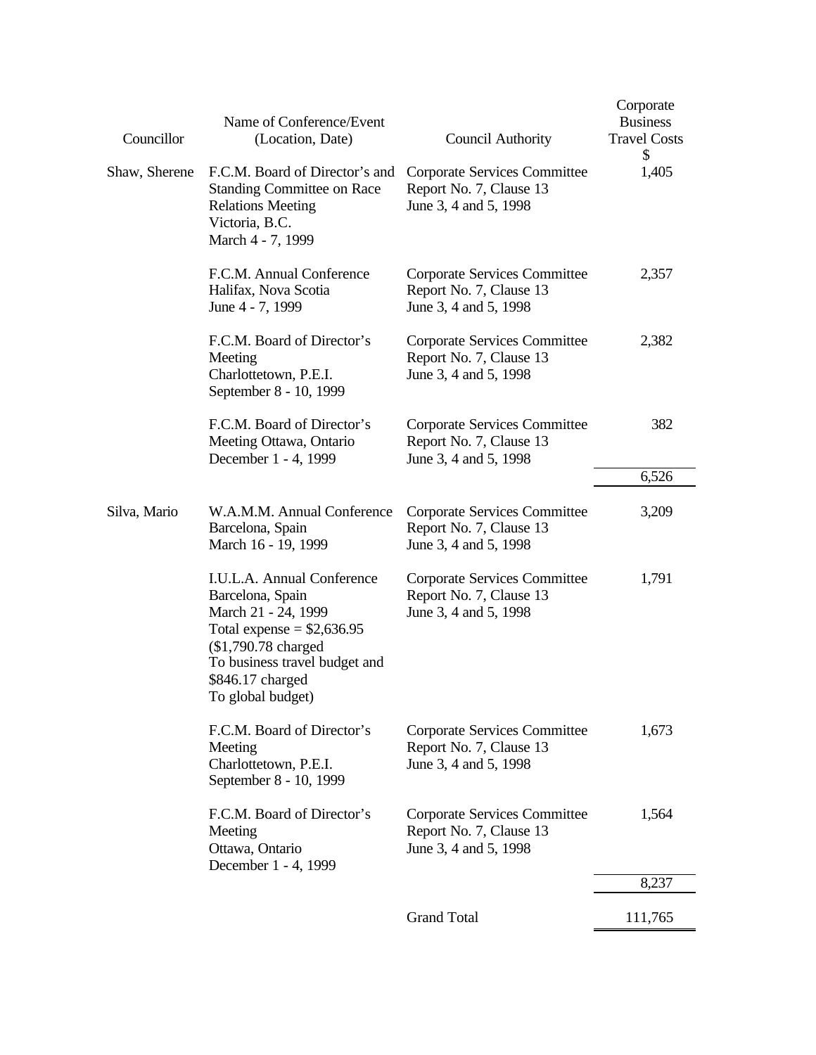| Councillor | Name of Conference/Event (Location, Date) | Council Authority | Corporate Business Travel Costs $ |
|---|---|---|---|
| Shaw, Sherene | F.C.M. Board of Director's and Standing Committee on Race Relations Meeting Victoria, B.C. March 4 - 7, 1999 | Corporate Services Committee Report No. 7, Clause 13 June 3, 4 and 5, 1998 | 1,405 |
| | F.C.M. Annual Conference Halifax, Nova Scotia June 4 - 7, 1999 | Corporate Services Committee Report No. 7, Clause 13 June 3, 4 and 5, 1998 | 2,357 |
| | F.C.M. Board of Director's Meeting Charlottetown, P.E.I. September 8 - 10, 1999 | Corporate Services Committee Report No. 7, Clause 13 June 3, 4 and 5, 1998 | 2,382 |
| | F.C.M. Board of Director's Meeting Ottawa, Ontario December 1 - 4, 1999 | Corporate Services Committee Report No. 7, Clause 13 June 3, 4 and 5, 1998 | 382 |
| | | | 6,526 |
| Silva, Mario | W.A.M.M. Annual Conference Barcelona, Spain March 16 - 19, 1999 | Corporate Services Committee Report No. 7, Clause 13 June 3, 4 and 5, 1998 | 3,209 |
| | I.U.L.A. Annual Conference Barcelona, Spain March 21 - 24, 1999 Total expense = $2,636.95 ($1,790.78 charged To business travel budget and $846.17 charged To global budget) | Corporate Services Committee Report No. 7, Clause 13 June 3, 4 and 5, 1998 | 1,791 |
| | F.C.M. Board of Director's Meeting Charlottetown, P.E.I. September 8 - 10, 1999 | Corporate Services Committee Report No. 7, Clause 13 June 3, 4 and 5, 1998 | 1,673 |
| | F.C.M. Board of Director's Meeting Ottawa, Ontario December 1 - 4, 1999 | Corporate Services Committee Report No. 7, Clause 13 June 3, 4 and 5, 1998 | 1,564 |
| | | | 8,237 |
| | | Grand Total | 111,765 |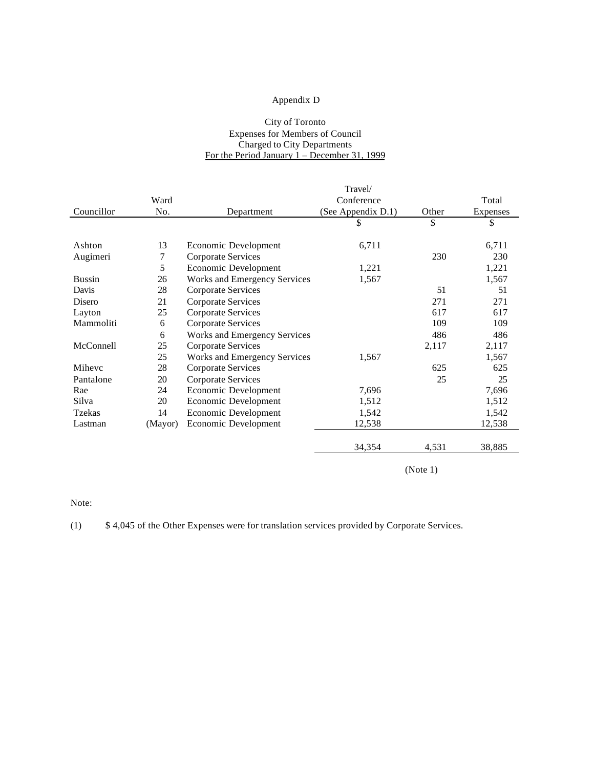Appendix D

City of Toronto
Expenses for Members of Council
Charged to City Departments
For the Period January 1 – December 31, 1999

| Councillor | Ward No. | Department | Travel/ Conference (See Appendix D.1) | Other | Total Expenses |
|---|---|---|---|---|---|
| | | | $ | $ | $ |
| Ashton | 13 | Economic Development | 6,711 | | 6,711 |
| Augimeri | 7 | Corporate Services | | 230 | 230 |
| | 5 | Economic Development | 1,221 | | 1,221 |
| Bussin | 26 | Works and Emergency Services | 1,567 | | 1,567 |
| Davis | 28 | Corporate Services | | 51 | 51 |
| Disero | 21 | Corporate Services | | 271 | 271 |
| Layton | 25 | Corporate Services | | 617 | 617 |
| Mammoliti | 6 | Corporate Services | | 109 | 109 |
| | 6 | Works and Emergency Services | | 486 | 486 |
| McConnell | 25 | Corporate Services | | 2,117 | 2,117 |
| | 25 | Works and Emergency Services | 1,567 | | 1,567 |
| Mihevc | 28 | Corporate Services | | 625 | 625 |
| Pantalone | 20 | Corporate Services | | 25 | 25 |
| Rae | 24 | Economic Development | 7,696 | | 7,696 |
| Silva | 20 | Economic Development | 1,512 | | 1,512 |
| Tzekas | 14 | Economic Development | 1,542 | | 1,542 |
| Lastman | (Mayor) | Economic Development | 12,538 | | 12,538 |
| | | | 34,354 | 4,531 | 38,885 |
| | | | | (Note 1) | |

Note:

(1) $ 4,045 of the Other Expenses were for translation services provided by Corporate Services.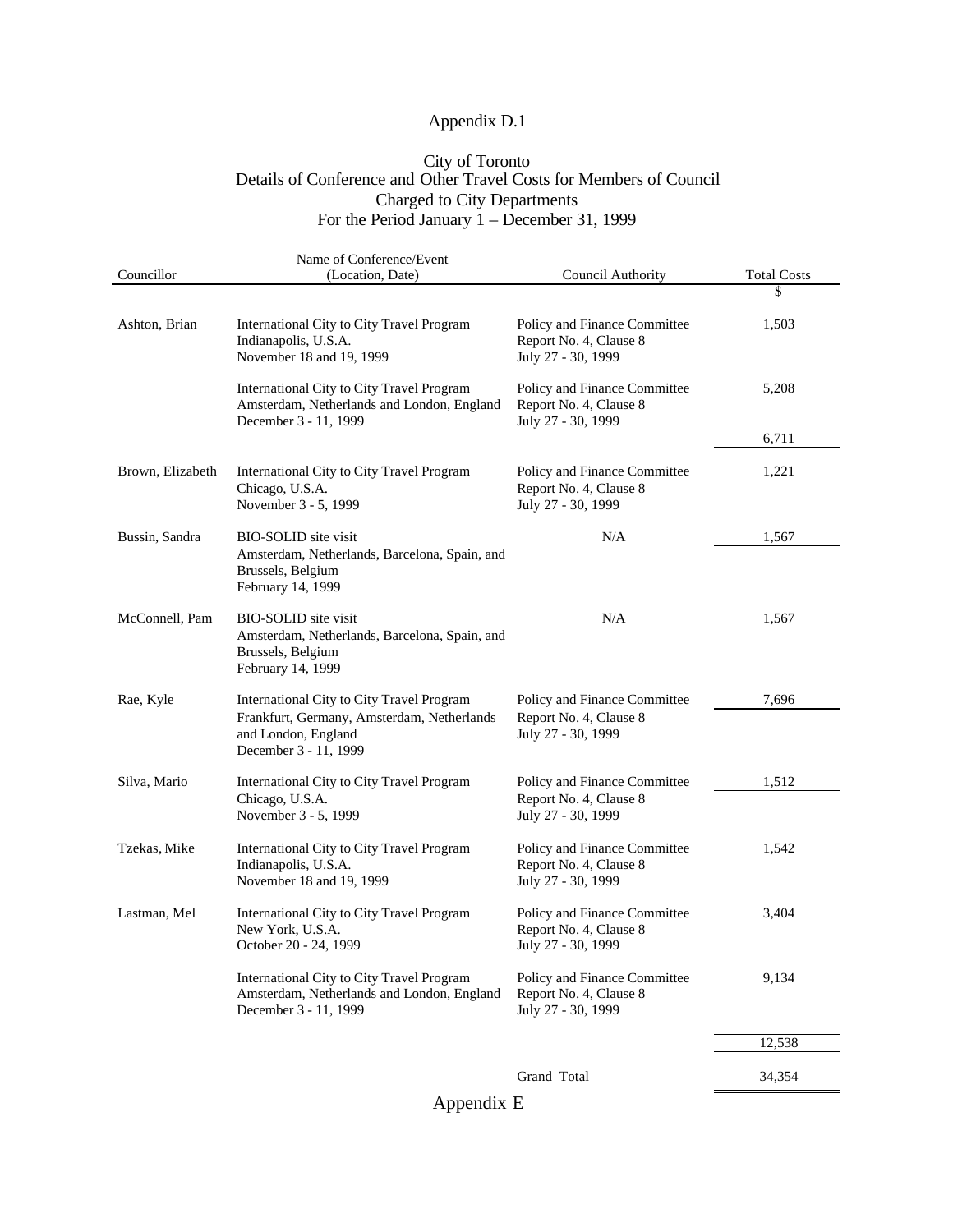Appendix D.1

City of Toronto
Details of Conference and Other Travel Costs for Members of Council
Charged to City Departments
For the Period January 1 – December 31, 1999

| Councillor | Name of Conference/Event (Location, Date) | Council Authority | Total Costs $ |
|---|---|---|---|
| Ashton, Brian | International City to City Travel Program Indianapolis, U.S.A. November 18 and 19, 1999 | Policy and Finance Committee Report No. 4, Clause 8 July 27 - 30, 1999 | 1,503 |
| | International City to City Travel Program Amsterdam, Netherlands and London, England December 3 - 11, 1999 | Policy and Finance Committee Report No. 4, Clause 8 July 27 - 30, 1999 | 5,208 |
| | | | 6,711 |
| Brown, Elizabeth | International City to City Travel Program Chicago, U.S.A. November 3 - 5, 1999 | Policy and Finance Committee Report No. 4, Clause 8 July 27 - 30, 1999 | 1,221 |
| Bussin, Sandra | BIO-SOLID site visit Amsterdam, Netherlands, Barcelona, Spain, and Brussels, Belgium February 14, 1999 | N/A | 1,567 |
| McConnell, Pam | BIO-SOLID site visit Amsterdam, Netherlands, Barcelona, Spain, and Brussels, Belgium February 14, 1999 | N/A | 1,567 |
| Rae, Kyle | International City to City Travel Program Frankfurt, Germany, Amsterdam, Netherlands and London, England December 3 - 11, 1999 | Policy and Finance Committee Report No. 4, Clause 8 July 27 - 30, 1999 | 7,696 |
| Silva, Mario | International City to City Travel Program Chicago, U.S.A. November 3 - 5, 1999 | Policy and Finance Committee Report No. 4, Clause 8 July 27 - 30, 1999 | 1,512 |
| Tzekas, Mike | International City to City Travel Program Indianapolis, U.S.A. November 18 and 19, 1999 | Policy and Finance Committee Report No. 4, Clause 8 July 27 - 30, 1999 | 1,542 |
| Lastman, Mel | International City to City Travel Program New York, U.S.A. October 20 - 24, 1999 | Policy and Finance Committee Report No. 4, Clause 8 July 27 - 30, 1999 | 3,404 |
| | International City to City Travel Program Amsterdam, Netherlands and London, England December 3 - 11, 1999 | Policy and Finance Committee Report No. 4, Clause 8 July 27 - 30, 1999 | 9,134 |
| | | | 12,538 |
| | | Grand Total | 34,354 |

Appendix E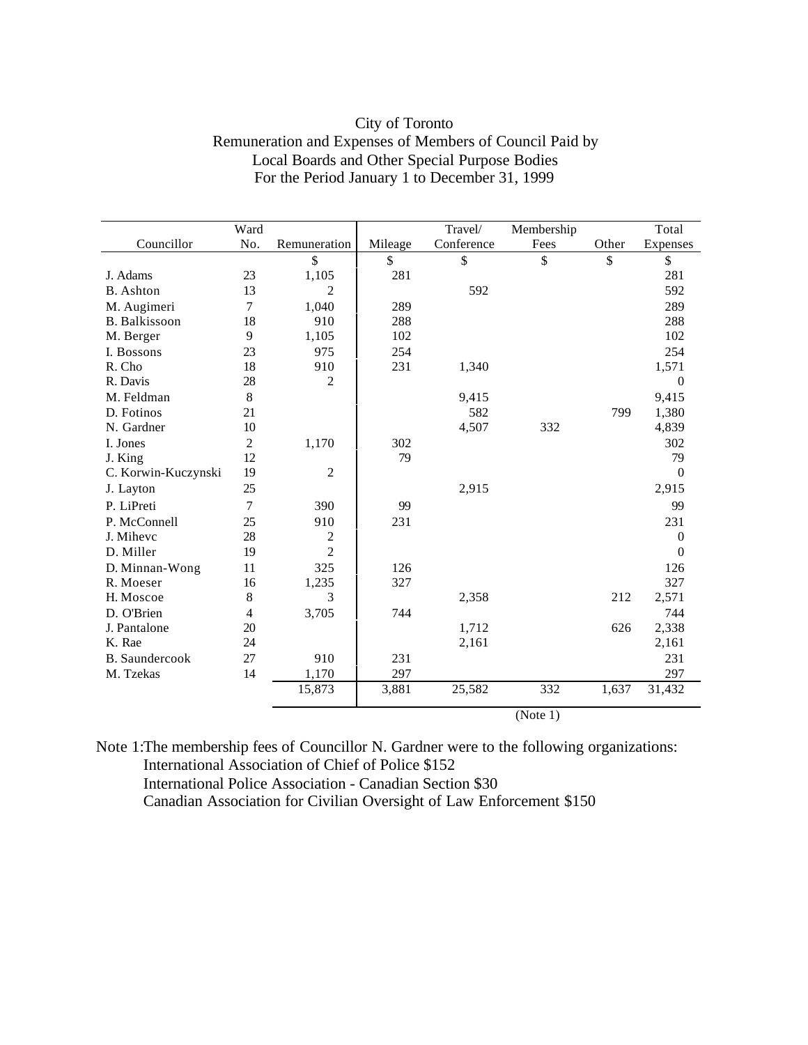# City of Toronto
## Remuneration and Expenses of Members of Council Paid by Local Boards and Other Special Purpose Bodies
### For the Period January 1 to December 31, 1999

| Councillor | Ward No. | Remuneration | Mileage | Travel/ Conference | Membership Fees | Other | Total Expenses |
|---|---|---|---|---|---|---|---|
| | | $ | $ | $ | $ | $ | $ |
| J. Adams | 23 | 1,105 | 281 | | | | 281 |
| B. Ashton | 13 | 2 | | 592 | | | 592 |
| M. Augimeri | 7 | 1,040 | 289 | | | | 289 |
| B. Balkissoon | 18 | 910 | 288 | | | | 288 |
| M. Berger | 9 | 1,105 | 102 | | | | 102 |
| I. Bossons | 23 | 975 | 254 | | | | 254 |
| R. Cho | 18 | 910 | 231 | 1,340 | | | 1,571 |
| R. Davis | 28 | 2 | | | | | 0 |
| M. Feldman | 8 | | | 9,415 | | | 9,415 |
| D. Fotinos | 21 | | | 582 | | 799 | 1,380 |
| N. Gardner | 10 | | | 4,507 | 332 | | 4,839 |
| I. Jones | 2 | 1,170 | 302 | | | | 302 |
| J. King | 12 | | 79 | | | | 79 |
| C. Korwin-Kuczynski | 19 | 2 | | | | | 0 |
| J. Layton | 25 | | | 2,915 | | | 2,915 |
| P. LiPreti | 7 | 390 | 99 | | | | 99 |
| P. McConnell | 25 | 910 | 231 | | | | 231 |
| J. Mihevc | 28 | 2 | | | | | 0 |
| D. Miller | 19 | 2 | | | | | 0 |
| D. Minnan-Wong | 11 | 325 | 126 | | | | 126 |
| R. Moeser | 16 | 1,235 | 327 | | | | 327 |
| H. Moscoe | 8 | 3 | | 2,358 | | 212 | 2,571 |
| D. O'Brien | 4 | 3,705 | 744 | | | | 744 |
| J. Pantalone | 20 | | | 1,712 | | 626 | 2,338 |
| K. Rae | 24 | | | 2,161 | | | 2,161 |
| B. Saundercook | 27 | 910 | 231 | | | | 231 |
| M. Tzekas | 14 | 1,170 | 297 | | | | 297 |
| | | 15,873 | 3,881 | 25,582 | 332 | 1,637 | 31,432 |
| | | | | | (Note 1) | | |

Note 1:The membership fees of Councillor N. Gardner were to the following organizations:
International Association of Chief of Police $152
International Police Association - Canadian Section $30
Canadian Association for Civilian Oversight of Law Enforcement $150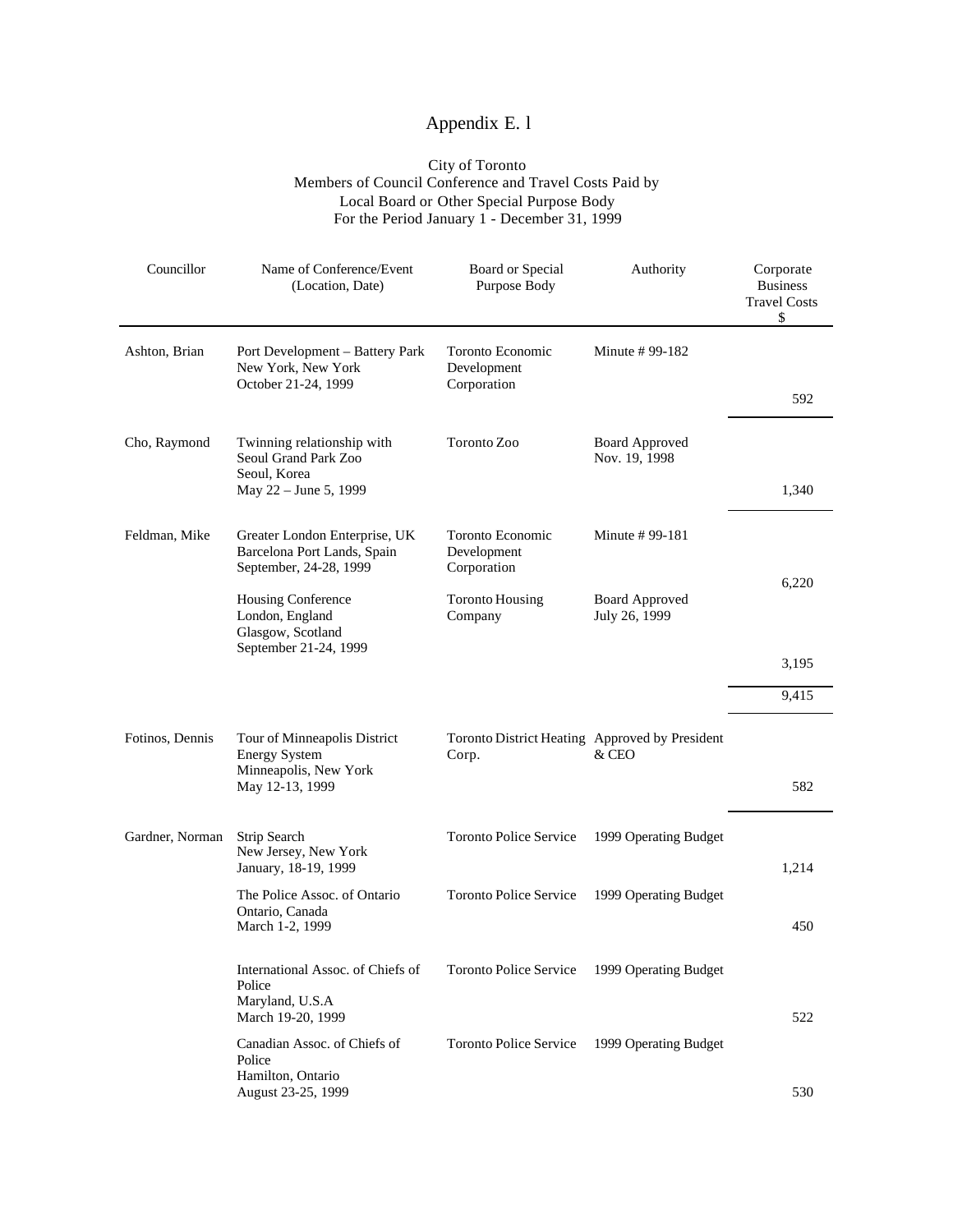# Appendix E. l

City of Toronto
Members of Council Conference and Travel Costs Paid by
Local Board or Other Special Purpose Body
For the Period January 1 - December 31, 1999

| Councillor | Name of Conference/Event (Location, Date) | Board or Special Purpose Body | Authority | Corporate Business Travel Costs $ |
|---|---|---|---|---|
| Ashton, Brian | Port Development – Battery Park New York, New York October 21-24, 1999 | Toronto Economic Development Corporation | Minute # 99-182 | 592 |
| Cho, Raymond | Twinning relationship with Seoul Grand Park Zoo Seoul, Korea May 22 – June 5, 1999 | Toronto Zoo | Board Approved Nov. 19, 1998 | 1,340 |
| Feldman, Mike | Greater London Enterprise, UK Barcelona Port Lands, Spain September, 24-28, 1999 | Toronto Economic Development Corporation | Minute # 99-181 | 6,220 |
| | Housing Conference London, England Glasgow, Scotland September 21-24, 1999 | Toronto Housing Company | Board Approved July 26, 1999 | 3,195 |
| | | | | 9,415 |
| Fotinos, Dennis | Tour of Minneapolis District Energy System Minneapolis, New York May 12-13, 1999 | Toronto District Heating Corp. | Approved by President & CEO | 582 |
| Gardner, Norman | Strip Search New Jersey, New York January, 18-19, 1999 | Toronto Police Service | 1999 Operating Budget | 1,214 |
| | The Police Assoc. of Ontario Ontario, Canada March 1-2, 1999 | Toronto Police Service | 1999 Operating Budget | 450 |
| | International Assoc. of Chiefs of Police Maryland, U.S.A March 19-20, 1999 | Toronto Police Service | 1999 Operating Budget | 522 |
| | Canadian Assoc. of Chiefs of Police Hamilton, Ontario August 23-25, 1999 | Toronto Police Service | 1999 Operating Budget | 530 |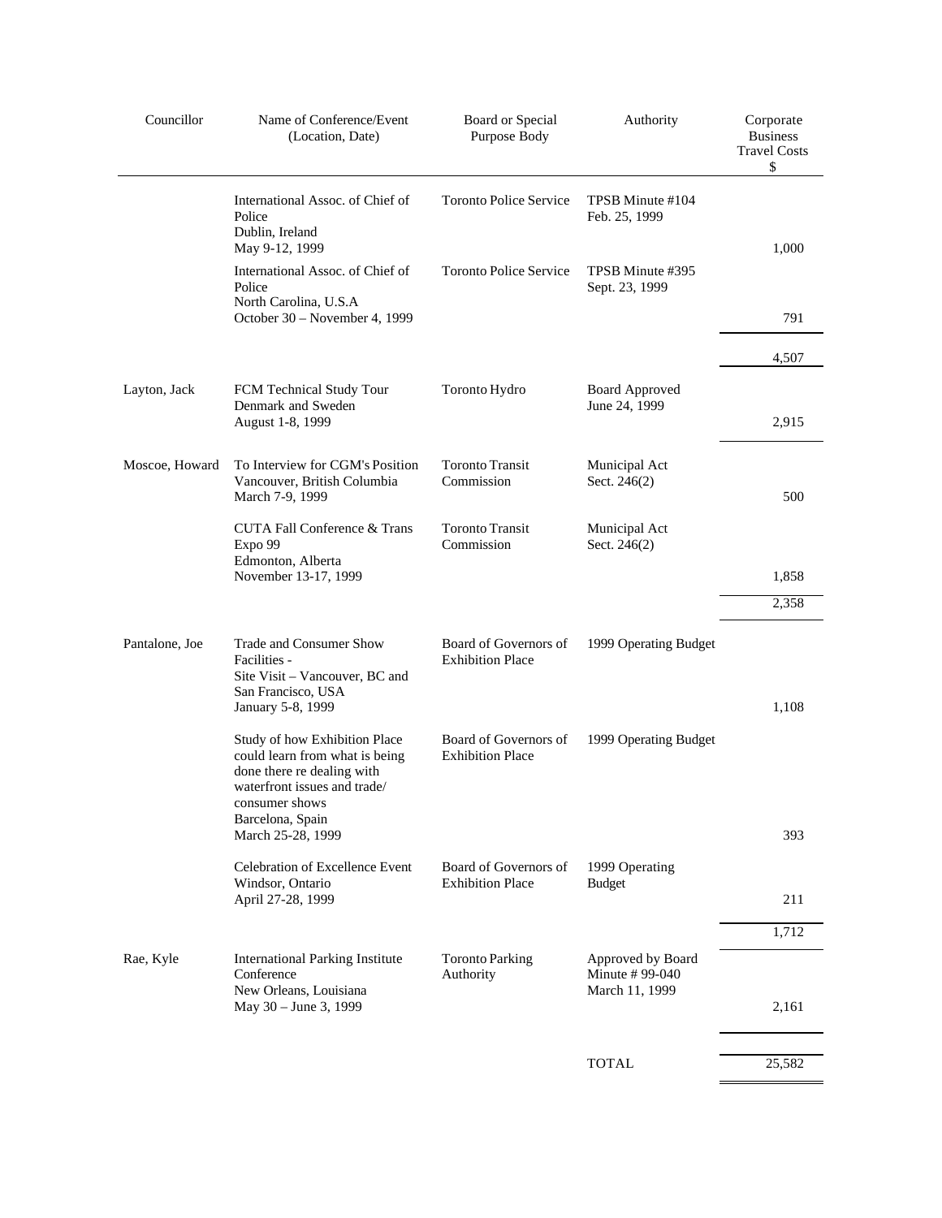| Councillor | Name of Conference/Event (Location, Date) | Board or Special Purpose Body | Authority | Corporate Business Travel Costs $ |
|---|---|---|---|---|
| | International Assoc. of Chief of Police Dublin, Ireland May 9-12, 1999 | Toronto Police Service | TPSB Minute #104 Feb. 25, 1999 | 1,000 |
| | International Assoc. of Chief of Police North Carolina, U.S.A October 30 – November 4, 1999 | Toronto Police Service | TPSB Minute #395 Sept. 23, 1999 | 791 |
| | | | | 4,507 |
| Layton, Jack | FCM Technical Study Tour Denmark and Sweden August 1-8, 1999 | Toronto Hydro | Board Approved June 24, 1999 | 2,915 |
| Moscoe, Howard | To Interview for CGM's Position Vancouver, British Columbia March 7-9, 1999 | Toronto Transit Commission | Municipal Act Sect. 246(2) | 500 |
| | CUTA Fall Conference & Trans Expo 99 Edmonton, Alberta November 13-17, 1999 | Toronto Transit Commission | Municipal Act Sect. 246(2) | 1,858 |
| | | | | 2,358 |
| Pantalone, Joe | Trade and Consumer Show Facilities - Site Visit – Vancouver, BC and San Francisco, USA January 5-8, 1999 | Board of Governors of Exhibition Place | 1999 Operating Budget | 1,108 |
| | Study of how Exhibition Place could learn from what is being done there re dealing with waterfront issues and trade/ consumer shows Barcelona, Spain March 25-28, 1999 | Board of Governors of Exhibition Place | 1999 Operating Budget | 393 |
| | Celebration of Excellence Event Windsor, Ontario April 27-28, 1999 | Board of Governors of Exhibition Place | 1999 Operating Budget | 211 |
| | | | | 1,712 |
| Rae, Kyle | International Parking Institute Conference New Orleans, Louisiana May 30 – June 3, 1999 | Toronto Parking Authority | Approved by Board Minute # 99-040 March 11, 1999 | 2,161 |
| | | | TOTAL | 25,582 |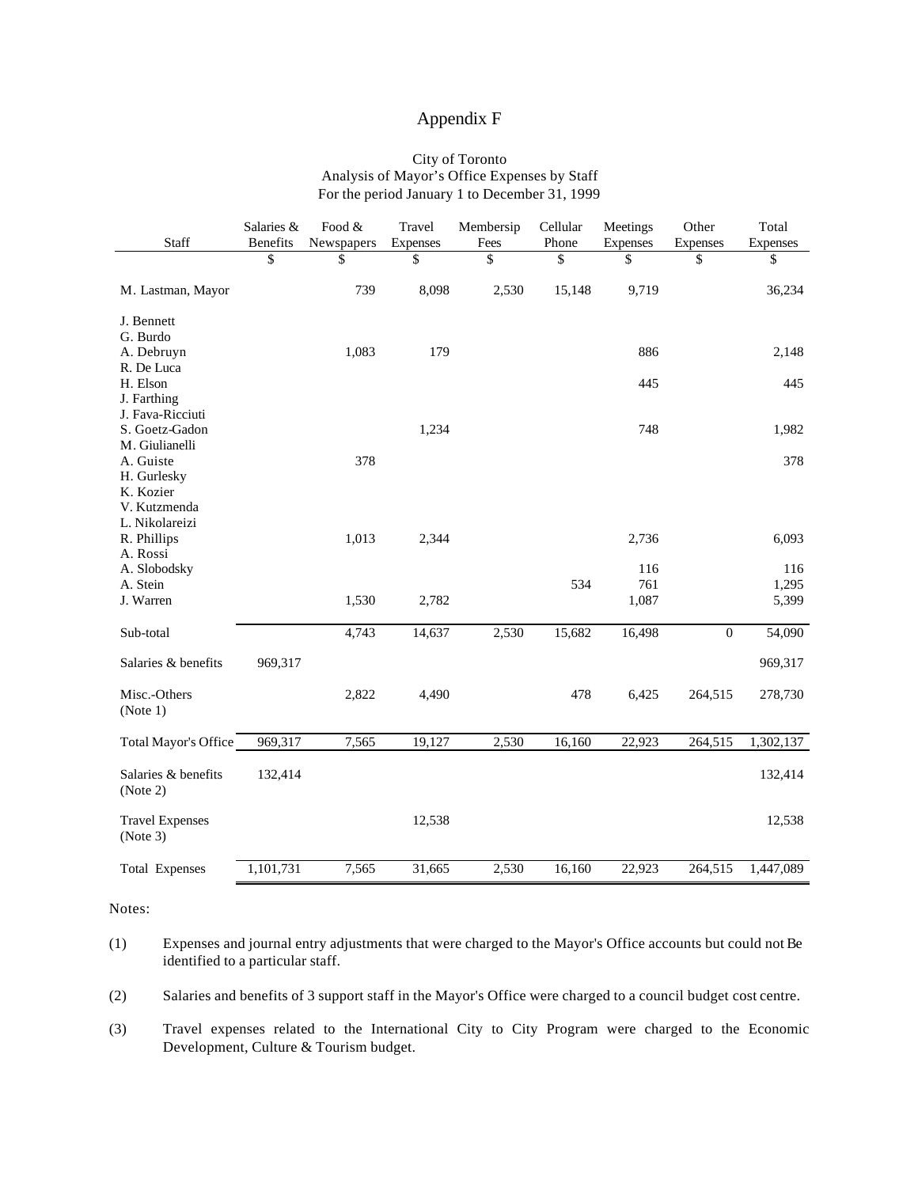# Appendix F

City of Toronto
Analysis of Mayor's Office Expenses by Staff
For the period January 1 to December 31, 1999

| Staff | Salaries & Benefits | Food & Newspapers | Travel Expenses | Membersip Fees | Cellular Phone | Meetings Expenses | Other Expenses | Total Expenses |
|---|---|---|---|---|---|---|---|---|
| | $ | $ | $ | $ | $ | $ | $ | $ |
| M. Lastman, Mayor | | 739 | 8,098 | 2,530 | 15,148 | 9,719 | | 36,234 |
| J. Bennett | | | | | | | | |
| G. Burdo | | | | | | | | |
| A. Debruyn | | 1,083 | 179 | | | 886 | | 2,148 |
| R. De Luca | | | | | | | | |
| H. Elson | | | | | | 445 | | 445 |
| J. Farthing | | | | | | | | |
| J. Fava-Ricciuti | | | | | | | | |
| S. Goetz-Gadon | | | 1,234 | | | 748 | | 1,982 |
| M. Giulianelli | | | | | | | | |
| A. Guiste | | 378 | | | | | | 378 |
| H. Gurlesky | | | | | | | | |
| K. Kozier | | | | | | | | |
| V. Kutzmenda | | | | | | | | |
| L. Nikolareizi | | | | | | | | |
| R. Phillips | | 1,013 | 2,344 | | | 2,736 | | 6,093 |
| A. Rossi | | | | | | | | |
| A. Slobodsky | | | | | | 116 | | 116 |
| A. Stein | | | | | 534 | 761 | | 1,295 |
| J. Warren | | 1,530 | 2,782 | | | 1,087 | | 5,399 |
| Sub-total | | 4,743 | 14,637 | 2,530 | 15,682 | 16,498 | 0 | 54,090 |
| Salaries & benefits | 969,317 | | | | | | | 969,317 |
| Misc.-Others (Note 1) | | 2,822 | 4,490 | | 478 | 6,425 | 264,515 | 278,730 |
| Total Mayor's Office | 969,317 | 7,565 | 19,127 | 2,530 | 16,160 | 22,923 | 264,515 | 1,302,137 |
| Salaries & benefits (Note 2) | 132,414 | | | | | | | 132,414 |
| Travel Expenses (Note 3) | | | 12,538 | | | | | 12,538 |
| Total Expenses | 1,101,731 | 7,565 | 31,665 | 2,530 | 16,160 | 22,923 | 264,515 | 1,447,089 |

Notes:

(1) Expenses and journal entry adjustments that were charged to the Mayor's Office accounts but could not Be identified to a particular staff.

(2) Salaries and benefits of 3 support staff in the Mayor's Office were charged to a council budget cost centre.

(3) Travel expenses related to the International City to City Program were charged to the Economic Development, Culture & Tourism budget.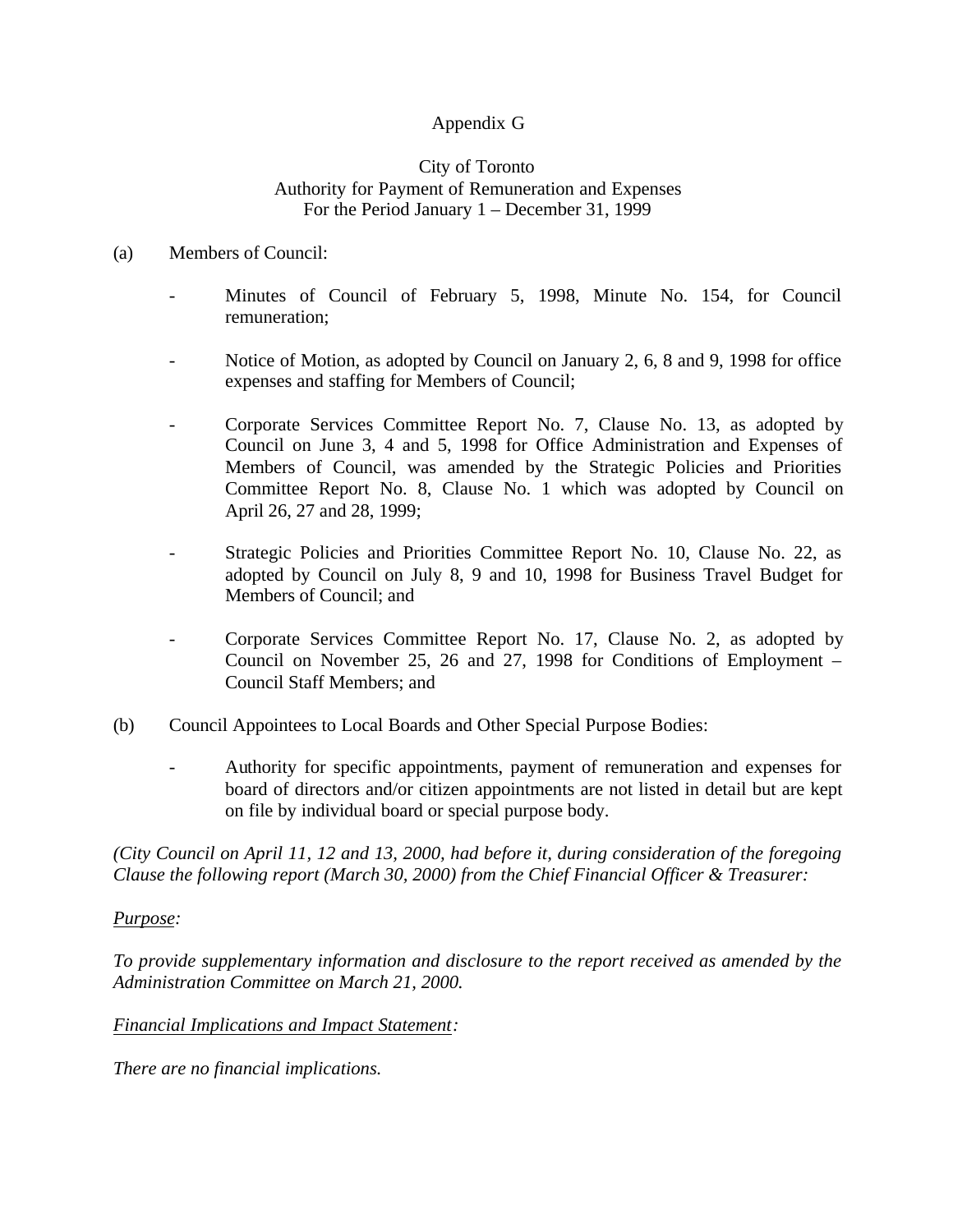Appendix G

City of Toronto
Authority for Payment of Remuneration and Expenses
For the Period January 1 – December 31, 1999

(a) Members of Council:

- Minutes of Council of February 5, 1998, Minute No. 154, for Council remuneration;

- Notice of Motion, as adopted by Council on January 2, 6, 8 and 9, 1998 for office expenses and staffing for Members of Council;

- Corporate Services Committee Report No. 7, Clause No. 13, as adopted by Council on June 3, 4 and 5, 1998 for Office Administration and Expenses of Members of Council, was amended by the Strategic Policies and Priorities Committee Report No. 8, Clause No. 1 which was adopted by Council on April 26, 27 and 28, 1999;

- Strategic Policies and Priorities Committee Report No. 10, Clause No. 22, as adopted by Council on July 8, 9 and 10, 1998 for Business Travel Budget for Members of Council; and

- Corporate Services Committee Report No. 17, Clause No. 2, as adopted by Council on November 25, 26 and 27, 1998 for Conditions of Employment – Council Staff Members; and

(b) Council Appointees to Local Boards and Other Special Purpose Bodies:

- Authority for specific appointments, payment of remuneration and expenses for board of directors and/or citizen appointments are not listed in detail but are kept on file by individual board or special purpose body.

*(City Council on April 11, 12 and 13, 2000, had before it, during consideration of the foregoing Clause the following report (March 30, 2000) from the Chief Financial Officer & Treasurer:*

*Purpose:*

*To provide supplementary information and disclosure to the report received as amended by the Administration Committee on March 21, 2000.*

*Financial Implications and Impact Statement:*

*There are no financial implications.*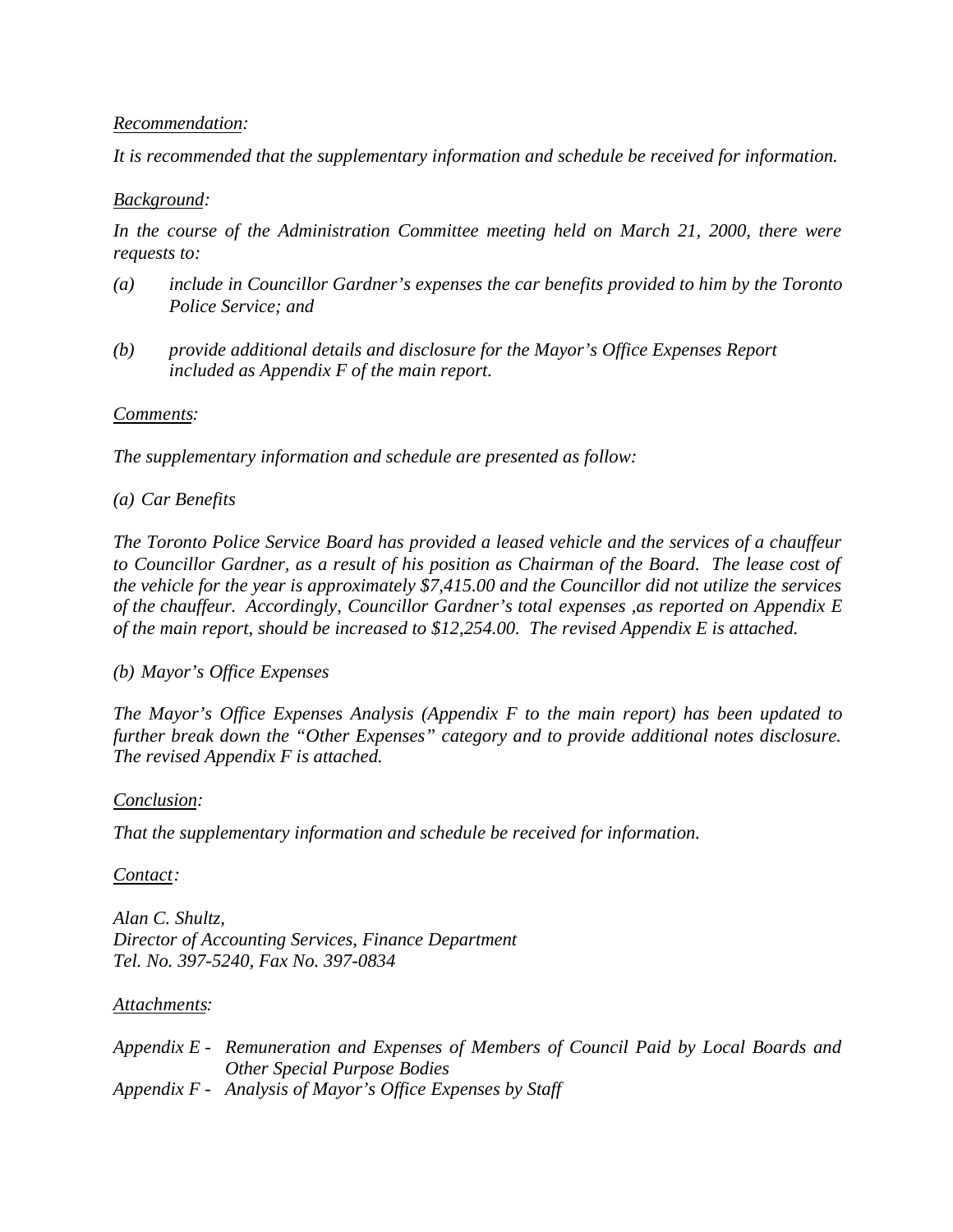*<u>Recommendation</u>:*

*It is recommended that the supplementary information and schedule be received for information.*

*<u>Background</u>:*

*In the course of the Administration Committee meeting held on March 21, 2000, there were requests to:*

*(a) include in Councillor Gardner's expenses the car benefits provided to him by the Toronto Police Service; and*

*(b) provide additional details and disclosure for the Mayor's Office Expenses Report included as Appendix F of the main report.*

*<u>Comments</u>:*

*The supplementary information and schedule are presented as follow:*

*(a) Car Benefits*

*The Toronto Police Service Board has provided a leased vehicle and the services of a chauffeur to Councillor Gardner, as a result of his position as Chairman of the Board. The lease cost of the vehicle for the year is approximately $7,415.00 and the Councillor did not utilize the services of the chauffeur. Accordingly, Councillor Gardner's total expenses ,as reported on Appendix E of the main report, should be increased to $12,254.00. The revised Appendix E is attached.*

*(b) Mayor's Office Expenses*

*The Mayor's Office Expenses Analysis (Appendix F to the main report) has been updated to further break down the "Other Expenses" category and to provide additional notes disclosure. The revised Appendix F is attached.*

*<u>Conclusion</u>:*

*That the supplementary information and schedule be received for information.*

*<u>Contact</u>:*

*Alan C. Shultz,*
*Director of Accounting Services, Finance Department*
*Tel. No. 397-5240, Fax No. 397-0834*

*<u>Attachments</u>:*

*Appendix E - Remuneration and Expenses of Members of Council Paid by Local Boards and Other Special Purpose Bodies*
*Appendix F - Analysis of Mayor's Office Expenses by Staff*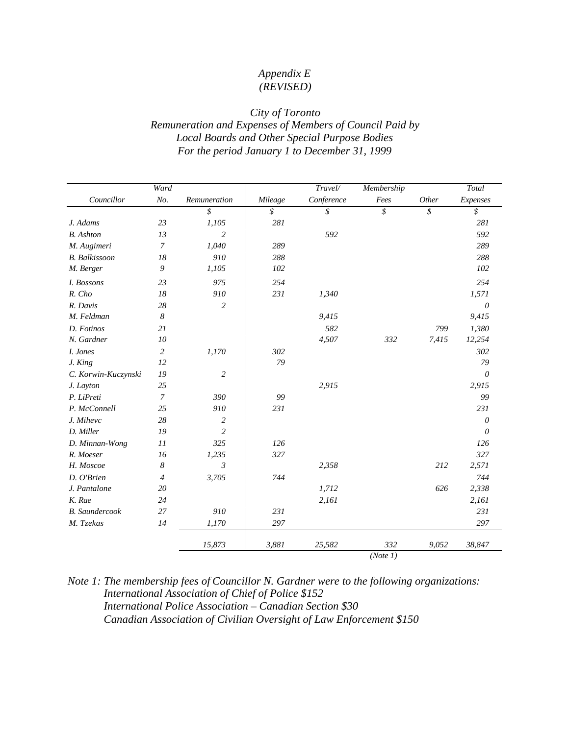*Appendix E*
*(REVISED)*

*City of Toronto*
*Remuneration and Expenses of Members of Council Paid by*
*Local Boards and Other Special Purpose Bodies*
*For the period January 1 to December 31, 1999*

| Councillor | Ward No. | Remuneration | Mileage | Travel/ Conference | Membership Fees | Other | Total Expenses |
|---|---|---|---|---|---|---|---|
| | | $ | $ | $ | $ | $ | $ |
| J. Adams | 23 | 1,105 | 281 | | | | 281 |
| B. Ashton | 13 | 2 | | 592 | | | 592 |
| M. Augimeri | 7 | 1,040 | 289 | | | | 289 |
| B. Balkissoon | 18 | 910 | 288 | | | | 288 |
| M. Berger | 9 | 1,105 | 102 | | | | 102 |
| I. Bossons | 23 | 975 | 254 | | | | 254 |
| R. Cho | 18 | 910 | 231 | 1,340 | | | 1,571 |
| R. Davis | 28 | 2 | | | | | 0 |
| M. Feldman | 8 | | | 9,415 | | | 9,415 |
| D. Fotinos | 21 | | | 582 | | 799 | 1,380 |
| N. Gardner | 10 | | | 4,507 | 332 | 7,415 | 12,254 |
| I. Jones | 2 | 1,170 | 302 | | | | 302 |
| J. King | 12 | | 79 | | | | 79 |
| C. Korwin-Kuczynski | 19 | 2 | | | | | 0 |
| J. Layton | 25 | | | 2,915 | | | 2,915 |
| P. LiPreti | 7 | 390 | 99 | | | | 99 |
| P. McConnell | 25 | 910 | 231 | | | | 231 |
| J. Mihevc | 28 | 2 | | | | | 0 |
| D. Miller | 19 | 2 | | | | | 0 |
| D. Minnan-Wong | 11 | 325 | 126 | | | | 126 |
| R. Moeser | 16 | 1,235 | 327 | | | | 327 |
| H. Moscoe | 8 | 3 | | 2,358 | | 212 | 2,571 |
| D. O'Brien | 4 | 3,705 | 744 | | | | 744 |
| J. Pantalone | 20 | | | 1,712 | | 626 | 2,338 |
| K. Rae | 24 | | | 2,161 | | | 2,161 |
| B. Saundercook | 27 | 910 | 231 | | | | 231 |
| M. Tzekas | 14 | 1,170 | 297 | | | | 297 |
| | | 15,873 | 3,881 | 25,582 | 332 (Note 1) | 9,052 | 38,847 |

*Note 1: The membership fees of Councillor N. Gardner were to the following organizations:*
*International Association of Chief of Police $152*
*International Police Association – Canadian Section $30*
*Canadian Association of Civilian Oversight of Law Enforcement $150*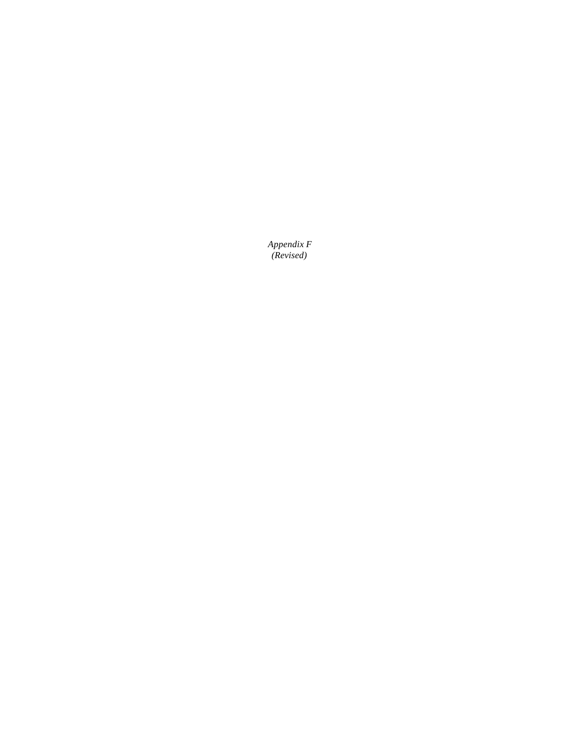*Appendix F*
*(Revised)*